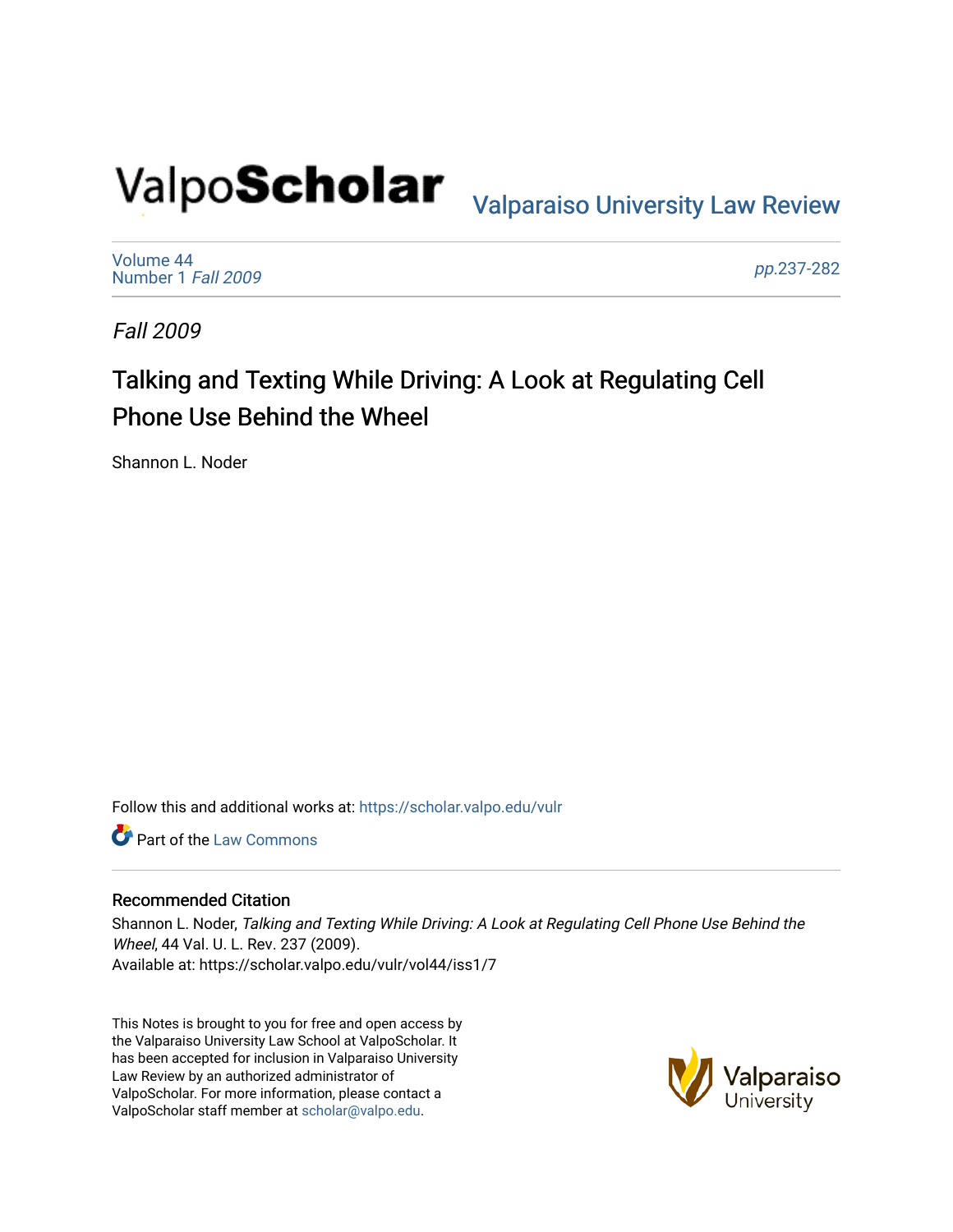ValpoScholar

Valparaiso University Law Review

Volume 44
Number 1 *Fall 2009*

*pp.*237-282

*Fall 2009*

# Talking and Texting While Driving: A Look at Regulating Cell Phone Use Behind the Wheel

Shannon L. Noder

Follow this and additional works at: https://scholar.valpo.edu/vulr

Part of the Law Commons

## Recommended Citation

Shannon L. Noder, *Talking and Texting While Driving: A Look at Regulating Cell Phone Use Behind the Wheel*, 44 Val. U. L. Rev. 237 (2009).
Available at: https://scholar.valpo.edu/vulr/vol44/iss1/7

This Notes is brought to you for free and open access by the Valparaiso University Law School at ValpoScholar. It has been accepted for inclusion in Valparaiso University Law Review by an authorized administrator of ValpoScholar. For more information, please contact a ValpoScholar staff member at scholar@valpo.edu.

Valparaiso University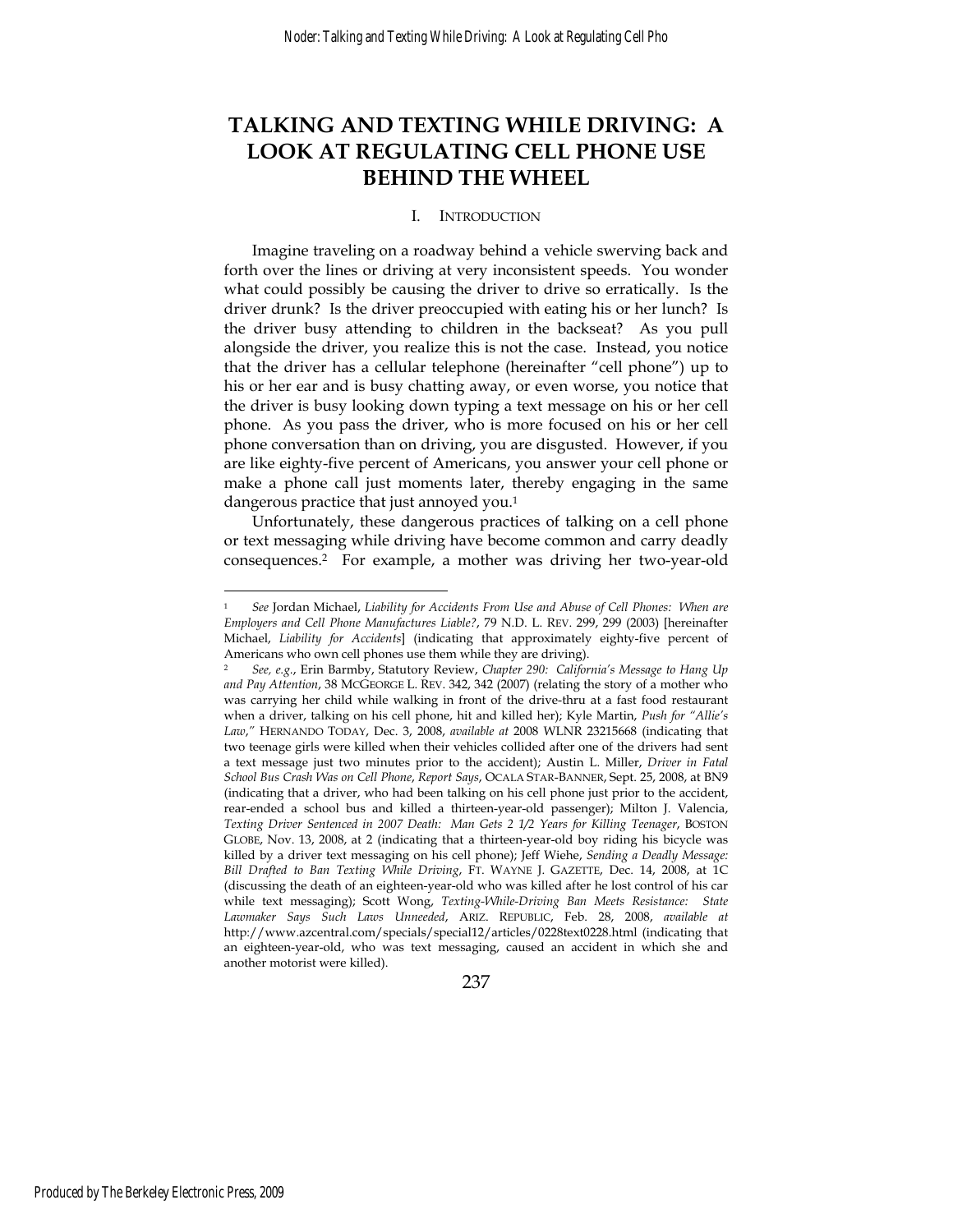# TALKING AND TEXTING WHILE DRIVING: A LOOK AT REGULATING CELL PHONE USE BEHIND THE WHEEL

## I. INTRODUCTION

Imagine traveling on a roadway behind a vehicle swerving back and forth over the lines or driving at very inconsistent speeds. You wonder what could possibly be causing the driver to drive so erratically. Is the driver drunk? Is the driver preoccupied with eating his or her lunch? Is the driver busy attending to children in the backseat? As you pull alongside the driver, you realize this is not the case. Instead, you notice that the driver has a cellular telephone (hereinafter "cell phone") up to his or her ear and is busy chatting away, or even worse, you notice that the driver is busy looking down typing a text message on his or her cell phone. As you pass the driver, who is more focused on his or her cell phone conversation than on driving, you are disgusted. However, if you are like eighty-five percent of Americans, you answer your cell phone or make a phone call just moments later, thereby engaging in the same dangerous practice that just annoyed you.[1]

Unfortunately, these dangerous practices of talking on a cell phone or text messaging while driving have become common and carry deadly consequences.[2] For example, a mother was driving her two-year-old

---

[1] *See* Jordan Michael, *Liability for Accidents From Use and Abuse of Cell Phones: When are Employers and Cell Phone Manufactures Liable?*, 79 N.D. L. REV. 299, 299 (2003) [hereinafter Michael, *Liability for Accidents*] (indicating that approximately eighty-five percent of Americans who own cell phones use them while they are driving).

[2] *See, e.g.*, Erin Barmby, Statutory Review, *Chapter 290: California's Message to Hang Up and Pay Attention*, 38 MCGEORGE L. REV. 342, 342 (2007) (relating the story of a mother who was carrying her child while walking in front of the drive-thru at a fast food restaurant when a driver, talking on his cell phone, hit and killed her); Kyle Martin, *Push for "Allie's Law,"* HERNANDO TODAY, Dec. 3, 2008, *available at* 2008 WLNR 23215668 (indicating that two teenage girls were killed when their vehicles collided after one of the drivers had sent a text message just two minutes prior to the accident); Austin L. Miller, *Driver in Fatal School Bus Crash Was on Cell Phone, Report Says*, OCALA STAR-BANNER, Sept. 25, 2008, at BN9 (indicating that a driver, who had been talking on his cell phone just prior to the accident, rear-ended a school bus and killed a thirteen-year-old passenger); Milton J. Valencia, *Texting Driver Sentenced in 2007 Death: Man Gets 2 1/2 Years for Killing Teenager*, BOSTON GLOBE, Nov. 13, 2008, at 2 (indicating that a thirteen-year-old boy riding his bicycle was killed by a driver text messaging on his cell phone); Jeff Wiehe, *Sending a Deadly Message: Bill Drafted to Ban Texting While Driving*, FT. WAYNE J. GAZETTE, Dec. 14, 2008, at 1C (discussing the death of an eighteen-year-old who was killed after he lost control of his car while text messaging); Scott Wong, *Texting-While-Driving Ban Meets Resistance: State Lawmaker Says Such Laws Unneeded*, ARIZ. REPUBLIC, Feb. 28, 2008, *available at* http://www.azcentral.com/specials/special12/articles/0228text0228.html (indicating that an eighteen-year-old, who was text messaging, caused an accident in which she and another motorist were killed).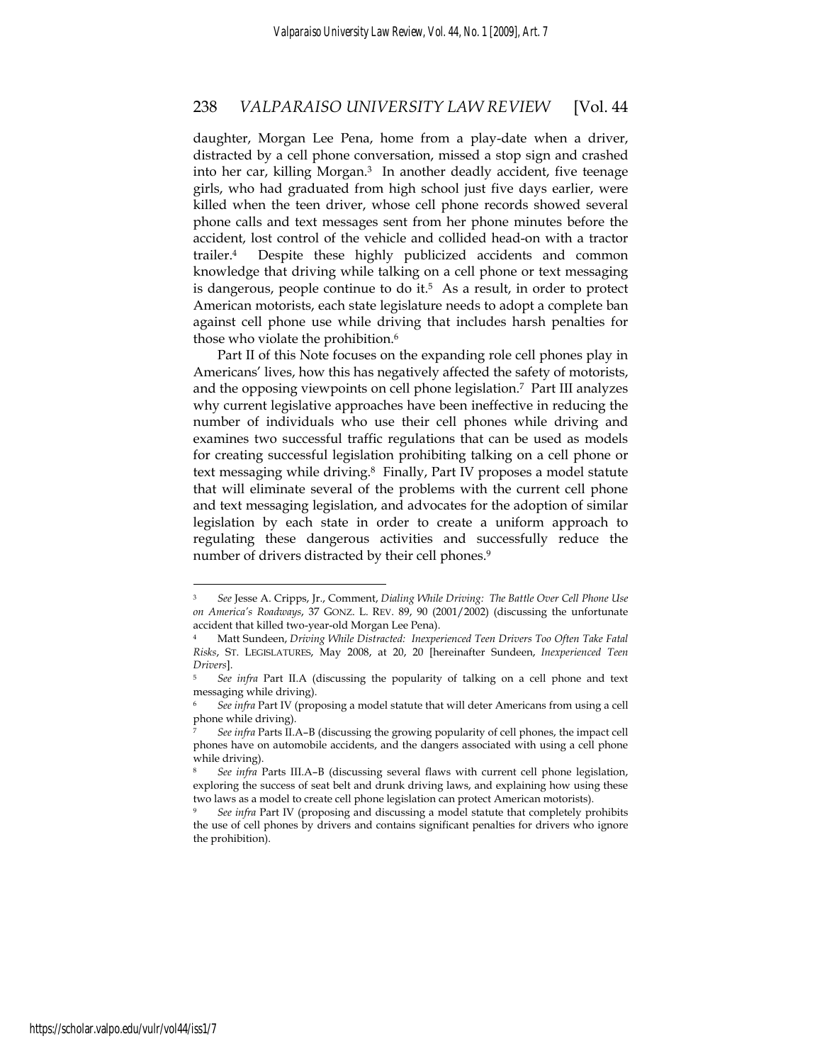daughter, Morgan Lee Pena, home from a play-date when a driver, distracted by a cell phone conversation, missed a stop sign and crashed into her car, killing Morgan.[3] In another deadly accident, five teenage girls, who had graduated from high school just five days earlier, were killed when the teen driver, whose cell phone records showed several phone calls and text messages sent from her phone minutes before the accident, lost control of the vehicle and collided head-on with a tractor trailer.[4] Despite these highly publicized accidents and common knowledge that driving while talking on a cell phone or text messaging is dangerous, people continue to do it.[5] As a result, in order to protect American motorists, each state legislature needs to adopt a complete ban against cell phone use while driving that includes harsh penalties for those who violate the prohibition.[6]

Part II of this Note focuses on the expanding role cell phones play in Americans' lives, how this has negatively affected the safety of motorists, and the opposing viewpoints on cell phone legislation.[7] Part III analyzes why current legislative approaches have been ineffective in reducing the number of individuals who use their cell phones while driving and examines two successful traffic regulations that can be used as models for creating successful legislation prohibiting talking on a cell phone or text messaging while driving.[8] Finally, Part IV proposes a model statute that will eliminate several of the problems with the current cell phone and text messaging legislation, and advocates for the adoption of similar legislation by each state in order to create a uniform approach to regulating these dangerous activities and successfully reduce the number of drivers distracted by their cell phones.[9]

---

[3] *See* Jesse A. Cripps, Jr., Comment, *Dialing While Driving: The Battle Over Cell Phone Use on America's Roadways*, 37 GONZ. L. REV. 89, 90 (2001/2002) (discussing the unfortunate accident that killed two-year-old Morgan Lee Pena).

[4] Matt Sundeen, *Driving While Distracted: Inexperienced Teen Drivers Too Often Take Fatal Risks*, ST. LEGISLATURES, May 2008, at 20, 20 [hereinafter Sundeen, *Inexperienced Teen Drivers*].

[5] *See infra* Part II.A (discussing the popularity of talking on a cell phone and text messaging while driving).

[6] *See infra* Part IV (proposing a model statute that will deter Americans from using a cell phone while driving).

[7] *See infra* Parts II.A–B (discussing the growing popularity of cell phones, the impact cell phones have on automobile accidents, and the dangers associated with using a cell phone while driving).

[8] *See infra* Parts III.A–B (discussing several flaws with current cell phone legislation, exploring the success of seat belt and drunk driving laws, and explaining how using these two laws as a model to create cell phone legislation can protect American motorists).

[9] *See infra* Part IV (proposing and discussing a model statute that completely prohibits the use of cell phones by drivers and contains significant penalties for drivers who ignore the prohibition).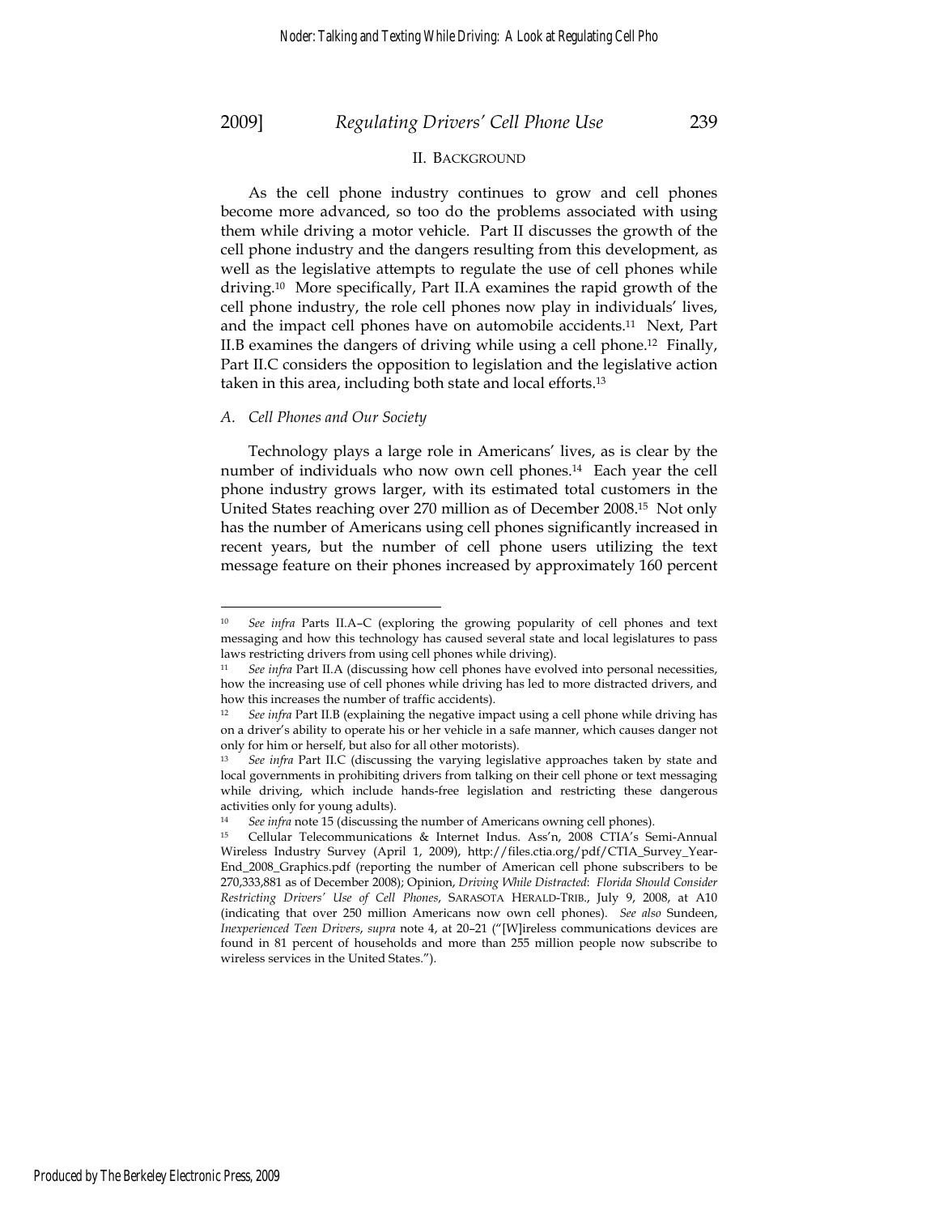## II. BACKGROUND

As the cell phone industry continues to grow and cell phones become more advanced, so too do the problems associated with using them while driving a motor vehicle. Part II discusses the growth of the cell phone industry and the dangers resulting from this development, as well as the legislative attempts to regulate the use of cell phones while driving.[10] More specifically, Part II.A examines the rapid growth of the cell phone industry, the role cell phones now play in individuals' lives, and the impact cell phones have on automobile accidents.[11] Next, Part II.B examines the dangers of driving while using a cell phone.[12] Finally, Part II.C considers the opposition to legislation and the legislative action taken in this area, including both state and local efforts.[13]

### *A. Cell Phones and Our Society*

Technology plays a large role in Americans' lives, as is clear by the number of individuals who now own cell phones.[14] Each year the cell phone industry grows larger, with its estimated total customers in the United States reaching over 270 million as of December 2008.[15] Not only has the number of Americans using cell phones significantly increased in recent years, but the number of cell phone users utilizing the text message feature on their phones increased by approximately 160 percent

---

[10] *See infra* Parts II.A–C (exploring the growing popularity of cell phones and text messaging and how this technology has caused several state and local legislatures to pass laws restricting drivers from using cell phones while driving).

[11] *See infra* Part II.A (discussing how cell phones have evolved into personal necessities, how the increasing use of cell phones while driving has led to more distracted drivers, and how this increases the number of traffic accidents).

[12] *See infra* Part II.B (explaining the negative impact using a cell phone while driving has on a driver's ability to operate his or her vehicle in a safe manner, which causes danger not only for him or herself, but also for all other motorists).

[13] *See infra* Part II.C (discussing the varying legislative approaches taken by state and local governments in prohibiting drivers from talking on their cell phone or text messaging while driving, which include hands-free legislation and restricting these dangerous activities only for young adults).

[14] *See infra* note 15 (discussing the number of Americans owning cell phones).

[15] Cellular Telecommunications & Internet Indus. Ass'n, 2008 CTIA's Semi-Annual Wireless Industry Survey (April 1, 2009), http://files.ctia.org/pdf/CTIA_Survey_Year-End_2008_Graphics.pdf (reporting the number of American cell phone subscribers to be 270,333,881 as of December 2008); Opinion, *Driving While Distracted: Florida Should Consider Restricting Drivers' Use of Cell Phones*, SARASOTA HERALD-TRIB., July 9, 2008, at A10 (indicating that over 250 million Americans now own cell phones). *See also* Sundeen, *Inexperienced Teen Drivers*, *supra* note 4, at 20–21 ("[W]ireless communications devices are found in 81 percent of households and more than 255 million people now subscribe to wireless services in the United States.").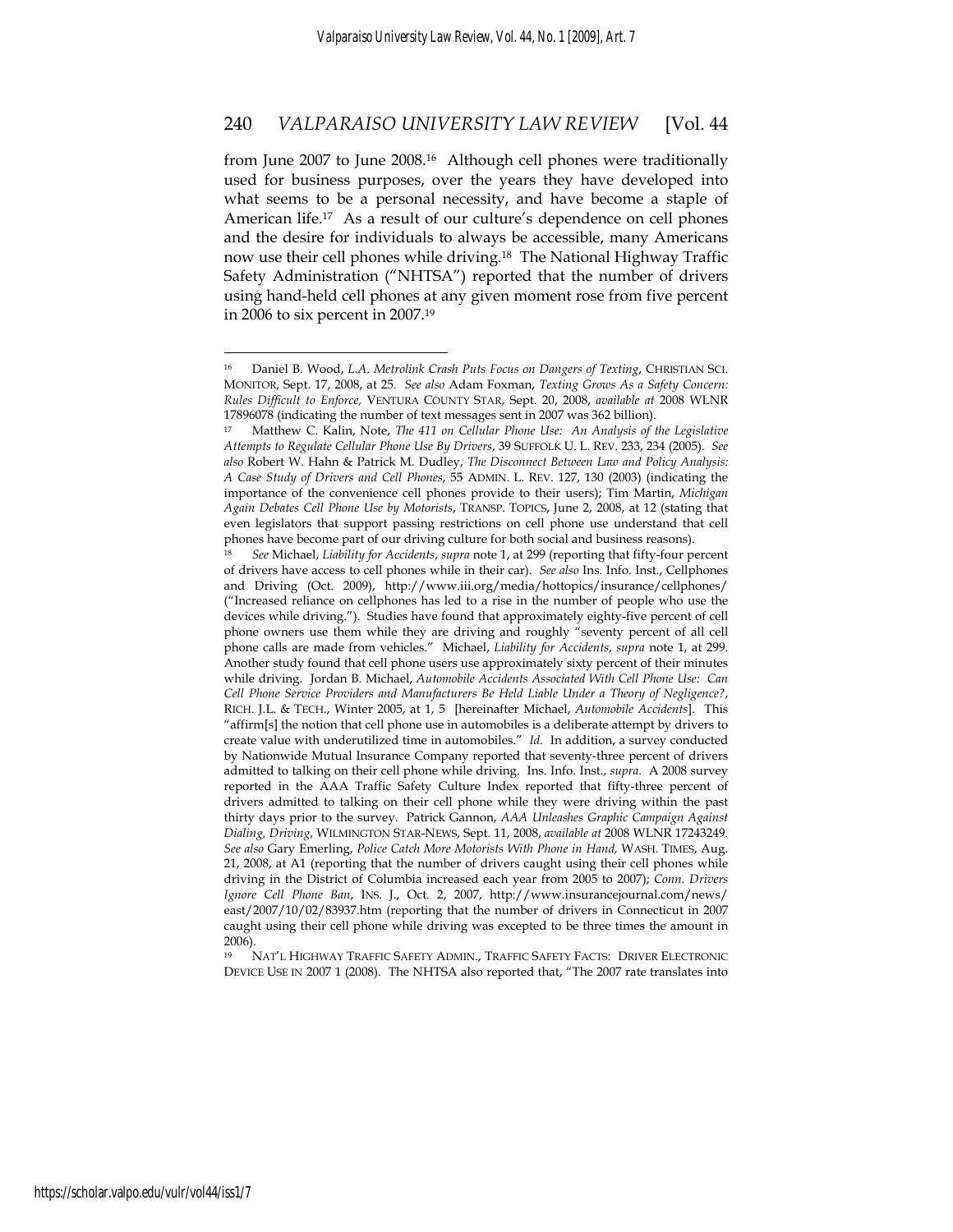from June 2007 to June 2008.[16] Although cell phones were traditionally used for business purposes, over the years they have developed into what seems to be a personal necessity, and have become a staple of American life.[17] As a result of our culture's dependence on cell phones and the desire for individuals to always be accessible, many Americans now use their cell phones while driving.[18] The National Highway Traffic Safety Administration ("NHTSA") reported that the number of drivers using hand-held cell phones at any given moment rose from five percent in 2006 to six percent in 2007.[19]

---

[16] Daniel B. Wood, *L.A. Metrolink Crash Puts Focus on Dangers of Texting*, CHRISTIAN SCI. MONITOR, Sept. 17, 2008, at 25. *See also* Adam Foxman, *Texting Grows As a Safety Concern: Rules Difficult to Enforce,* VENTURA COUNTY STAR, Sept. 20, 2008, *available at* 2008 WLNR 17896078 (indicating the number of text messages sent in 2007 was 362 billion).

[17] Matthew C. Kalin, Note, *The 411 on Cellular Phone Use: An Analysis of the Legislative Attempts to Regulate Cellular Phone Use By Drivers*, 39 SUFFOLK U. L. REV. 233, 234 (2005). *See also* Robert W. Hahn & Patrick M. Dudley, *The Disconnect Between Law and Policy Analysis: A Case Study of Drivers and Cell Phones*, 55 ADMIN. L. REV. 127, 130 (2003) (indicating the importance of the convenience cell phones provide to their users); Tim Martin, *Michigan Again Debates Cell Phone Use by Motorists*, TRANSP. TOPICS, June 2, 2008, at 12 (stating that even legislators that support passing restrictions on cell phone use understand that cell phones have become part of our driving culture for both social and business reasons).

[18] *See* Michael, *Liability for Accidents*, *supra* note 1, at 299 (reporting that fifty-four percent of drivers have access to cell phones while in their car). *See also* Ins. Info. Inst., Cellphones and Driving (Oct. 2009), http://www.iii.org/media/hottopics/insurance/cellphones/ ("Increased reliance on cellphones has led to a rise in the number of people who use the devices while driving."). Studies have found that approximately eighty-five percent of cell phone owners use them while they are driving and roughly "seventy percent of all cell phone calls are made from vehicles." Michael, *Liability for Accidents*, *supra* note 1, at 299. Another study found that cell phone users use approximately sixty percent of their minutes while driving. Jordan B. Michael, *Automobile Accidents Associated With Cell Phone Use: Can Cell Phone Service Providers and Manufacturers Be Held Liable Under a Theory of Negligence?*, RICH. J.L. & TECH., Winter 2005, at 1, 5 [hereinafter Michael, *Automobile Accidents*]. This "affirm[s] the notion that cell phone use in automobiles is a deliberate attempt by drivers to create value with underutilized time in automobiles." *Id.* In addition, a survey conducted by Nationwide Mutual Insurance Company reported that seventy-three percent of drivers admitted to talking on their cell phone while driving. Ins. Info. Inst., *supra*. A 2008 survey reported in the AAA Traffic Safety Culture Index reported that fifty-three percent of drivers admitted to talking on their cell phone while they were driving within the past thirty days prior to the survey. Patrick Gannon, *AAA Unleashes Graphic Campaign Against Dialing, Driving*, WILMINGTON STAR-NEWS, Sept. 11, 2008, *available at* 2008 WLNR 17243249. *See also* Gary Emerling, *Police Catch More Motorists With Phone in Hand,* WASH. TIMES, Aug. 21, 2008, at A1 (reporting that the number of drivers caught using their cell phones while driving in the District of Columbia increased each year from 2005 to 2007); *Conn. Drivers Ignore Cell Phone Ban*, INS. J., Oct. 2, 2007, http://www.insurancejournal.com/news/east/2007/10/02/83937.htm (reporting that the number of drivers in Connecticut in 2007 caught using their cell phone while driving was excepted to be three times the amount in 2006).

[19] NAT'L HIGHWAY TRAFFIC SAFETY ADMIN., TRAFFIC SAFETY FACTS: DRIVER ELECTRONIC DEVICE USE IN 2007 1 (2008). The NHTSA also reported that, "The 2007 rate translates into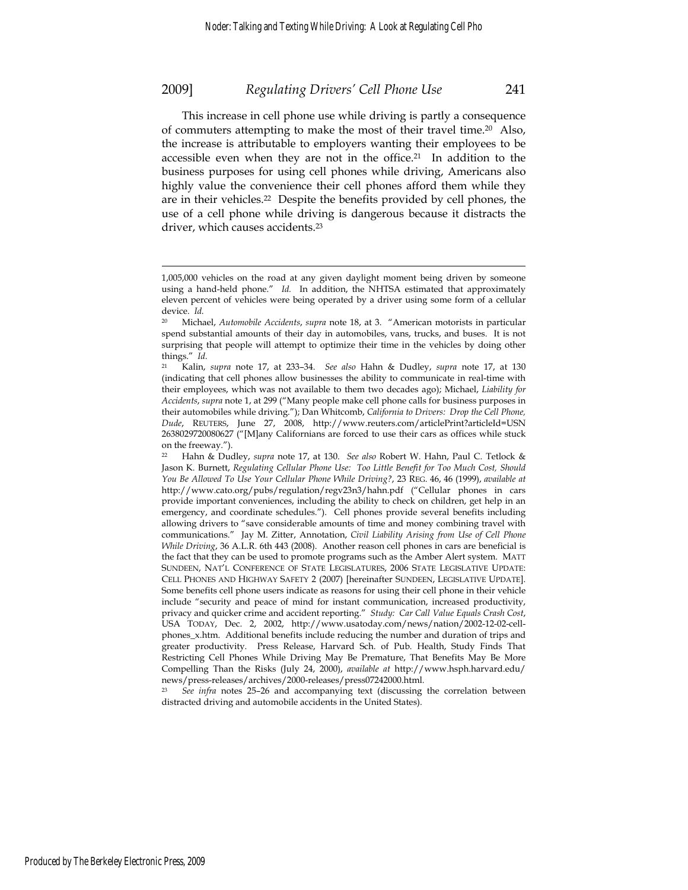This increase in cell phone use while driving is partly a consequence of commuters attempting to make the most of their travel time.[20] Also, the increase is attributable to employers wanting their employees to be accessible even when they are not in the office.[21] In addition to the business purposes for using cell phones while driving, Americans also highly value the convenience their cell phones afford them while they are in their vehicles.[22] Despite the benefits provided by cell phones, the use of a cell phone while driving is dangerous because it distracts the driver, which causes accidents.[23]

---

1,005,000 vehicles on the road at any given daylight moment being driven by someone using a hand-held phone." *Id.* In addition, the NHTSA estimated that approximately eleven percent of vehicles were being operated by a driver using some form of a cellular device. *Id.*

[20] Michael, *Automobile Accidents*, *supra* note 18, at 3. "American motorists in particular spend substantial amounts of their day in automobiles, vans, trucks, and buses. It is not surprising that people will attempt to optimize their time in the vehicles by doing other things." *Id.*

[21] Kalin, *supra* note 17, at 233–34. *See also* Hahn & Dudley, *supra* note 17, at 130 (indicating that cell phones allow businesses the ability to communicate in real-time with their employees, which was not available to them two decades ago); Michael, *Liability for Accidents*, *supra* note 1, at 299 ("Many people make cell phone calls for business purposes in their automobiles while driving."); Dan Whitcomb, *California to Drivers: Drop the Cell Phone, Dude*, REUTERS, June 27, 2008, http://www.reuters.com/articlePrint?articleId=USN2638029720080627 ("[M]any Californians are forced to use their cars as offices while stuck on the freeway.").

[22] Hahn & Dudley, *supra* note 17, at 130. *See also* Robert W. Hahn, Paul C. Tetlock & Jason K. Burnett, *Regulating Cellular Phone Use: Too Little Benefit for Too Much Cost, Should You Be Allowed To Use Your Cellular Phone While Driving?*, 23 REG. 46, 46 (1999), *available at* http://www.cato.org/pubs/regulation/regv23n3/hahn.pdf ("Cellular phones in cars provide important conveniences, including the ability to check on children, get help in an emergency, and coordinate schedules."). Cell phones provide several benefits including allowing drivers to "save considerable amounts of time and money combining travel with communications." Jay M. Zitter, Annotation, *Civil Liability Arising from Use of Cell Phone While Driving*, 36 A.L.R. 6th 443 (2008). Another reason cell phones in cars are beneficial is the fact that they can be used to promote programs such as the Amber Alert system. MATT SUNDEEN, NAT'L CONFERENCE OF STATE LEGISLATURES, 2006 STATE LEGISLATIVE UPDATE: CELL PHONES AND HIGHWAY SAFETY 2 (2007) [hereinafter SUNDEEN, LEGISLATIVE UPDATE]. Some benefits cell phone users indicate as reasons for using their cell phone in their vehicle include "security and peace of mind for instant communication, increased productivity, privacy and quicker crime and accident reporting." *Study: Car Call Value Equals Crash Cost*, USA TODAY, Dec. 2, 2002, http://www.usatoday.com/news/nation/2002-12-02-cell-phones_x.htm. Additional benefits include reducing the number and duration of trips and greater productivity. Press Release, Harvard Sch. of Pub. Health, Study Finds That Restricting Cell Phones While Driving May Be Premature, That Benefits May Be More Compelling Than the Risks (July 24, 2000), *available at* http://www.hsph.harvard.edu/news/press-releases/archives/2000-releases/press07242000.html.

[23] *See infra* notes 25–26 and accompanying text (discussing the correlation between distracted driving and automobile accidents in the United States).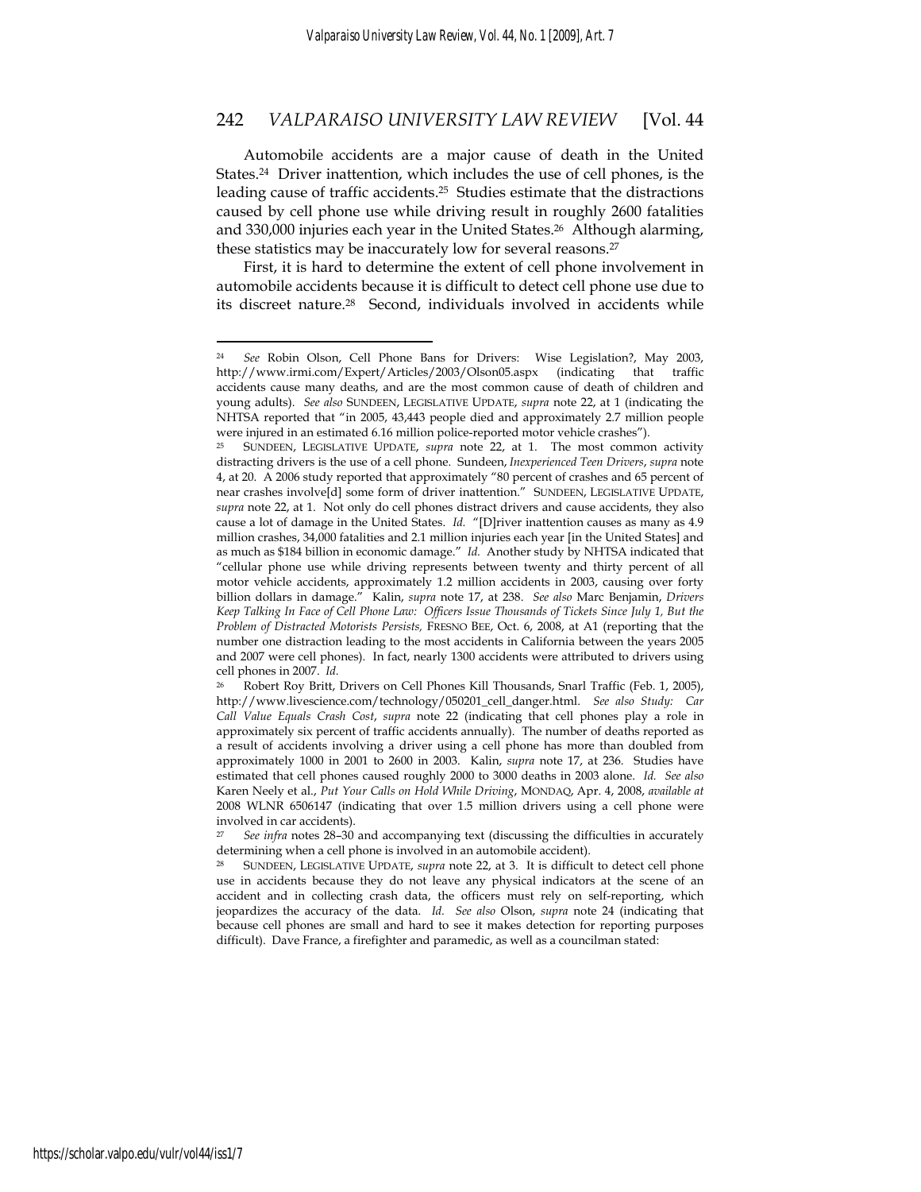Automobile accidents are a major cause of death in the United States.[24] Driver inattention, which includes the use of cell phones, is the leading cause of traffic accidents.[25] Studies estimate that the distractions caused by cell phone use while driving result in roughly 2600 fatalities and 330,000 injuries each year in the United States.[26] Although alarming, these statistics may be inaccurately low for several reasons.[27]

First, it is hard to determine the extent of cell phone involvement in automobile accidents because it is difficult to detect cell phone use due to its discreet nature.[28] Second, individuals involved in accidents while

---

[24] *See* Robin Olson, Cell Phone Bans for Drivers: Wise Legislation?, May 2003, http://www.irmi.com/Expert/Articles/2003/Olson05.aspx (indicating that traffic accidents cause many deaths, and are the most common cause of death of children and young adults). *See also* SUNDEEN, LEGISLATIVE UPDATE, *supra* note 22, at 1 (indicating the NHTSA reported that "in 2005, 43,443 people died and approximately 2.7 million people were injured in an estimated 6.16 million police-reported motor vehicle crashes").

[25] SUNDEEN, LEGISLATIVE UPDATE, *supra* note 22, at 1. The most common activity distracting drivers is the use of a cell phone. Sundeen, *Inexperienced Teen Drivers*, *supra* note 4, at 20. A 2006 study reported that approximately "80 percent of crashes and 65 percent of near crashes involve[d] some form of driver inattention." SUNDEEN, LEGISLATIVE UPDATE, *supra* note 22, at 1. Not only do cell phones distract drivers and cause accidents, they also cause a lot of damage in the United States. *Id.* "[D]river inattention causes as many as 4.9 million crashes, 34,000 fatalities and 2.1 million injuries each year [in the United States] and as much as $184 billion in economic damage." *Id.* Another study by NHTSA indicated that "cellular phone use while driving represents between twenty and thirty percent of all motor vehicle accidents, approximately 1.2 million accidents in 2003, causing over forty billion dollars in damage." Kalin, *supra* note 17, at 238. *See also* Marc Benjamin, *Drivers Keep Talking In Face of Cell Phone Law: Officers Issue Thousands of Tickets Since July 1, But the Problem of Distracted Motorists Persists,* FRESNO BEE, Oct. 6, 2008, at A1 (reporting that the number one distraction leading to the most accidents in California between the years 2005 and 2007 were cell phones). In fact, nearly 1300 accidents were attributed to drivers using cell phones in 2007. *Id.*

[26] Robert Roy Britt, Drivers on Cell Phones Kill Thousands, Snarl Traffic (Feb. 1, 2005), http://www.livescience.com/technology/050201_cell_danger.html. *See also Study: Car Call Value Equals Crash Cost*, *supra* note 22 (indicating that cell phones play a role in approximately six percent of traffic accidents annually). The number of deaths reported as a result of accidents involving a driver using a cell phone has more than doubled from approximately 1000 in 2001 to 2600 in 2003. Kalin, *supra* note 17, at 236. Studies have estimated that cell phones caused roughly 2000 to 3000 deaths in 2003 alone. *Id.* *See also* Karen Neely et al., *Put Your Calls on Hold While Driving*, MONDAQ, Apr. 4, 2008, *available at* 2008 WLNR 6506147 (indicating that over 1.5 million drivers using a cell phone were involved in car accidents).

[27] *See infra* notes 28–30 and accompanying text (discussing the difficulties in accurately determining when a cell phone is involved in an automobile accident).

[28] SUNDEEN, LEGISLATIVE UPDATE, *supra* note 22, at 3. It is difficult to detect cell phone use in accidents because they do not leave any physical indicators at the scene of an accident and in collecting crash data, the officers must rely on self-reporting, which jeopardizes the accuracy of the data. *Id.* *See also* Olson, *supra* note 24 (indicating that because cell phones are small and hard to see it makes detection for reporting purposes difficult). Dave France, a firefighter and paramedic, as well as a councilman stated: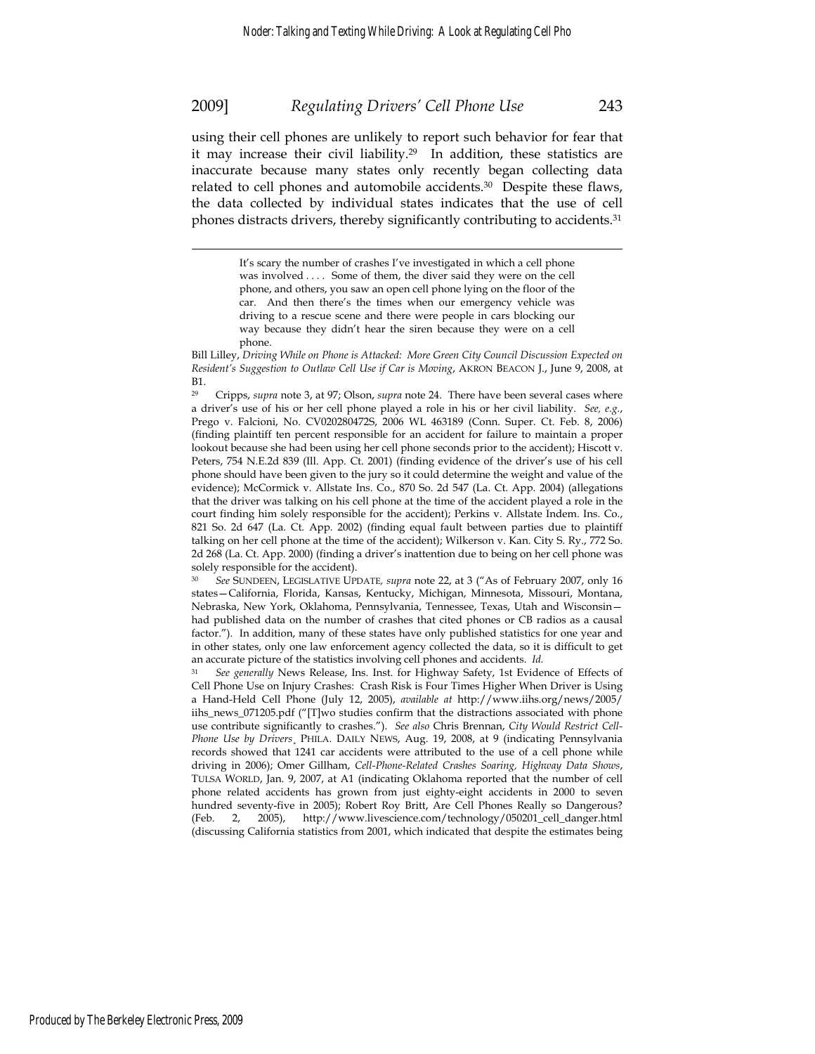using their cell phones are unlikely to report such behavior for fear that it may increase their civil liability.[29] In addition, these statistics are inaccurate because many states only recently began collecting data related to cell phones and automobile accidents.[30] Despite these flaws, the data collected by individual states indicates that the use of cell phones distracts drivers, thereby significantly contributing to accidents.[31]

> It's scary the number of crashes I've investigated in which a cell phone was involved . . . . Some of them, the diver said they were on the cell phone, and others, you saw an open cell phone lying on the floor of the car. And then there's the times when our emergency vehicle was driving to a rescue scene and there were people in cars blocking our way because they didn't hear the siren because they were on a cell phone.

Bill Lilley, *Driving While on Phone is Attacked: More Green City Council Discussion Expected on Resident's Suggestion to Outlaw Cell Use if Car is Moving*, AKRON BEACON J., June 9, 2008, at B1.

[29] Cripps, *supra* note 3, at 97; Olson, *supra* note 24. There have been several cases where a driver's use of his or her cell phone played a role in his or her civil liability. *See, e.g.*, Prego v. Falcioni, No. CV020280472S, 2006 WL 463189 (Conn. Super. Ct. Feb. 8, 2006) (finding plaintiff ten percent responsible for an accident for failure to maintain a proper lookout because she had been using her cell phone seconds prior to the accident); Hiscott v. Peters, 754 N.E.2d 839 (Ill. App. Ct. 2001) (finding evidence of the driver's use of his cell phone should have been given to the jury so it could determine the weight and value of the evidence); McCormick v. Allstate Ins. Co., 870 So. 2d 547 (La. Ct. App. 2004) (allegations that the driver was talking on his cell phone at the time of the accident played a role in the court finding him solely responsible for the accident); Perkins v. Allstate Indem. Ins. Co., 821 So. 2d 647 (La. Ct. App. 2002) (finding equal fault between parties due to plaintiff talking on her cell phone at the time of the accident); Wilkerson v. Kan. City S. Ry., 772 So. 2d 268 (La. Ct. App. 2000) (finding a driver's inattention due to being on her cell phone was solely responsible for the accident).

[30] *See* SUNDEEN, LEGISLATIVE UPDATE, *supra* note 22, at 3 ("As of February 2007, only 16 states—California, Florida, Kansas, Kentucky, Michigan, Minnesota, Missouri, Montana, Nebraska, New York, Oklahoma, Pennsylvania, Tennessee, Texas, Utah and Wisconsin—had published data on the number of crashes that cited phones or CB radios as a causal factor."). In addition, many of these states have only published statistics for one year and in other states, only one law enforcement agency collected the data, so it is difficult to get an accurate picture of the statistics involving cell phones and accidents. *Id.*

[31] *See generally* News Release, Ins. Inst. for Highway Safety, 1st Evidence of Effects of Cell Phone Use on Injury Crashes: Crash Risk is Four Times Higher When Driver is Using a Hand-Held Cell Phone (July 12, 2005), *available at* http://www.iihs.org/news/2005/iihs_news_071205.pdf ("[T]wo studies confirm that the distractions associated with phone use contribute significantly to crashes."). *See also* Chris Brennan, *City Would Restrict Cell-Phone Use by Drivers*¸ PHILA. DAILY NEWS, Aug. 19, 2008, at 9 (indicating Pennsylvania records showed that 1241 car accidents were attributed to the use of a cell phone while driving in 2006); Omer Gillham, *Cell-Phone-Related Crashes Soaring, Highway Data Shows*, TULSA WORLD, Jan. 9, 2007, at A1 (indicating Oklahoma reported that the number of cell phone related accidents has grown from just eighty-eight accidents in 2000 to seven hundred seventy-five in 2005); Robert Roy Britt, Are Cell Phones Really so Dangerous? (Feb. 2, 2005), http://www.livescience.com/technology/050201_cell_danger.html (discussing California statistics from 2001, which indicated that despite the estimates being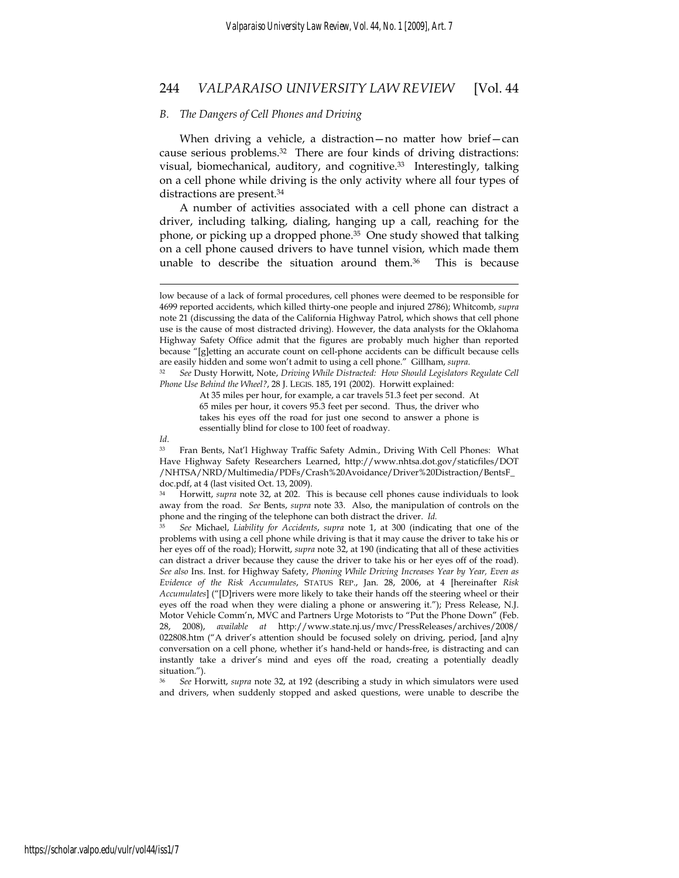### *B. The Dangers of Cell Phones and Driving*

When driving a vehicle, a distraction—no matter how brief—can cause serious problems.[32] There are four kinds of driving distractions: visual, biomechanical, auditory, and cognitive.[33] Interestingly, talking on a cell phone while driving is the only activity where all four types of distractions are present.[34]

A number of activities associated with a cell phone can distract a driver, including talking, dialing, hanging up a call, reaching for the phone, or picking up a dropped phone.[35] One study showed that talking on a cell phone caused drivers to have tunnel vision, which made them unable to describe the situation around them.[36] This is because

---

low because of a lack of formal procedures, cell phones were deemed to be responsible for 4699 reported accidents, which killed thirty-one people and injured 2786); Whitcomb, *supra* note 21 (discussing the data of the California Highway Patrol, which shows that cell phone use is the cause of most distracted driving). However, the data analysts for the Oklahoma Highway Safety Office admit that the figures are probably much higher than reported because "[g]etting an accurate count on cell-phone accidents can be difficult because cells are easily hidden and some won't admit to using a cell phone." Gillham, *supra*.

[32] *See* Dusty Horwitt, Note, *Driving While Distracted: How Should Legislators Regulate Cell Phone Use Behind the Wheel?*, 28 J. LEGIS. 185, 191 (2002). Horwitt explained:

> At 35 miles per hour, for example, a car travels 51.3 feet per second. At 65 miles per hour, it covers 95.3 feet per second. Thus, the driver who takes his eyes off the road for just one second to answer a phone is essentially blind for close to 100 feet of roadway.

*Id*.

[33] Fran Bents, Nat'l Highway Traffic Safety Admin., Driving With Cell Phones: What Have Highway Safety Researchers Learned, http://www.nhtsa.dot.gov/staticfiles/DOT/NHTSA/NRD/Multimedia/PDFs/Crash%20Avoidance/Driver%20Distraction/BentsF_doc.pdf, at 4 (last visited Oct. 13, 2009).

[34] Horwitt, *supra* note 32, at 202. This is because cell phones cause individuals to look away from the road. *See* Bents, *supra* note 33. Also, the manipulation of controls on the phone and the ringing of the telephone can both distract the driver. *Id.*

[35] *See* Michael, *Liability for Accidents*, *supra* note 1, at 300 (indicating that one of the problems with using a cell phone while driving is that it may cause the driver to take his or her eyes off of the road); Horwitt, *supra* note 32, at 190 (indicating that all of these activities can distract a driver because they cause the driver to take his or her eyes off of the road). *See also* Ins. Inst. for Highway Safety, *Phoning While Driving Increases Year by Year, Even as Evidence of the Risk Accumulates*, STATUS REP., Jan. 28, 2006, at 4 [hereinafter *Risk Accumulates*] ("[D]rivers were more likely to take their hands off the steering wheel or their eyes off the road when they were dialing a phone or answering it."); Press Release, N.J. Motor Vehicle Comm'n, MVC and Partners Urge Motorists to "Put the Phone Down" (Feb. 28, 2008), *available at* http://www.state.nj.us/mvc/PressReleases/archives/2008/022808.htm ("A driver's attention should be focused solely on driving, period, [and a]ny conversation on a cell phone, whether it's hand-held or hands-free, is distracting and can instantly take a driver's mind and eyes off the road, creating a potentially deadly situation.").

[36] *See* Horwitt, *supra* note 32, at 192 (describing a study in which simulators were used and drivers, when suddenly stopped and asked questions, were unable to describe the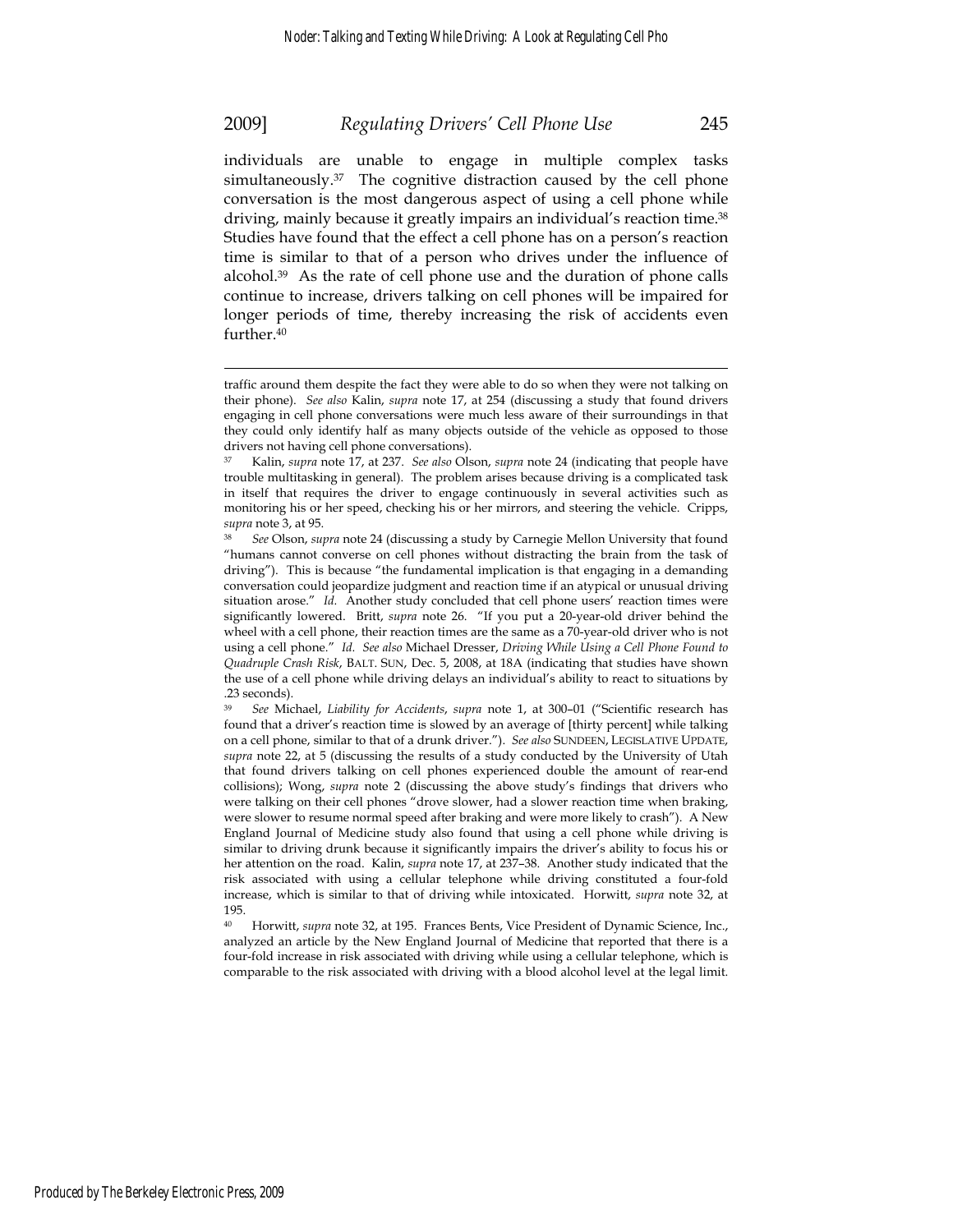individuals are unable to engage in multiple complex tasks simultaneously.[37] The cognitive distraction caused by the cell phone conversation is the most dangerous aspect of using a cell phone while driving, mainly because it greatly impairs an individual's reaction time.[38] Studies have found that the effect a cell phone has on a person's reaction time is similar to that of a person who drives under the influence of alcohol.[39] As the rate of cell phone use and the duration of phone calls continue to increase, drivers talking on cell phones will be impaired for longer periods of time, thereby increasing the risk of accidents even further.[40]

---

traffic around them despite the fact they were able to do so when they were not talking on their phone). *See also* Kalin, *supra* note 17, at 254 (discussing a study that found drivers engaging in cell phone conversations were much less aware of their surroundings in that they could only identify half as many objects outside of the vehicle as opposed to those drivers not having cell phone conversations).

[37] Kalin, *supra* note 17, at 237. *See also* Olson, *supra* note 24 (indicating that people have trouble multitasking in general). The problem arises because driving is a complicated task in itself that requires the driver to engage continuously in several activities such as monitoring his or her speed, checking his or her mirrors, and steering the vehicle. Cripps, *supra* note 3, at 95.

[38] *See* Olson, *supra* note 24 (discussing a study by Carnegie Mellon University that found "humans cannot converse on cell phones without distracting the brain from the task of driving"). This is because "the fundamental implication is that engaging in a demanding conversation could jeopardize judgment and reaction time if an atypical or unusual driving situation arose." *Id.* Another study concluded that cell phone users' reaction times were significantly lowered. Britt, *supra* note 26. "If you put a 20-year-old driver behind the wheel with a cell phone, their reaction times are the same as a 70-year-old driver who is not using a cell phone." *Id.* *See also* Michael Dresser, *Driving While Using a Cell Phone Found to Quadruple Crash Risk*, BALT. SUN, Dec. 5, 2008, at 18A (indicating that studies have shown the use of a cell phone while driving delays an individual's ability to react to situations by .23 seconds).

[39] *See* Michael, *Liability for Accidents*, *supra* note 1, at 300–01 ("Scientific research has found that a driver's reaction time is slowed by an average of [thirty percent] while talking on a cell phone, similar to that of a drunk driver."). *See also* SUNDEEN, LEGISLATIVE UPDATE, *supra* note 22, at 5 (discussing the results of a study conducted by the University of Utah that found drivers talking on cell phones experienced double the amount of rear-end collisions); Wong, *supra* note 2 (discussing the above study's findings that drivers who were talking on their cell phones "drove slower, had a slower reaction time when braking, were slower to resume normal speed after braking and were more likely to crash"). A New England Journal of Medicine study also found that using a cell phone while driving is similar to driving drunk because it significantly impairs the driver's ability to focus his or her attention on the road. Kalin, *supra* note 17, at 237–38. Another study indicated that the risk associated with using a cellular telephone while driving constituted a four-fold increase, which is similar to that of driving while intoxicated. Horwitt, *supra* note 32, at 195.

[40] Horwitt, *supra* note 32, at 195. Frances Bents, Vice President of Dynamic Science, Inc., analyzed an article by the New England Journal of Medicine that reported that there is a four-fold increase in risk associated with driving while using a cellular telephone, which is comparable to the risk associated with driving with a blood alcohol level at the legal limit.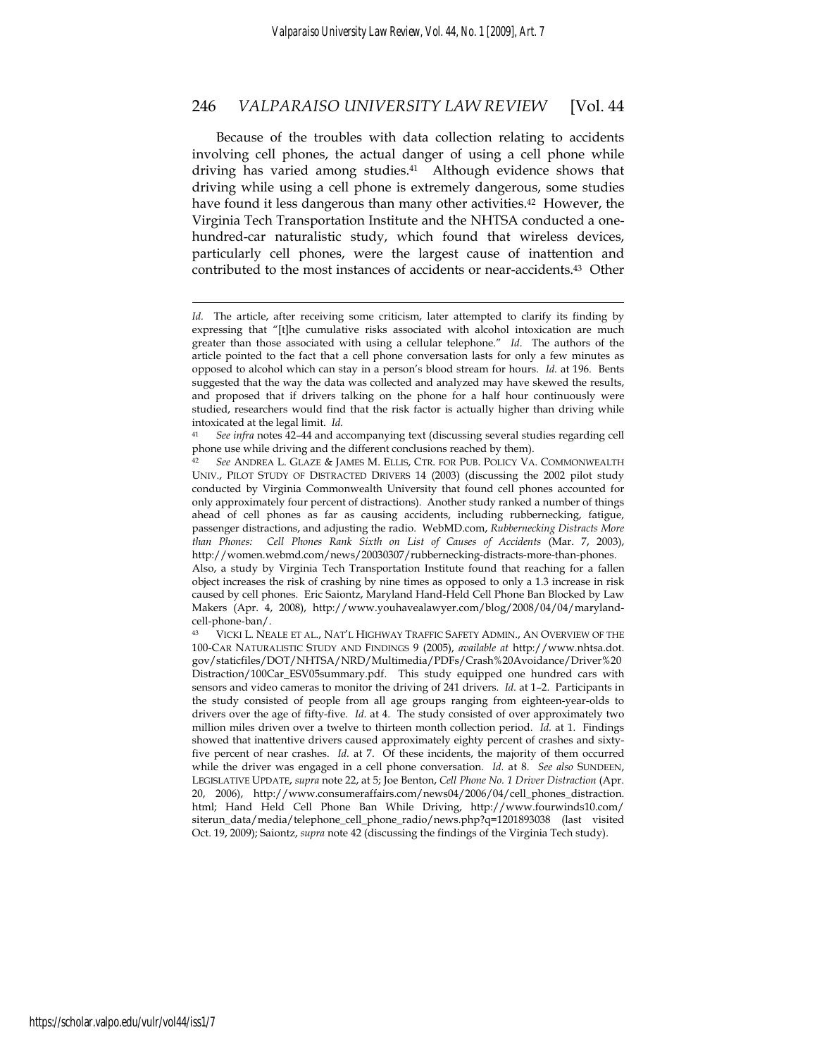Because of the troubles with data collection relating to accidents involving cell phones, the actual danger of using a cell phone while driving has varied among studies.[41] Although evidence shows that driving while using a cell phone is extremely dangerous, some studies have found it less dangerous than many other activities.[42] However, the Virginia Tech Transportation Institute and the NHTSA conducted a one-hundred-car naturalistic study, which found that wireless devices, particularly cell phones, were the largest cause of inattention and contributed to the most instances of accidents or near-accidents.[43] Other

---

*Id.* The article, after receiving some criticism, later attempted to clarify its finding by expressing that "[t]he cumulative risks associated with alcohol intoxication are much greater than those associated with using a cellular telephone." *Id.* The authors of the article pointed to the fact that a cell phone conversation lasts for only a few minutes as opposed to alcohol which can stay in a person's blood stream for hours. *Id.* at 196. Bents suggested that the way the data was collected and analyzed may have skewed the results, and proposed that if drivers talking on the phone for a half hour continuously were studied, researchers would find that the risk factor is actually higher than driving while intoxicated at the legal limit. *Id.*

[41] *See infra* notes 42–44 and accompanying text (discussing several studies regarding cell phone use while driving and the different conclusions reached by them).

[42] *See* ANDREA L. GLAZE & JAMES M. ELLIS, CTR. FOR PUB. POLICY VA. COMMONWEALTH UNIV., PILOT STUDY OF DISTRACTED DRIVERS 14 (2003) (discussing the 2002 pilot study conducted by Virginia Commonwealth University that found cell phones accounted for only approximately four percent of distractions). Another study ranked a number of things ahead of cell phones as far as causing accidents, including rubbernecking, fatigue, passenger distractions, and adjusting the radio. WebMD.com, *Rubbernecking Distracts More than Phones: Cell Phones Rank Sixth on List of Causes of Accidents* (Mar. 7, 2003), http://women.webmd.com/news/20030307/rubbernecking-distracts-more-than-phones. Also, a study by Virginia Tech Transportation Institute found that reaching for a fallen object increases the risk of crashing by nine times as opposed to only a 1.3 increase in risk caused by cell phones. Eric Saiontz, Maryland Hand-Held Cell Phone Ban Blocked by Law Makers (Apr. 4, 2008), http://www.youhavealawyer.com/blog/2008/04/04/maryland-cell-phone-ban/.

[43] VICKI L. NEALE ET AL., NAT'L HIGHWAY TRAFFIC SAFETY ADMIN., AN OVERVIEW OF THE 100-CAR NATURALISTIC STUDY AND FINDINGS 9 (2005), *available at* http://www.nhtsa.dot.gov/staticfiles/DOT/NHTSA/NRD/Multimedia/PDFs/Crash%20Avoidance/Driver%20Distraction/100Car_ESV05summary.pdf. This study equipped one hundred cars with sensors and video cameras to monitor the driving of 241 drivers. *Id.* at 1–2. Participants in the study consisted of people from all age groups ranging from eighteen-year-olds to drivers over the age of fifty-five. *Id.* at 4. The study consisted of over approximately two million miles driven over a twelve to thirteen month collection period. *Id.* at 1. Findings showed that inattentive drivers caused approximately eighty percent of crashes and sixty-five percent of near crashes. *Id.* at 7. Of these incidents, the majority of them occurred while the driver was engaged in a cell phone conversation. *Id.* at 8. *See also* SUNDEEN, LEGISLATIVE UPDATE, *supra* note 22, at 5; Joe Benton, *Cell Phone No. 1 Driver Distraction* (Apr. 20, 2006), http://www.consumeraffairs.com/news04/2006/04/cell_phones_distraction.html; Hand Held Cell Phone Ban While Driving, http://www.fourwinds10.com/siterun_data/media/telephone_cell_phone_radio/news.php?q=1201893038 (last visited Oct. 19, 2009); Saiontz, *supra* note 42 (discussing the findings of the Virginia Tech study).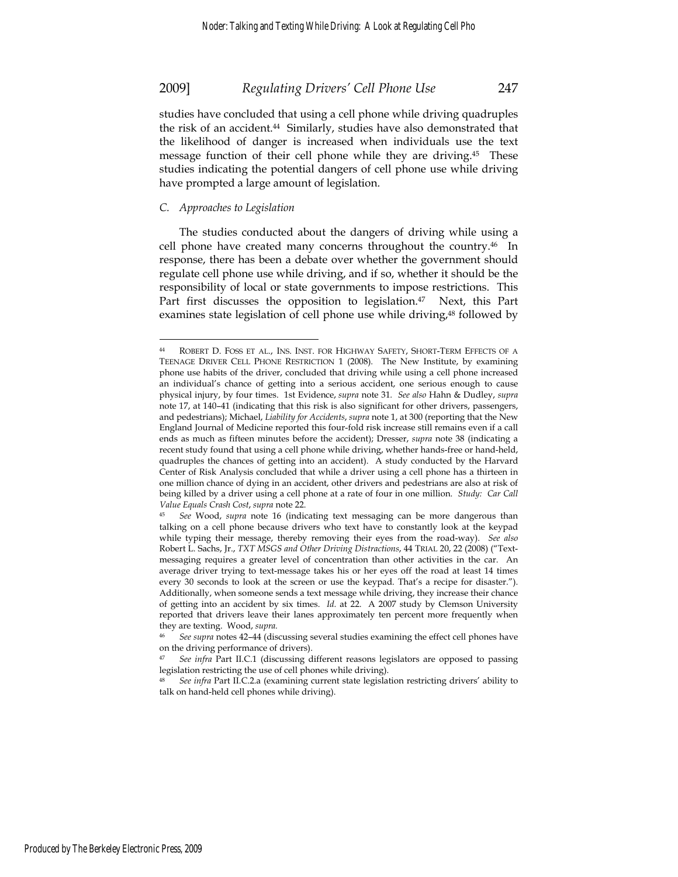studies have concluded that using a cell phone while driving quadruples the risk of an accident.[44] Similarly, studies have also demonstrated that the likelihood of danger is increased when individuals use the text message function of their cell phone while they are driving.[45] These studies indicating the potential dangers of cell phone use while driving have prompted a large amount of legislation.

### *C. Approaches to Legislation*

The studies conducted about the dangers of driving while using a cell phone have created many concerns throughout the country.[46] In response, there has been a debate over whether the government should regulate cell phone use while driving, and if so, whether it should be the responsibility of local or state governments to impose restrictions. This Part first discusses the opposition to legislation.[47] Next, this Part examines state legislation of cell phone use while driving,[48] followed by

---

[44] ROBERT D. FOSS ET AL., INS. INST. FOR HIGHWAY SAFETY, SHORT-TERM EFFECTS OF A TEENAGE DRIVER CELL PHONE RESTRICTION 1 (2008). The New Institute, by examining phone use habits of the driver, concluded that driving while using a cell phone increased an individual's chance of getting into a serious accident, one serious enough to cause physical injury, by four times. 1st Evidence, *supra* note 31. *See also* Hahn & Dudley, *supra* note 17, at 140–41 (indicating that this risk is also significant for other drivers, passengers, and pedestrians); Michael, *Liability for Accidents*, *supra* note 1, at 300 (reporting that the New England Journal of Medicine reported this four-fold risk increase still remains even if a call ends as much as fifteen minutes before the accident); Dresser, *supra* note 38 (indicating a recent study found that using a cell phone while driving, whether hands-free or hand-held, quadruples the chances of getting into an accident). A study conducted by the Harvard Center of Risk Analysis concluded that while a driver using a cell phone has a thirteen in one million chance of dying in an accident, other drivers and pedestrians are also at risk of being killed by a driver using a cell phone at a rate of four in one million. *Study: Car Call Value Equals Crash Cost*, *supra* note 22.

[45] *See* Wood, *supra* note 16 (indicating text messaging can be more dangerous than talking on a cell phone because drivers who text have to constantly look at the keypad while typing their message, thereby removing their eyes from the road-way). *See also* Robert L. Sachs, Jr., *TXT MSGS and Other Driving Distractions*, 44 TRIAL 20, 22 (2008) ("Text-messaging requires a greater level of concentration than other activities in the car. An average driver trying to text-message takes his or her eyes off the road at least 14 times every 30 seconds to look at the screen or use the keypad. That's a recipe for disaster."). Additionally, when someone sends a text message while driving, they increase their chance of getting into an accident by six times. *Id.* at 22. A 2007 study by Clemson University reported that drivers leave their lanes approximately ten percent more frequently when they are texting. Wood, *supra*.

[46] *See supra* notes 42–44 (discussing several studies examining the effect cell phones have on the driving performance of drivers).

[47] *See infra* Part II.C.1 (discussing different reasons legislators are opposed to passing legislation restricting the use of cell phones while driving).

[48] *See infra* Part II.C.2.a (examining current state legislation restricting drivers' ability to talk on hand-held cell phones while driving).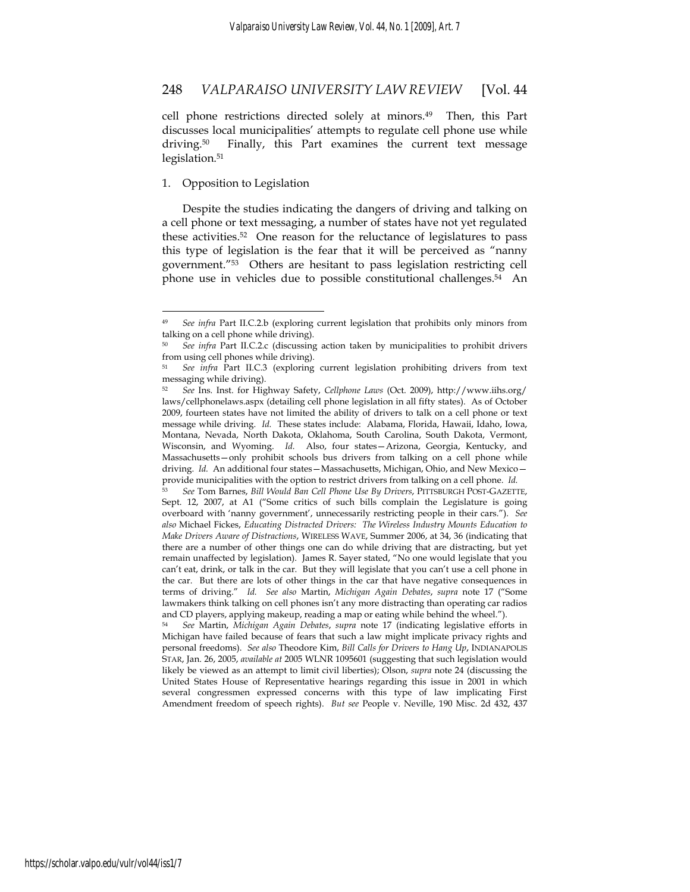cell phone restrictions directed solely at minors.[49] Then, this Part discusses local municipalities' attempts to regulate cell phone use while driving.[50] Finally, this Part examines the current text message legislation.[51]

1. Opposition to Legislation

Despite the studies indicating the dangers of driving and talking on a cell phone or text messaging, a number of states have not yet regulated these activities.[52] One reason for the reluctance of legislatures to pass this type of legislation is the fear that it will be perceived as "nanny government."[53] Others are hesitant to pass legislation restricting cell phone use in vehicles due to possible constitutional challenges.[54] An

---

[49] *See infra* Part II.C.2.b (exploring current legislation that prohibits only minors from talking on a cell phone while driving).

[50] *See infra* Part II.C.2.c (discussing action taken by municipalities to prohibit drivers from using cell phones while driving).

[51] *See infra* Part II.C.3 (exploring current legislation prohibiting drivers from text messaging while driving).

[52] *See* Ins. Inst. for Highway Safety, *Cellphone Laws* (Oct. 2009), http://www.iihs.org/laws/cellphonelaws.aspx (detailing cell phone legislation in all fifty states). As of October 2009, fourteen states have not limited the ability of drivers to talk on a cell phone or text message while driving. *Id.* These states include: Alabama, Florida, Hawaii, Idaho, Iowa, Montana, Nevada, North Dakota, Oklahoma, South Carolina, South Dakota, Vermont, Wisconsin, and Wyoming. *Id.* Also, four states—Arizona, Georgia, Kentucky, and Massachusetts—only prohibit schools bus drivers from talking on a cell phone while driving. *Id.* An additional four states—Massachusetts, Michigan, Ohio, and New Mexico—provide municipalities with the option to restrict drivers from talking on a cell phone. *Id.*

[53] *See* Tom Barnes, *Bill Would Ban Cell Phone Use By Drivers*, PITTSBURGH POST-GAZETTE, Sept. 12, 2007, at A1 ("Some critics of such bills complain the Legislature is going overboard with 'nanny government', unnecessarily restricting people in their cars."). *See also* Michael Fickes, *Educating Distracted Drivers: The Wireless Industry Mounts Education to Make Drivers Aware of Distractions*, WIRELESS WAVE, Summer 2006, at 34, 36 (indicating that there are a number of other things one can do while driving that are distracting, but yet remain unaffected by legislation). James R. Sayer stated, "No one would legislate that you can't eat, drink, or talk in the car. But they will legislate that you can't use a cell phone in the car. But there are lots of other things in the car that have negative consequences in terms of driving." *Id.* *See also* Martin, *Michigan Again Debates*, *supra* note 17 ("Some lawmakers think talking on cell phones isn't any more distracting than operating car radios and CD players, applying makeup, reading a map or eating while behind the wheel.").

[54] *See* Martin, *Michigan Again Debates*, *supra* note 17 (indicating legislative efforts in Michigan have failed because of fears that such a law might implicate privacy rights and personal freedoms). *See also* Theodore Kim, *Bill Calls for Drivers to Hang Up*, INDIANAPOLIS STAR, Jan. 26, 2005, *available at* 2005 WLNR 1095601 (suggesting that such legislation would likely be viewed as an attempt to limit civil liberties); Olson, *supra* note 24 (discussing the United States House of Representative hearings regarding this issue in 2001 in which several congressmen expressed concerns with this type of law implicating First Amendment freedom of speech rights). *But see* People v. Neville, 190 Misc. 2d 432, 437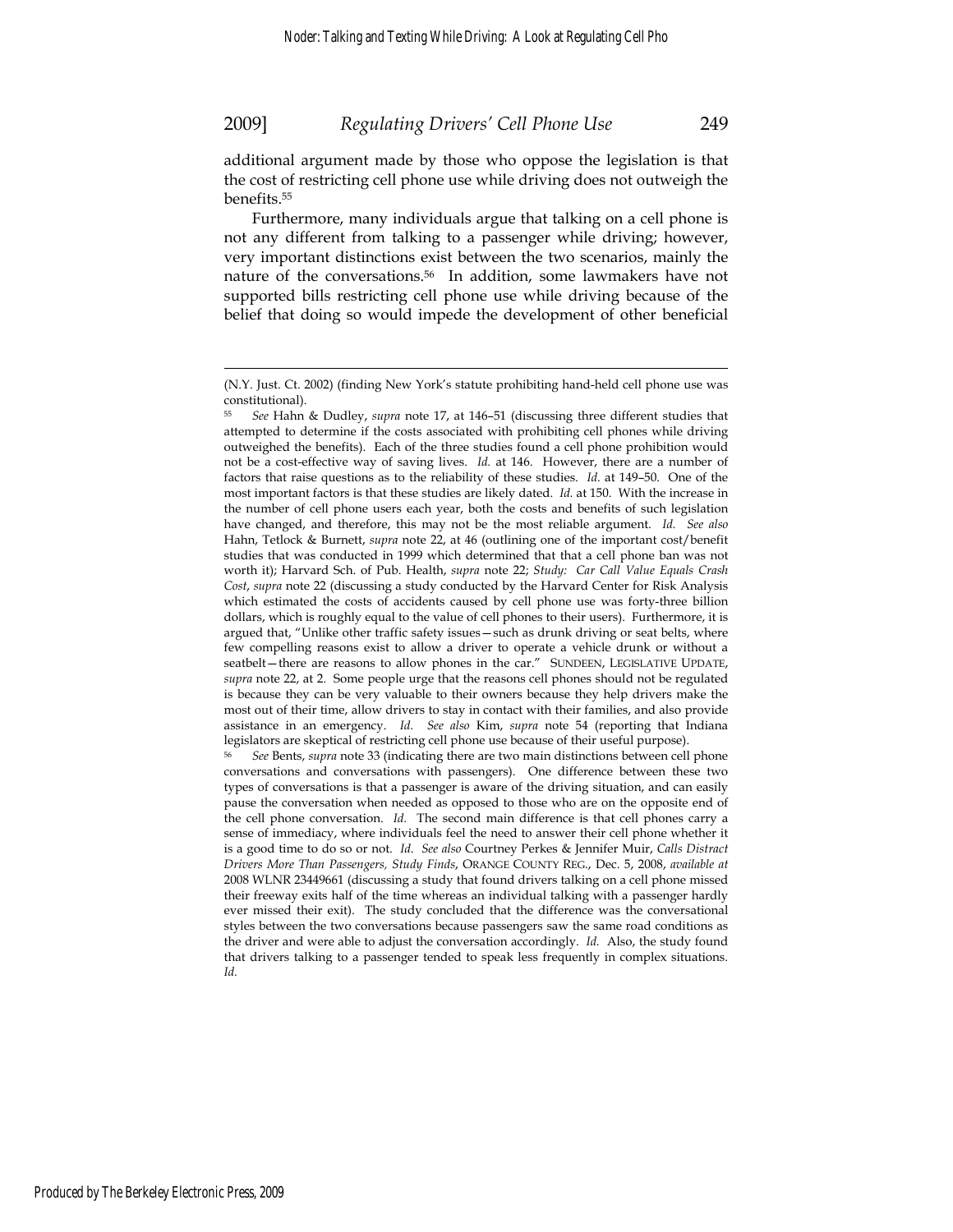additional argument made by those who oppose the legislation is that the cost of restricting cell phone use while driving does not outweigh the benefits.[55]

Furthermore, many individuals argue that talking on a cell phone is not any different from talking to a passenger while driving; however, very important distinctions exist between the two scenarios, mainly the nature of the conversations.[56] In addition, some lawmakers have not supported bills restricting cell phone use while driving because of the belief that doing so would impede the development of other beneficial

---

(N.Y. Just. Ct. 2002) (finding New York's statute prohibiting hand-held cell phone use was constitutional).

[55] *See* Hahn & Dudley, *supra* note 17, at 146–51 (discussing three different studies that attempted to determine if the costs associated with prohibiting cell phones while driving outweighed the benefits). Each of the three studies found a cell phone prohibition would not be a cost-effective way of saving lives. *Id.* at 146. However, there are a number of factors that raise questions as to the reliability of these studies. *Id.* at 149–50. One of the most important factors is that these studies are likely dated. *Id.* at 150. With the increase in the number of cell phone users each year, both the costs and benefits of such legislation have changed, and therefore, this may not be the most reliable argument. *Id. See also* Hahn, Tetlock & Burnett, *supra* note 22, at 46 (outlining one of the important cost/benefit studies that was conducted in 1999 which determined that that a cell phone ban was not worth it); Harvard Sch. of Pub. Health, *supra* note 22; *Study: Car Call Value Equals Crash Cost*, *supra* note 22 (discussing a study conducted by the Harvard Center for Risk Analysis which estimated the costs of accidents caused by cell phone use was forty-three billion dollars, which is roughly equal to the value of cell phones to their users). Furthermore, it is argued that, "Unlike other traffic safety issues—such as drunk driving or seat belts, where few compelling reasons exist to allow a driver to operate a vehicle drunk or without a seatbelt—there are reasons to allow phones in the car." SUNDEEN, LEGISLATIVE UPDATE, *supra* note 22, at 2. Some people urge that the reasons cell phones should not be regulated is because they can be very valuable to their owners because they help drivers make the most out of their time, allow drivers to stay in contact with their families, and also provide assistance in an emergency. *Id. See also* Kim, *supra* note 54 (reporting that Indiana legislators are skeptical of restricting cell phone use because of their useful purpose).

[56] *See* Bents, *supra* note 33 (indicating there are two main distinctions between cell phone conversations and conversations with passengers). One difference between these two types of conversations is that a passenger is aware of the driving situation, and can easily pause the conversation when needed as opposed to those who are on the opposite end of the cell phone conversation. *Id.* The second main difference is that cell phones carry a sense of immediacy, where individuals feel the need to answer their cell phone whether it is a good time to do so or not. *Id. See also* Courtney Perkes & Jennifer Muir, *Calls Distract Drivers More Than Passengers, Study Finds*, ORANGE COUNTY REG., Dec. 5, 2008, *available at* 2008 WLNR 23449661 (discussing a study that found drivers talking on a cell phone missed their freeway exits half of the time whereas an individual talking with a passenger hardly ever missed their exit). The study concluded that the difference was the conversational styles between the two conversations because passengers saw the same road conditions as the driver and were able to adjust the conversation accordingly. *Id.* Also, the study found that drivers talking to a passenger tended to speak less frequently in complex situations. *Id.*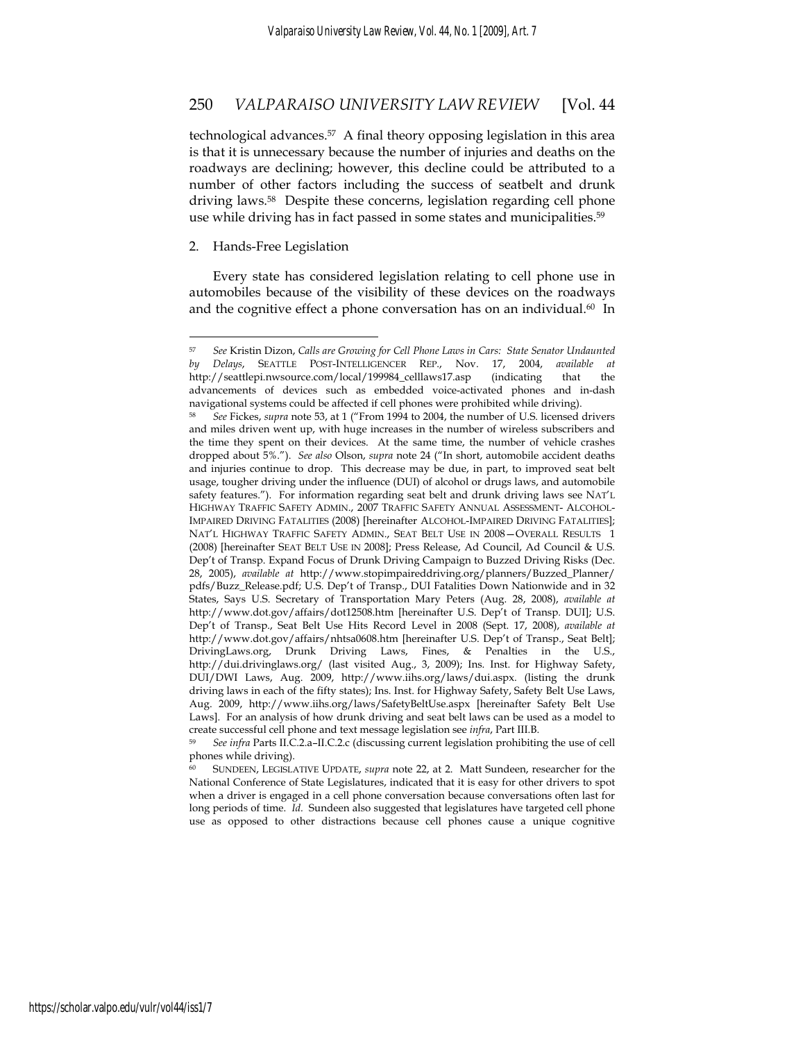technological advances.[57] A final theory opposing legislation in this area is that it is unnecessary because the number of injuries and deaths on the roadways are declining; however, this decline could be attributed to a number of other factors including the success of seatbelt and drunk driving laws.[58] Despite these concerns, legislation regarding cell phone use while driving has in fact passed in some states and municipalities.[59]

2. Hands-Free Legislation

Every state has considered legislation relating to cell phone use in automobiles because of the visibility of these devices on the roadways and the cognitive effect a phone conversation has on an individual.[60] In

---

[57] *See* Kristin Dizon, *Calls are Growing for Cell Phone Laws in Cars: State Senator Undaunted by Delays*, SEATTLE POST-INTELLIGENCER REP., Nov. 17, 2004, *available at* http://seattlepi.nwsource.com/local/199984_celllaws17.asp (indicating that the advancements of devices such as embedded voice-activated phones and in-dash navigational systems could be affected if cell phones were prohibited while driving).

[58] *See* Fickes, *supra* note 53, at 1 ("From 1994 to 2004, the number of U.S. licensed drivers and miles driven went up, with huge increases in the number of wireless subscribers and the time they spent on their devices. At the same time, the number of vehicle crashes dropped about 5%."). *See also* Olson, *supra* note 24 ("In short, automobile accident deaths and injuries continue to drop. This decrease may be due, in part, to improved seat belt usage, tougher driving under the influence (DUI) of alcohol or drugs laws, and automobile safety features."). For information regarding seat belt and drunk driving laws see NAT'L HIGHWAY TRAFFIC SAFETY ADMIN., 2007 TRAFFIC SAFETY ANNUAL ASSESSMENT- ALCOHOL-IMPAIRED DRIVING FATALITIES (2008) [hereinafter ALCOHOL-IMPAIRED DRIVING FATALITIES]; NAT'L HIGHWAY TRAFFIC SAFETY ADMIN., SEAT BELT USE IN 2008—OVERALL RESULTS 1 (2008) [hereinafter SEAT BELT USE IN 2008]; Press Release, Ad Council, Ad Council & U.S. Dep't of Transp. Expand Focus of Drunk Driving Campaign to Buzzed Driving Risks (Dec. 28, 2005), *available at* http://www.stopimpaireddriving.org/planners/Buzzed_Planner/pdfs/Buzz_Release.pdf; U.S. Dep't of Transp., DUI Fatalities Down Nationwide and in 32 States, Says U.S. Secretary of Transportation Mary Peters (Aug. 28, 2008), *available at* http://www.dot.gov/affairs/dot12508.htm [hereinafter U.S. Dep't of Transp. DUI]; U.S. Dep't of Transp., Seat Belt Use Hits Record Level in 2008 (Sept. 17, 2008), *available at* http://www.dot.gov/affairs/nhtsa0608.htm [hereinafter U.S. Dep't of Transp., Seat Belt]; DrivingLaws.org, Drunk Driving Laws, Fines, & Penalties in the U.S., http://dui.drivinglaws.org/ (last visited Aug., 3, 2009); Ins. Inst. for Highway Safety, DUI/DWI Laws, Aug. 2009, http://www.iihs.org/laws/dui.aspx. (listing the drunk driving laws in each of the fifty states); Ins. Inst. for Highway Safety, Safety Belt Use Laws, Aug. 2009, http://www.iihs.org/laws/SafetyBeltUse.aspx [hereinafter Safety Belt Use Laws]. For an analysis of how drunk driving and seat belt laws can be used as a model to create successful cell phone and text message legislation see *infra*, Part III.B.

[59] *See infra* Parts II.C.2.a–II.C.2.c (discussing current legislation prohibiting the use of cell phones while driving).

[60] SUNDEEN, LEGISLATIVE UPDATE, *supra* note 22, at 2. Matt Sundeen, researcher for the National Conference of State Legislatures, indicated that it is easy for other drivers to spot when a driver is engaged in a cell phone conversation because conversations often last for long periods of time. *Id.* Sundeen also suggested that legislatures have targeted cell phone use as opposed to other distractions because cell phones cause a unique cognitive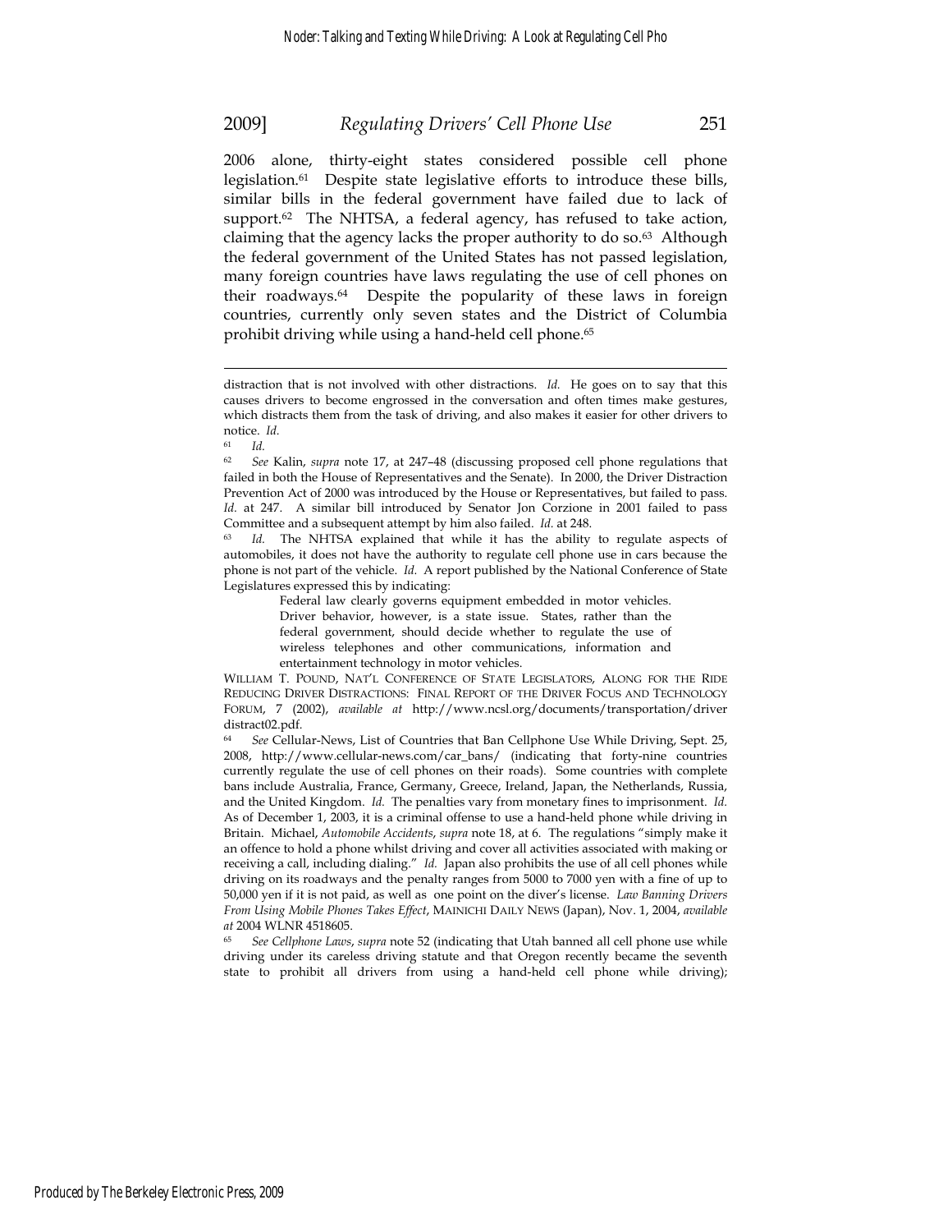2006 alone, thirty-eight states considered possible cell phone legislation.[61] Despite state legislative efforts to introduce these bills, similar bills in the federal government have failed due to lack of support.[62] The NHTSA, a federal agency, has refused to take action, claiming that the agency lacks the proper authority to do so.[63] Although the federal government of the United States has not passed legislation, many foreign countries have laws regulating the use of cell phones on their roadways.[64] Despite the popularity of these laws in foreign countries, currently only seven states and the District of Columbia prohibit driving while using a hand-held cell phone.[65]

---

distraction that is not involved with other distractions. *Id.* He goes on to say that this causes drivers to become engrossed in the conversation and often times make gestures, which distracts them from the task of driving, and also makes it easier for other drivers to notice. *Id.*

[61] *Id.*

[62] *See* Kalin, *supra* note 17, at 247–48 (discussing proposed cell phone regulations that failed in both the House of Representatives and the Senate). In 2000, the Driver Distraction Prevention Act of 2000 was introduced by the House or Representatives, but failed to pass. *Id.* at 247. A similar bill introduced by Senator Jon Corzione in 2001 failed to pass Committee and a subsequent attempt by him also failed. *Id.* at 248.

[63] *Id.* The NHTSA explained that while it has the ability to regulate aspects of automobiles, it does not have the authority to regulate cell phone use in cars because the phone is not part of the vehicle. *Id.* A report published by the National Conference of State Legislatures expressed this by indicating:

> Federal law clearly governs equipment embedded in motor vehicles. Driver behavior, however, is a state issue. States, rather than the federal government, should decide whether to regulate the use of wireless telephones and other communications, information and entertainment technology in motor vehicles.

WILLIAM T. POUND, NAT'L CONFERENCE OF STATE LEGISLATORS, ALONG FOR THE RIDE REDUCING DRIVER DISTRACTIONS: FINAL REPORT OF THE DRIVER FOCUS AND TECHNOLOGY FORUM, 7 (2002), *available at* http://www.ncsl.org/documents/transportation/driverdistract02.pdf.

[64] *See* Cellular-News, List of Countries that Ban Cellphone Use While Driving, Sept. 25, 2008, http://www.cellular-news.com/car_bans/ (indicating that forty-nine countries currently regulate the use of cell phones on their roads). Some countries with complete bans include Australia, France, Germany, Greece, Ireland, Japan, the Netherlands, Russia, and the United Kingdom. *Id.* The penalties vary from monetary fines to imprisonment. *Id.* As of December 1, 2003, it is a criminal offense to use a hand-held phone while driving in Britain. Michael, *Automobile Accidents*, *supra* note 18, at 6. The regulations "simply make it an offence to hold a phone whilst driving and cover all activities associated with making or receiving a call, including dialing." *Id.* Japan also prohibits the use of all cell phones while driving on its roadways and the penalty ranges from 5000 to 7000 yen with a fine of up to 50,000 yen if it is not paid, as well as one point on the diver's license. *Law Banning Drivers From Using Mobile Phones Takes Effect*, MAINICHI DAILY NEWS (Japan), Nov. 1, 2004, *available at* 2004 WLNR 4518605.

[65] *See Cellphone Laws*, *supra* note 52 (indicating that Utah banned all cell phone use while driving under its careless driving statute and that Oregon recently became the seventh state to prohibit all drivers from using a hand-held cell phone while driving);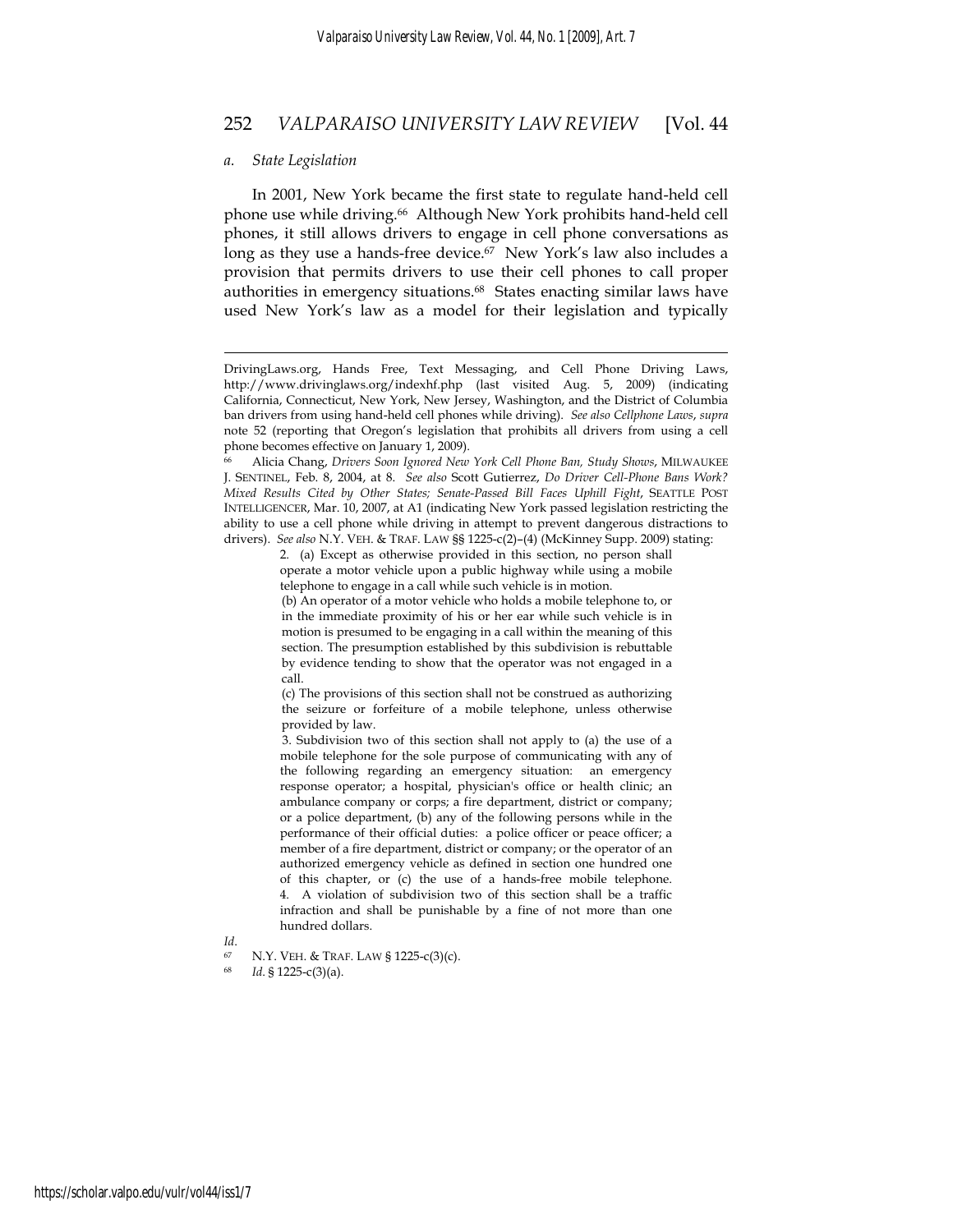*a. State Legislation*

In 2001, New York became the first state to regulate hand-held cell phone use while driving.[66] Although New York prohibits hand-held cell phones, it still allows drivers to engage in cell phone conversations as long as they use a hands-free device.[67] New York's law also includes a provision that permits drivers to use their cell phones to call proper authorities in emergency situations.[68] States enacting similar laws have used New York's law as a model for their legislation and typically

---

DrivingLaws.org, Hands Free, Text Messaging, and Cell Phone Driving Laws, http://www.drivinglaws.org/indexhf.php (last visited Aug. 5, 2009) (indicating California, Connecticut, New York, New Jersey, Washington, and the District of Columbia ban drivers from using hand-held cell phones while driving). *See also Cellphone Laws*, *supra* note 52 (reporting that Oregon's legislation that prohibits all drivers from using a cell phone becomes effective on January 1, 2009).

[66] Alicia Chang, *Drivers Soon Ignored New York Cell Phone Ban, Study Shows*, MILWAUKEE J. SENTINEL, Feb. 8, 2004, at 8. *See also* Scott Gutierrez, *Do Driver Cell-Phone Bans Work? Mixed Results Cited by Other States; Senate-Passed Bill Faces Uphill Fight*, SEATTLE POST INTELLIGENCER, Mar. 10, 2007, at A1 (indicating New York passed legislation restricting the ability to use a cell phone while driving in attempt to prevent dangerous distractions to drivers). *See also* N.Y. VEH. & TRAF. LAW §§ 1225-c(2)–(4) (McKinney Supp. 2009) stating:

> 2. (a) Except as otherwise provided in this section, no person shall operate a motor vehicle upon a public highway while using a mobile telephone to engage in a call while such vehicle is in motion.
>
> (b) An operator of a motor vehicle who holds a mobile telephone to, or in the immediate proximity of his or her ear while such vehicle is in motion is presumed to be engaging in a call within the meaning of this section. The presumption established by this subdivision is rebuttable by evidence tending to show that the operator was not engaged in a call.
>
> (c) The provisions of this section shall not be construed as authorizing the seizure or forfeiture of a mobile telephone, unless otherwise provided by law.
>
> 3. Subdivision two of this section shall not apply to (a) the use of a mobile telephone for the sole purpose of communicating with any of the following regarding an emergency situation: an emergency response operator; a hospital, physician's office or health clinic; an ambulance company or corps; a fire department, district or company; or a police department, (b) any of the following persons while in the performance of their official duties: a police officer or peace officer; a member of a fire department, district or company; or the operator of an authorized emergency vehicle as defined in section one hundred one of this chapter, or (c) the use of a hands-free mobile telephone.
>
> 4. A violation of subdivision two of this section shall be a traffic infraction and shall be punishable by a fine of not more than one hundred dollars.

*Id.*

[67] N.Y. VEH. & TRAF. LAW § 1225-c(3)(c).

[68] *Id.* § 1225-c(3)(a).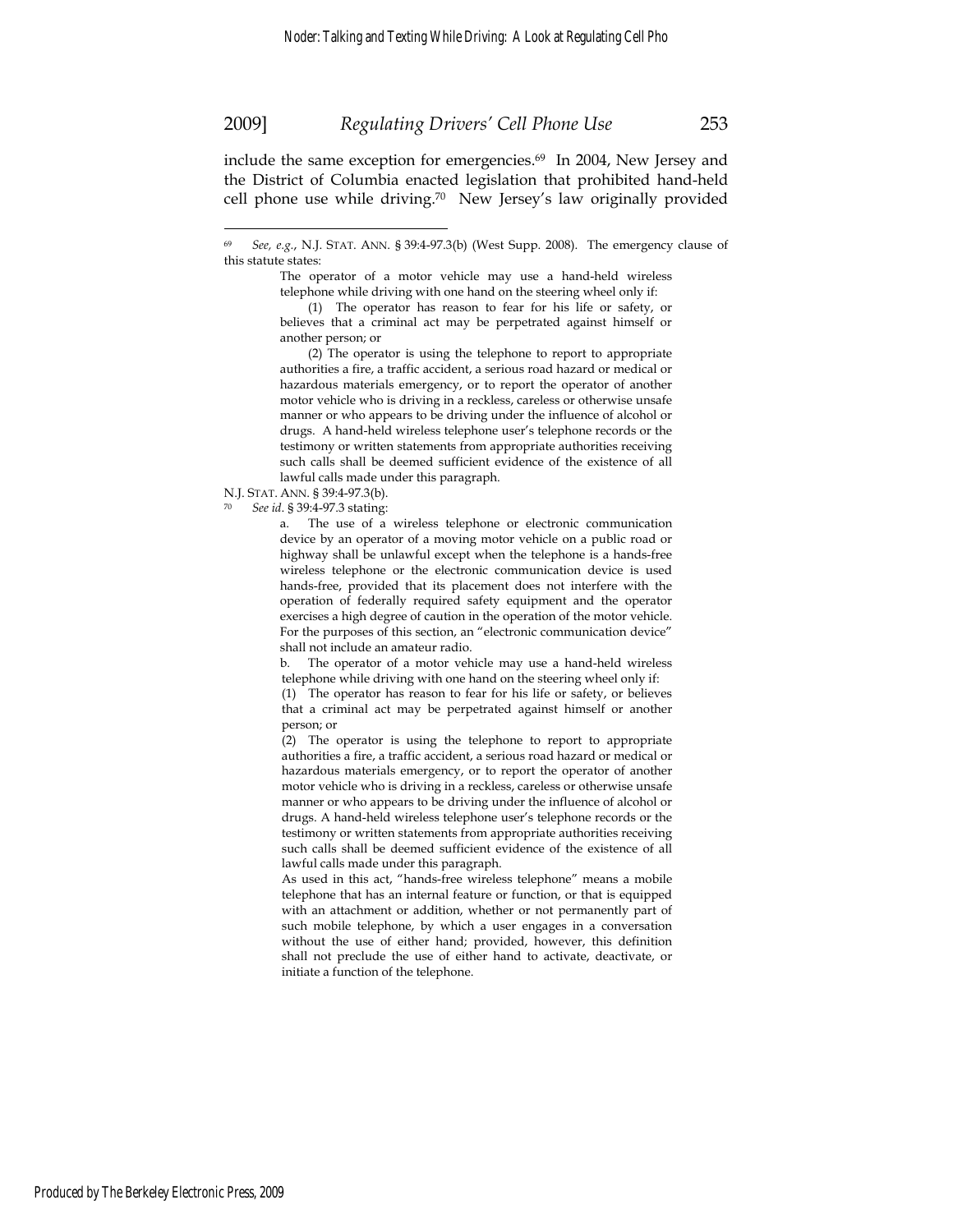include the same exception for emergencies.[69] In 2004, New Jersey and the District of Columbia enacted legislation that prohibited hand-held cell phone use while driving.[70] New Jersey's law originally provided

---

[69] *See, e.g.*, N.J. STAT. ANN. § 39:4-97.3(b) (West Supp. 2008). The emergency clause of this statute states:

> The operator of a motor vehicle may use a hand-held wireless telephone while driving with one hand on the steering wheel only if:
>
> (1) The operator has reason to fear for his life or safety, or believes that a criminal act may be perpetrated against himself or another person; or
>
> (2) The operator is using the telephone to report to appropriate authorities a fire, a traffic accident, a serious road hazard or medical or hazardous materials emergency, or to report the operator of another motor vehicle who is driving in a reckless, careless or otherwise unsafe manner or who appears to be driving under the influence of alcohol or drugs. A hand-held wireless telephone user's telephone records or the testimony or written statements from appropriate authorities receiving such calls shall be deemed sufficient evidence of the existence of all lawful calls made under this paragraph.

N.J. STAT. ANN. § 39:4-97.3(b).

[70] *See id.* § 39:4-97.3 stating:

> a. The use of a wireless telephone or electronic communication device by an operator of a moving motor vehicle on a public road or highway shall be unlawful except when the telephone is a hands-free wireless telephone or the electronic communication device is used hands-free, provided that its placement does not interfere with the operation of federally required safety equipment and the operator exercises a high degree of caution in the operation of the motor vehicle. For the purposes of this section, an "electronic communication device" shall not include an amateur radio.
>
> b. The operator of a motor vehicle may use a hand-held wireless telephone while driving with one hand on the steering wheel only if:
>
> (1) The operator has reason to fear for his life or safety, or believes that a criminal act may be perpetrated against himself or another person; or
>
> (2) The operator is using the telephone to report to appropriate authorities a fire, a traffic accident, a serious road hazard or medical or hazardous materials emergency, or to report the operator of another motor vehicle who is driving in a reckless, careless or otherwise unsafe manner or who appears to be driving under the influence of alcohol or drugs. A hand-held wireless telephone user's telephone records or the testimony or written statements from appropriate authorities receiving such calls shall be deemed sufficient evidence of the existence of all lawful calls made under this paragraph.
>
> As used in this act, "hands-free wireless telephone" means a mobile telephone that has an internal feature or function, or that is equipped with an attachment or addition, whether or not permanently part of such mobile telephone, by which a user engages in a conversation without the use of either hand; provided, however, this definition shall not preclude the use of either hand to activate, deactivate, or initiate a function of the telephone.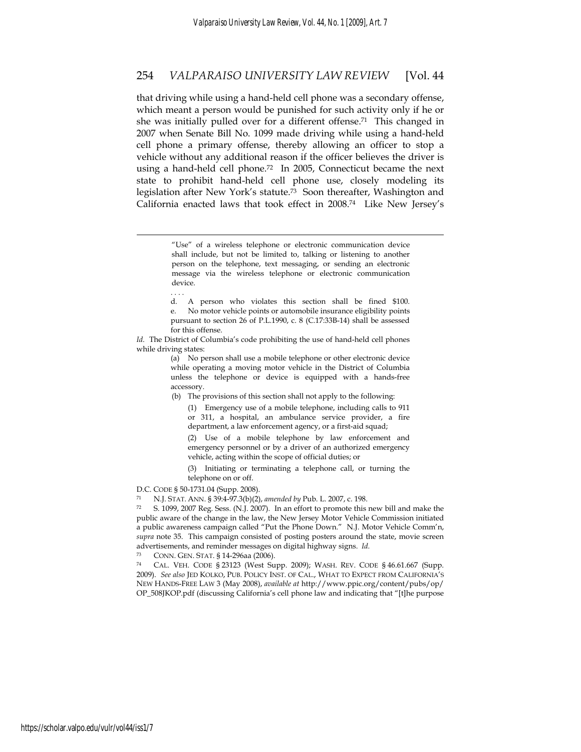that driving while using a hand-held cell phone was a secondary offense, which meant a person would be punished for such activity only if he or she was initially pulled over for a different offense.[71] This changed in 2007 when Senate Bill No. 1099 made driving while using a hand-held cell phone a primary offense, thereby allowing an officer to stop a vehicle without any additional reason if the officer believes the driver is using a hand-held cell phone.[72] In 2005, Connecticut became the next state to prohibit hand-held cell phone use, closely modeling its legislation after New York's statute.[73] Soon thereafter, Washington and California enacted laws that took effect in 2008.[74] Like New Jersey's

---

> "Use" of a wireless telephone or electronic communication device shall include, but not be limited to, talking or listening to another person on the telephone, text messaging, or sending an electronic message via the wireless telephone or electronic communication device.
>
> . . . .
>
> d. A person who violates this section shall be fined $100.
>
> e. No motor vehicle points or automobile insurance eligibility points pursuant to section 26 of P.L.1990, c. 8 (C.17:33B-14) shall be assessed for this offense.

*Id.* The District of Columbia's code prohibiting the use of hand-held cell phones while driving states:

> (a) No person shall use a mobile telephone or other electronic device while operating a moving motor vehicle in the District of Columbia unless the telephone or device is equipped with a hands-free accessory.
>
> (b) The provisions of this section shall not apply to the following:
>
> (1) Emergency use of a mobile telephone, including calls to 911 or 311, a hospital, an ambulance service provider, a fire department, a law enforcement agency, or a first-aid squad;
>
> (2) Use of a mobile telephone by law enforcement and emergency personnel or by a driver of an authorized emergency vehicle, acting within the scope of official duties; or
>
> (3) Initiating or terminating a telephone call, or turning the telephone on or off.

D.C. CODE § 50-1731.04 (Supp. 2008).

[71] N.J. STAT. ANN. § 39:4-97.3(b)(2), *amended by* Pub. L. 2007, c. 198.

[72] S. 1099, 2007 Reg. Sess. (N.J. 2007). In an effort to promote this new bill and make the public aware of the change in the law, the New Jersey Motor Vehicle Commission initiated a public awareness campaign called "Put the Phone Down." N.J. Motor Vehicle Comm'n, *supra* note 35. This campaign consisted of posting posters around the state, movie screen advertisements, and reminder messages on digital highway signs. *Id.*

[73] CONN. GEN. STAT. § 14-296aa (2006).

[74] CAL. VEH. CODE § 23123 (West Supp. 2009); WASH. REV. CODE § 46.61.667 (Supp. 2009). *See also* JED KOLKO, PUB. POLICY INST. OF CAL., WHAT TO EXPECT FROM CALIFORNIA'S NEW HANDS-FREE LAW 3 (May 2008), *available at* http://www.ppic.org/content/pubs/op/OP_508JKOP.pdf (discussing California's cell phone law and indicating that "[t]he purpose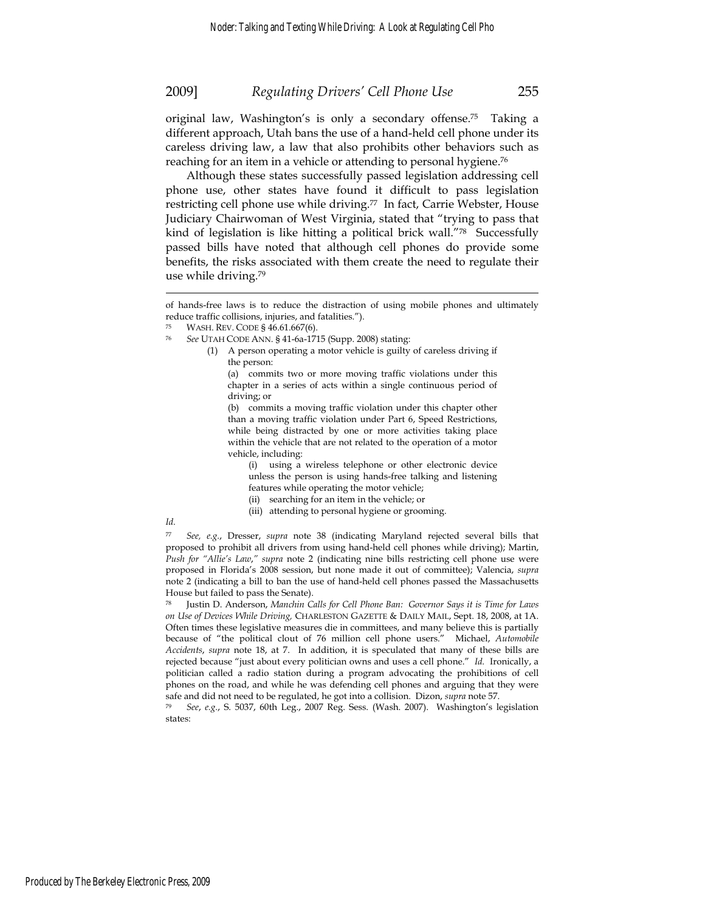original law, Washington's is only a secondary offense.[75] Taking a different approach, Utah bans the use of a hand-held cell phone under its careless driving law, a law that also prohibits other behaviors such as reaching for an item in a vehicle or attending to personal hygiene.[76]

Although these states successfully passed legislation addressing cell phone use, other states have found it difficult to pass legislation restricting cell phone use while driving.[77] In fact, Carrie Webster, House Judiciary Chairwoman of West Virginia, stated that "trying to pass that kind of legislation is like hitting a political brick wall."[78] Successfully passed bills have noted that although cell phones do provide some benefits, the risks associated with them create the need to regulate their use while driving.[79]

---

of hands-free laws is to reduce the distraction of using mobile phones and ultimately reduce traffic collisions, injuries, and fatalities.").

[75] WASH. REV. CODE § 46.61.667(6).

[76] *See* UTAH CODE ANN. § 41-6a-1715 (Supp. 2008) stating:

> (1) A person operating a motor vehicle is guilty of careless driving if the person:
>
> (a) commits two or more moving traffic violations under this chapter in a series of acts within a single continuous period of driving; or
>
> (b) commits a moving traffic violation under this chapter other than a moving traffic violation under Part 6, Speed Restrictions, while being distracted by one or more activities taking place within the vehicle that are not related to the operation of a motor vehicle, including:
>
> (i) using a wireless telephone or other electronic device unless the person is using hands-free talking and listening features while operating the motor vehicle;
>
> (ii) searching for an item in the vehicle; or
>
> (iii) attending to personal hygiene or grooming.

*Id.*

[77] *See, e.g.*, Dresser, *supra* note 38 (indicating Maryland rejected several bills that proposed to prohibit all drivers from using hand-held cell phones while driving); Martin, *Push for "Allie's Law," supra* note 2 (indicating nine bills restricting cell phone use were proposed in Florida's 2008 session, but none made it out of committee); Valencia, *supra* note 2 (indicating a bill to ban the use of hand-held cell phones passed the Massachusetts House but failed to pass the Senate).

[78] Justin D. Anderson, *Manchin Calls for Cell Phone Ban: Governor Says it is Time for Laws on Use of Devices While Driving,* CHARLESTON GAZETTE & DAILY MAIL, Sept. 18, 2008, at 1A. Often times these legislative measures die in committees, and many believe this is partially because of "the political clout of 76 million cell phone users." Michael, *Automobile Accidents*, *supra* note 18, at 7. In addition, it is speculated that many of these bills are rejected because "just about every politician owns and uses a cell phone." *Id.* Ironically, a politician called a radio station during a program advocating the prohibitions of cell phones on the road, and while he was defending cell phones and arguing that they were safe and did not need to be regulated, he got into a collision. Dizon, *supra* note 57.

[79] *See*, *e.g.*, S. 5037, 60th Leg., 2007 Reg. Sess. (Wash. 2007). Washington's legislation states: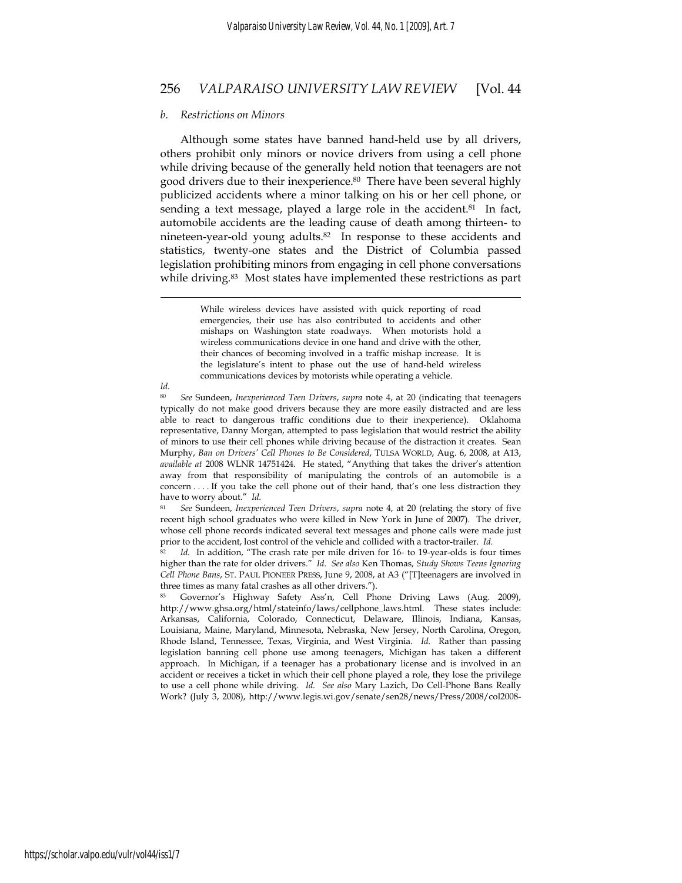*b. Restrictions on Minors*

Although some states have banned hand-held use by all drivers, others prohibit only minors or novice drivers from using a cell phone while driving because of the generally held notion that teenagers are not good drivers due to their inexperience.[80] There have been several highly publicized accidents where a minor talking on his or her cell phone, or sending a text message, played a large role in the accident.[81] In fact, automobile accidents are the leading cause of death among thirteen- to nineteen-year-old young adults.[82] In response to these accidents and statistics, twenty-one states and the District of Columbia passed legislation prohibiting minors from engaging in cell phone conversations while driving.[83] Most states have implemented these restrictions as part

---

> While wireless devices have assisted with quick reporting of road emergencies, their use has also contributed to accidents and other mishaps on Washington state roadways. When motorists hold a wireless communications device in one hand and drive with the other, their chances of becoming involved in a traffic mishap increase. It is the legislature's intent to phase out the use of hand-held wireless communications devices by motorists while operating a vehicle.

*Id.*

[80] *See* Sundeen, *Inexperienced Teen Drivers*, *supra* note 4, at 20 (indicating that teenagers typically do not make good drivers because they are more easily distracted and are less able to react to dangerous traffic conditions due to their inexperience). Oklahoma representative, Danny Morgan, attempted to pass legislation that would restrict the ability of minors to use their cell phones while driving because of the distraction it creates. Sean Murphy, *Ban on Drivers' Cell Phones to Be Considered*, TULSA WORLD, Aug. 6, 2008, at A13, *available at* 2008 WLNR 14751424. He stated, "Anything that takes the driver's attention away from that responsibility of manipulating the controls of an automobile is a concern . . . . If you take the cell phone out of their hand, that's one less distraction they have to worry about." *Id.*

[81] *See* Sundeen, *Inexperienced Teen Drivers*, *supra* note 4, at 20 (relating the story of five recent high school graduates who were killed in New York in June of 2007). The driver, whose cell phone records indicated several text messages and phone calls were made just prior to the accident, lost control of the vehicle and collided with a tractor-trailer. *Id.*

[82] *Id.* In addition, "The crash rate per mile driven for 16- to 19-year-olds is four times higher than the rate for older drivers." *Id.* *See also* Ken Thomas, *Study Shows Teens Ignoring Cell Phone Bans*, ST. PAUL PIONEER PRESS, June 9, 2008, at A3 ("[T]teenagers are involved in three times as many fatal crashes as all other drivers.").

[83] Governor's Highway Safety Ass'n, Cell Phone Driving Laws (Aug. 2009), http://www.ghsa.org/html/stateinfo/laws/cellphone_laws.html. These states include: Arkansas, California, Colorado, Connecticut, Delaware, Illinois, Indiana, Kansas, Louisiana, Maine, Maryland, Minnesota, Nebraska, New Jersey, North Carolina, Oregon, Rhode Island, Tennessee, Texas, Virginia, and West Virginia. *Id.* Rather than passing legislation banning cell phone use among teenagers, Michigan has taken a different approach. In Michigan, if a teenager has a probationary license and is involved in an accident or receives a ticket in which their cell phone played a role, they lose the privilege to use a cell phone while driving. *Id.* *See also* Mary Lazich, Do Cell-Phone Bans Really Work? (July 3, 2008), http://www.legis.wi.gov/senate/sen28/news/Press/2008/col2008-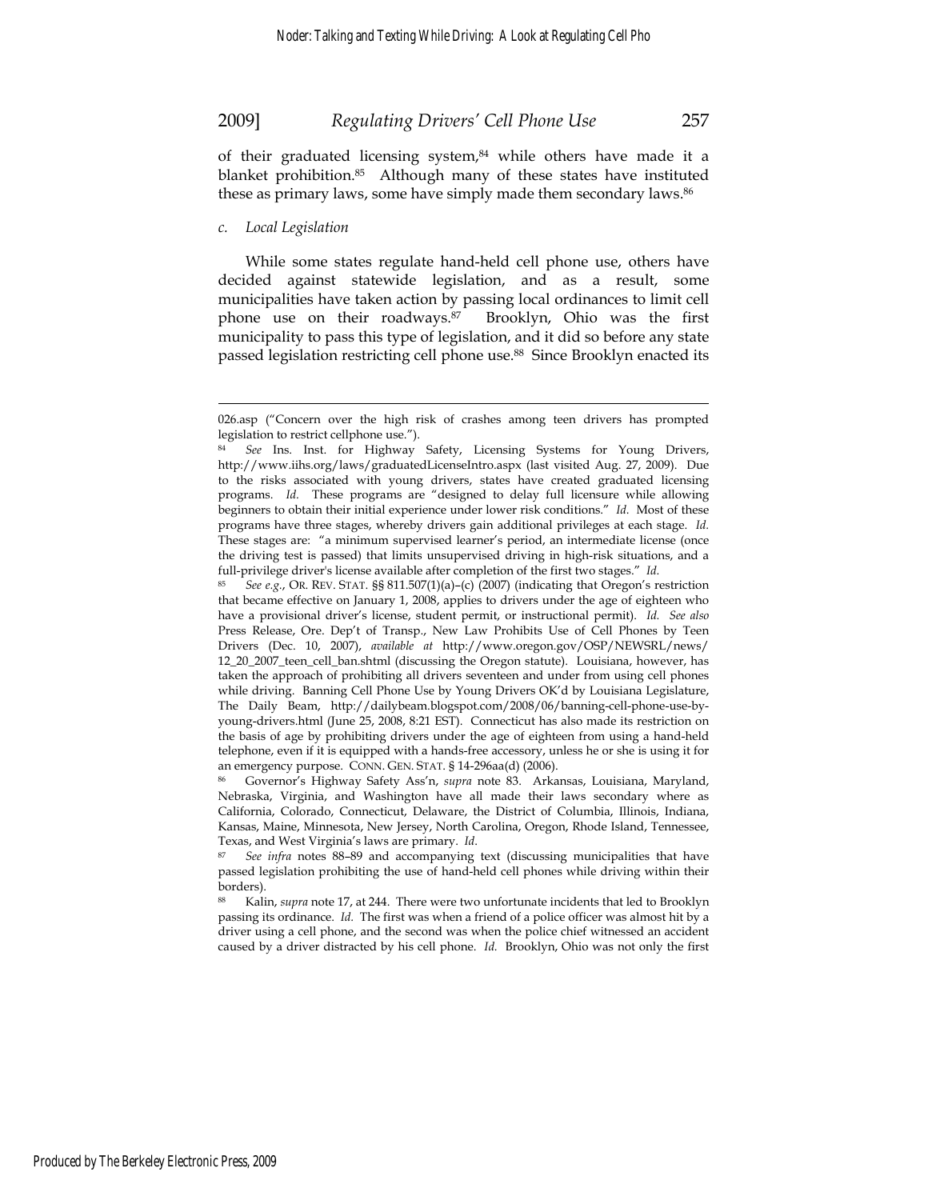of their graduated licensing system,[84] while others have made it a blanket prohibition.[85] Although many of these states have instituted these as primary laws, some have simply made them secondary laws.[86]

### *c. Local Legislation*

While some states regulate hand-held cell phone use, others have decided against statewide legislation, and as a result, some municipalities have taken action by passing local ordinances to limit cell phone use on their roadways.[87] Brooklyn, Ohio was the first municipality to pass this type of legislation, and it did so before any state passed legislation restricting cell phone use.[88] Since Brooklyn enacted its

---

026.asp ("Concern over the high risk of crashes among teen drivers has prompted legislation to restrict cellphone use.").

[84] *See* Ins. Inst. for Highway Safety, Licensing Systems for Young Drivers, http://www.iihs.org/laws/graduatedLicenseIntro.aspx (last visited Aug. 27, 2009). Due to the risks associated with young drivers, states have created graduated licensing programs. *Id.* These programs are "designed to delay full licensure while allowing beginners to obtain their initial experience under lower risk conditions." *Id.* Most of these programs have three stages, whereby drivers gain additional privileges at each stage. *Id.* These stages are: "a minimum supervised learner's period, an intermediate license (once the driving test is passed) that limits unsupervised driving in high-risk situations, and a full-privilege driver's license available after completion of the first two stages." *Id.*

[85] *See e.g.*, OR. REV. STAT. §§ 811.507(1)(a)–(c) (2007) (indicating that Oregon's restriction that became effective on January 1, 2008, applies to drivers under the age of eighteen who have a provisional driver's license, student permit, or instructional permit). *Id. See also* Press Release, Ore. Dep't of Transp., New Law Prohibits Use of Cell Phones by Teen Drivers (Dec. 10, 2007), *available at* http://www.oregon.gov/OSP/NEWSRL/news/12_20_2007_teen_cell_ban.shtml (discussing the Oregon statute). Louisiana, however, has taken the approach of prohibiting all drivers seventeen and under from using cell phones while driving. Banning Cell Phone Use by Young Drivers OK'd by Louisiana Legislature, The Daily Beam, http://dailybeam.blogspot.com/2008/06/banning-cell-phone-use-by-young-drivers.html (June 25, 2008, 8:21 EST). Connecticut has also made its restriction on the basis of age by prohibiting drivers under the age of eighteen from using a hand-held telephone, even if it is equipped with a hands-free accessory, unless he or she is using it for an emergency purpose. CONN. GEN. STAT. § 14-296aa(d) (2006).

[86] Governor's Highway Safety Ass'n, *supra* note 83. Arkansas, Louisiana, Maryland, Nebraska, Virginia, and Washington have all made their laws secondary where as California, Colorado, Connecticut, Delaware, the District of Columbia, Illinois, Indiana, Kansas, Maine, Minnesota, New Jersey, North Carolina, Oregon, Rhode Island, Tennessee, Texas, and West Virginia's laws are primary. *Id.*

[87] *See infra* notes 88–89 and accompanying text (discussing municipalities that have passed legislation prohibiting the use of hand-held cell phones while driving within their borders).

[88] Kalin, *supra* note 17, at 244. There were two unfortunate incidents that led to Brooklyn passing its ordinance. *Id.* The first was when a friend of a police officer was almost hit by a driver using a cell phone, and the second was when the police chief witnessed an accident caused by a driver distracted by his cell phone. *Id.* Brooklyn, Ohio was not only the first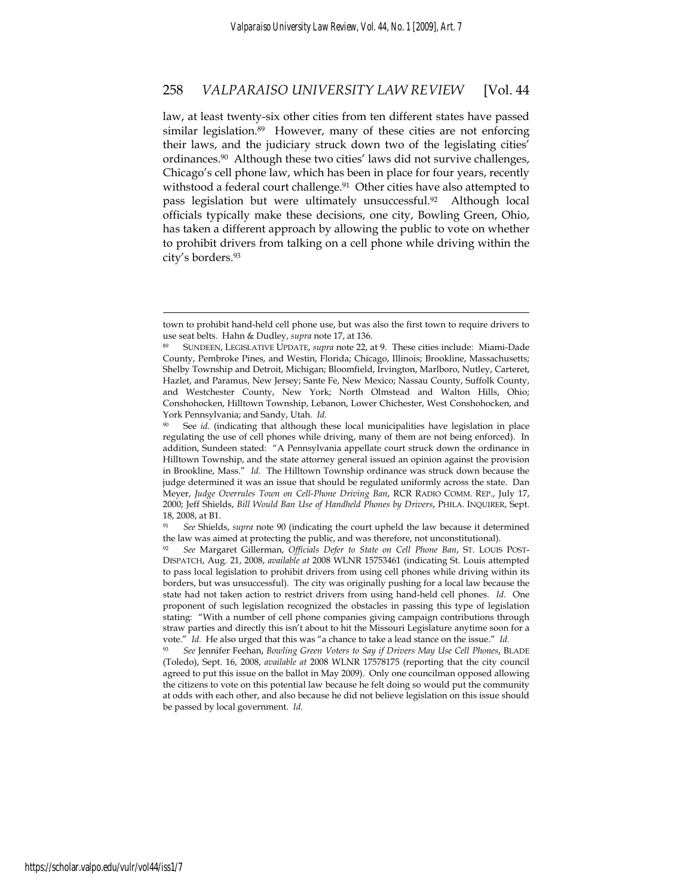law, at least twenty-six other cities from ten different states have passed similar legislation.[89] However, many of these cities are not enforcing their laws, and the judiciary struck down two of the legislating cities' ordinances.[90] Although these two cities' laws did not survive challenges, Chicago's cell phone law, which has been in place for four years, recently withstood a federal court challenge.[91] Other cities have also attempted to pass legislation but were ultimately unsuccessful.[92] Although local officials typically make these decisions, one city, Bowling Green, Ohio, has taken a different approach by allowing the public to vote on whether to prohibit drivers from talking on a cell phone while driving within the city's borders.[93]

---

town to prohibit hand-held cell phone use, but was also the first town to require drivers to use seat belts. Hahn & Dudley, *supra* note 17, at 136.

[89] SUNDEEN, LEGISLATIVE UPDATE, *supra* note 22, at 9. These cities include: Miami-Dade County, Pembroke Pines, and Westin, Florida; Chicago, Illinois; Brookline, Massachusetts; Shelby Township and Detroit, Michigan; Bloomfield, Irvington, Marlboro, Nutley, Carteret, Hazlet, and Paramus, New Jersey; Sante Fe, New Mexico; Nassau County, Suffolk County, and Westchester County, New York; North Olmstead and Walton Hills, Ohio; Conshohocken, Hilltown Township, Lebanon, Lower Chichester, West Conshohocken, and York Pennsylvania; and Sandy, Utah. *Id.*

[90] See *id.* (indicating that although these local municipalities have legislation in place regulating the use of cell phones while driving, many of them are not being enforced). In addition, Sundeen stated: "A Pennsylvania appellate court struck down the ordinance in Hilltown Township, and the state attorney general issued an opinion against the provision in Brookline, Mass." *Id.* The Hilltown Township ordinance was struck down because the judge determined it was an issue that should be regulated uniformly across the state. Dan Meyer, *Judge Overrules Town on Cell-Phone Driving Ban*, RCR RADIO COMM. REP., July 17, 2000; Jeff Shields, *Bill Would Ban Use of Handheld Phones by Drivers*, PHILA. INQUIRER, Sept. 18, 2008, at B1.

[91] *See* Shields, *supra* note 90 (indicating the court upheld the law because it determined the law was aimed at protecting the public, and was therefore, not unconstitutional).

[92] *See* Margaret Gillerman, *Officials Defer to State on Cell Phone Ban*, ST. LOUIS POST-DISPATCH, Aug. 21, 2008, *available at* 2008 WLNR 15753461 (indicating St. Louis attempted to pass local legislation to prohibit drivers from using cell phones while driving within its borders, but was unsuccessful). The city was originally pushing for a local law because the state had not taken action to restrict drivers from using hand-held cell phones. *Id.* One proponent of such legislation recognized the obstacles in passing this type of legislation stating: "With a number of cell phone companies giving campaign contributions through straw parties and directly this isn't about to hit the Missouri Legislature anytime soon for a vote." *Id.* He also urged that this was "a chance to take a lead stance on the issue." *Id.*

[93] *See* Jennifer Feehan, *Bowling Green Voters to Say if Drivers May Use Cell Phones*, BLADE (Toledo), Sept. 16, 2008, *available at* 2008 WLNR 17578175 (reporting that the city council agreed to put this issue on the ballot in May 2009). Only one councilman opposed allowing the citizens to vote on this potential law because he felt doing so would put the community at odds with each other, and also because he did not believe legislation on this issue should be passed by local government. *Id.*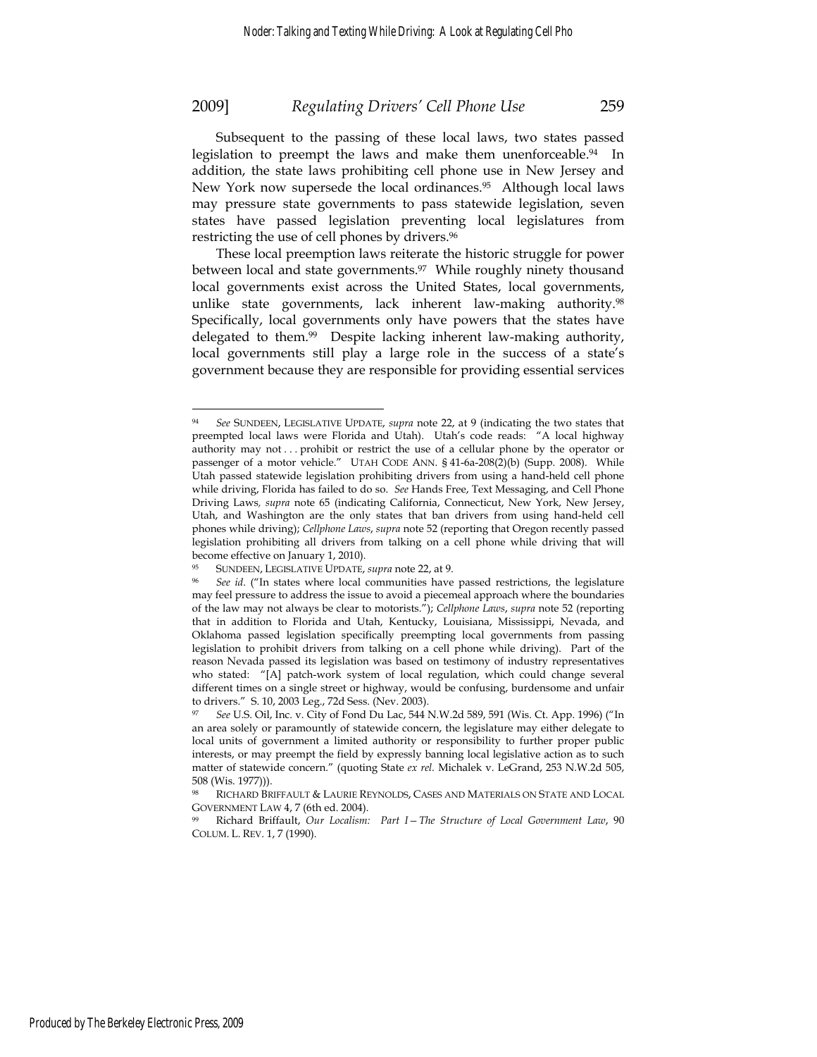Subsequent to the passing of these local laws, two states passed legislation to preempt the laws and make them unenforceable.[94] In addition, the state laws prohibiting cell phone use in New Jersey and New York now supersede the local ordinances.[95] Although local laws may pressure state governments to pass statewide legislation, seven states have passed legislation preventing local legislatures from restricting the use of cell phones by drivers.[96]

These local preemption laws reiterate the historic struggle for power between local and state governments.[97] While roughly ninety thousand local governments exist across the United States, local governments, unlike state governments, lack inherent law-making authority.[98] Specifically, local governments only have powers that the states have delegated to them.[99] Despite lacking inherent law-making authority, local governments still play a large role in the success of a state's government because they are responsible for providing essential services

---

[94] *See* SUNDEEN, LEGISLATIVE UPDATE, *supra* note 22, at 9 (indicating the two states that preempted local laws were Florida and Utah). Utah's code reads: "A local highway authority may not . . . prohibit or restrict the use of a cellular phone by the operator or passenger of a motor vehicle." UTAH CODE ANN. § 41-6a-208(2)(b) (Supp. 2008). While Utah passed statewide legislation prohibiting drivers from using a hand-held cell phone while driving, Florida has failed to do so. *See* Hands Free, Text Messaging, and Cell Phone Driving Laws, *supra* note 65 (indicating California, Connecticut, New York, New Jersey, Utah, and Washington are the only states that ban drivers from using hand-held cell phones while driving); *Cellphone Laws*, *supra* note 52 (reporting that Oregon recently passed legislation prohibiting all drivers from talking on a cell phone while driving that will become effective on January 1, 2010).

[95] SUNDEEN, LEGISLATIVE UPDATE, *supra* note 22, at 9.

[96] *See id.* ("In states where local communities have passed restrictions, the legislature may feel pressure to address the issue to avoid a piecemeal approach where the boundaries of the law may not always be clear to motorists."); *Cellphone Laws*, *supra* note 52 (reporting that in addition to Florida and Utah, Kentucky, Louisiana, Mississippi, Nevada, and Oklahoma passed legislation specifically preempting local governments from passing legislation to prohibit drivers from talking on a cell phone while driving). Part of the reason Nevada passed its legislation was based on testimony of industry representatives who stated: "[A] patch-work system of local regulation, which could change several different times on a single street or highway, would be confusing, burdensome and unfair to drivers." S. 10, 2003 Leg., 72d Sess. (Nev. 2003).

[97] *See* U.S. Oil, Inc. v. City of Fond Du Lac, 544 N.W.2d 589, 591 (Wis. Ct. App. 1996) ("In an area solely or paramountly of statewide concern, the legislature may either delegate to local units of government a limited authority or responsibility to further proper public interests, or may preempt the field by expressly banning local legislative action as to such matter of statewide concern." (quoting State *ex rel.* Michalek v. LeGrand, 253 N.W.2d 505, 508 (Wis. 1977))).

[98] RICHARD BRIFFAULT & LAURIE REYNOLDS, CASES AND MATERIALS ON STATE AND LOCAL GOVERNMENT LAW 4, 7 (6th ed. 2004).

[99] Richard Briffault, *Our Localism: Part I—The Structure of Local Government Law*, 90 COLUM. L. REV. 1, 7 (1990).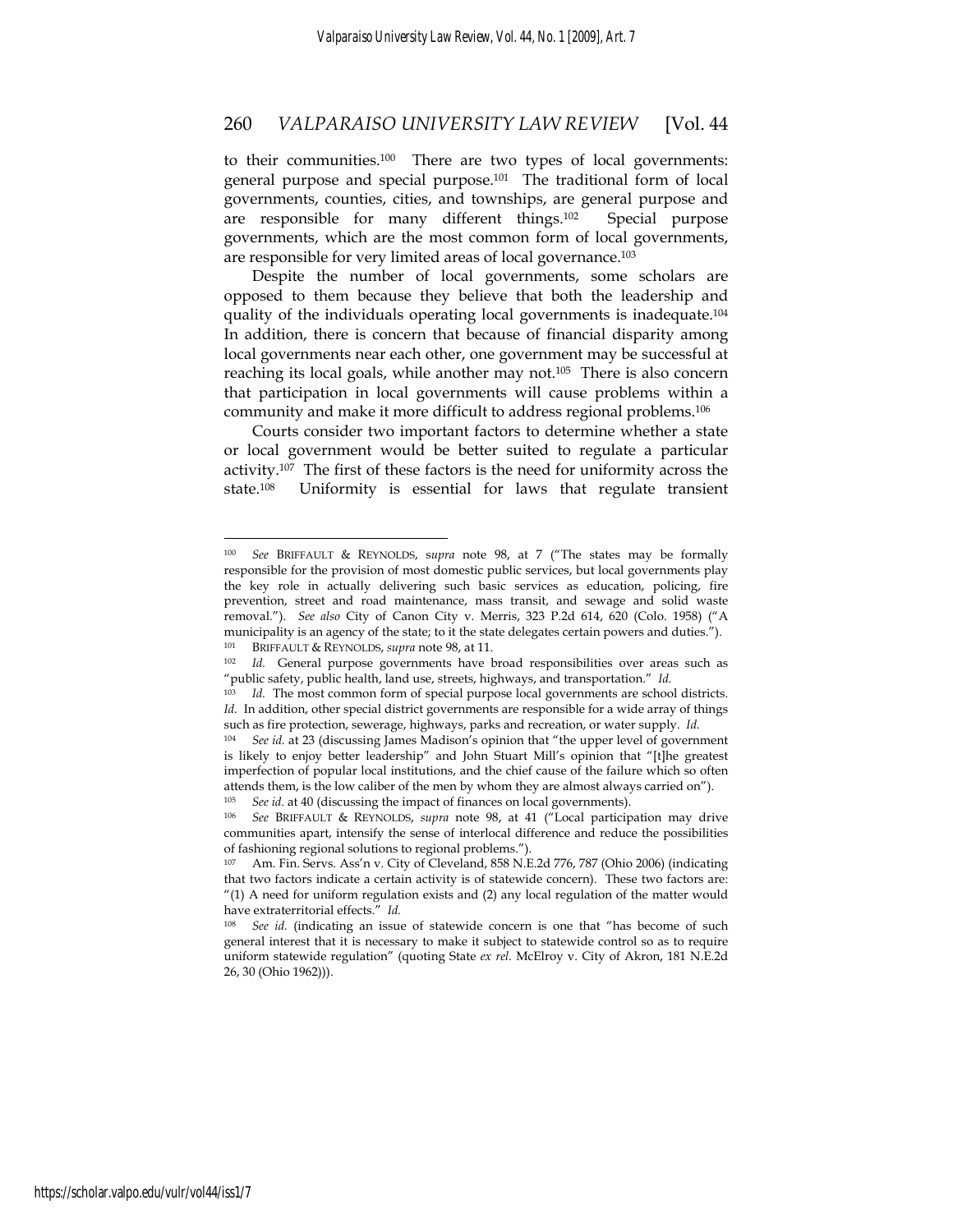to their communities.[100] There are two types of local governments: general purpose and special purpose.[101] The traditional form of local governments, counties, cities, and townships, are general purpose and are responsible for many different things.[102] Special purpose governments, which are the most common form of local governments, are responsible for very limited areas of local governance.[103]

Despite the number of local governments, some scholars are opposed to them because they believe that both the leadership and quality of the individuals operating local governments is inadequate.[104] In addition, there is concern that because of financial disparity among local governments near each other, one government may be successful at reaching its local goals, while another may not.[105] There is also concern that participation in local governments will cause problems within a community and make it more difficult to address regional problems.[106]

Courts consider two important factors to determine whether a state or local government would be better suited to regulate a particular activity.[107] The first of these factors is the need for uniformity across the state.[108] Uniformity is essential for laws that regulate transient

---

[100] *See* BRIFFAULT & REYNOLDS, *supra* note 98, at 7 ("The states may be formally responsible for the provision of most domestic public services, but local governments play the key role in actually delivering such basic services as education, policing, fire prevention, street and road maintenance, mass transit, and sewage and solid waste removal."). *See also* City of Canon City v. Merris, 323 P.2d 614, 620 (Colo. 1958) ("A municipality is an agency of the state; to it the state delegates certain powers and duties.").

[101] BRIFFAULT & REYNOLDS, *supra* note 98, at 11.

[102] *Id.* General purpose governments have broad responsibilities over areas such as "public safety, public health, land use, streets, highways, and transportation." *Id.*

[103] *Id.* The most common form of special purpose local governments are school districts. *Id.* In addition, other special district governments are responsible for a wide array of things such as fire protection, sewerage, highways, parks and recreation, or water supply. *Id.*

[104] *See id.* at 23 (discussing James Madison's opinion that "the upper level of government is likely to enjoy better leadership" and John Stuart Mill's opinion that "[t]he greatest imperfection of popular local institutions, and the chief cause of the failure which so often attends them, is the low caliber of the men by whom they are almost always carried on").

[105] *See id.* at 40 (discussing the impact of finances on local governments).

[106] *See* BRIFFAULT & REYNOLDS, *supra* note 98, at 41 ("Local participation may drive communities apart, intensify the sense of interlocal difference and reduce the possibilities of fashioning regional solutions to regional problems.").

[107] Am. Fin. Servs. Ass'n v. City of Cleveland, 858 N.E.2d 776, 787 (Ohio 2006) (indicating that two factors indicate a certain activity is of statewide concern). These two factors are: "(1) A need for uniform regulation exists and (2) any local regulation of the matter would have extraterritorial effects." *Id.*

[108] *See id.* (indicating an issue of statewide concern is one that "has become of such general interest that it is necessary to make it subject to statewide control so as to require uniform statewide regulation" (quoting State *ex rel.* McElroy v. City of Akron, 181 N.E.2d 26, 30 (Ohio 1962))).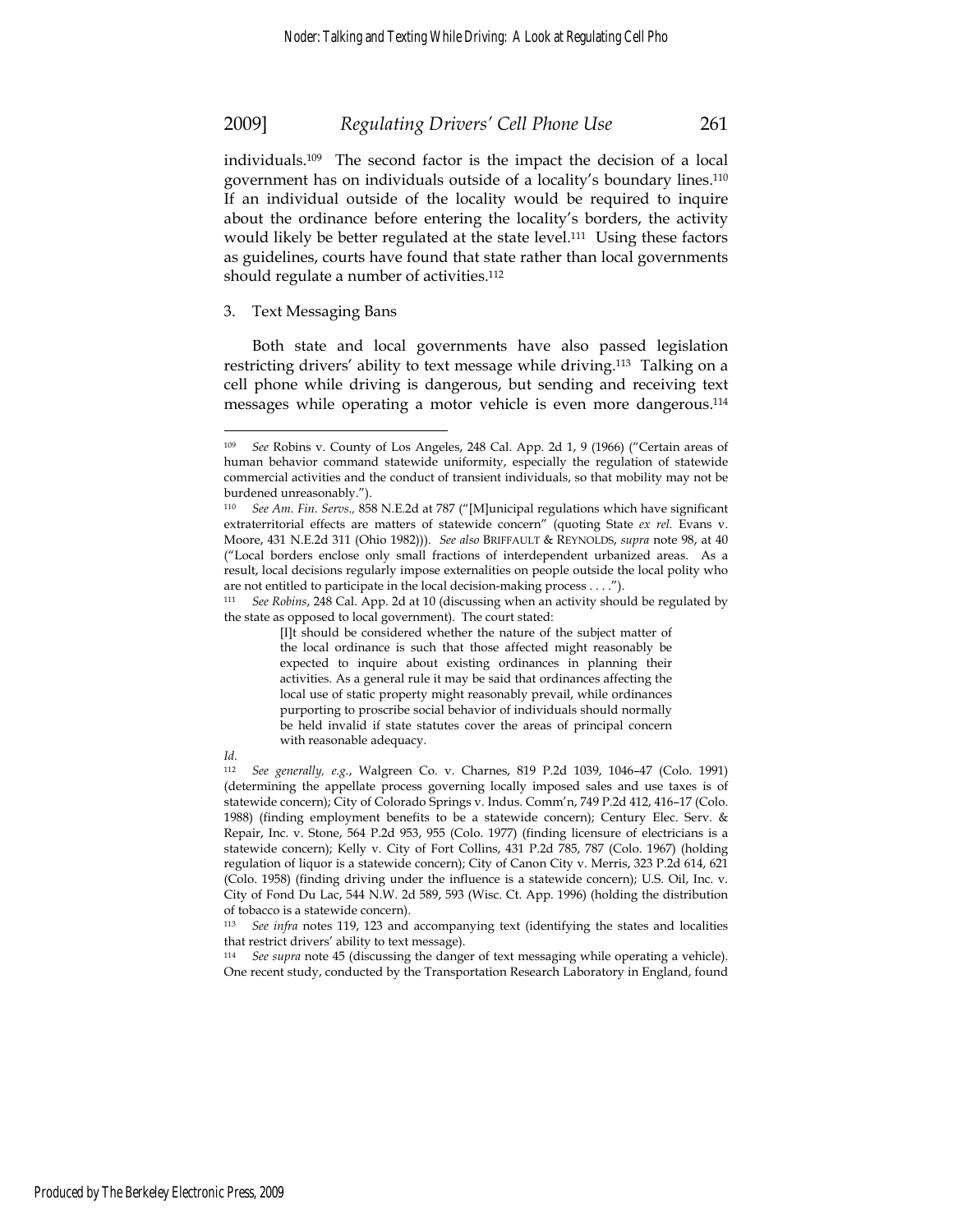individuals.[109] The second factor is the impact the decision of a local government has on individuals outside of a locality's boundary lines.[110] If an individual outside of the locality would be required to inquire about the ordinance before entering the locality's borders, the activity would likely be better regulated at the state level.[111] Using these factors as guidelines, courts have found that state rather than local governments should regulate a number of activities.[112]

3. Text Messaging Bans

Both state and local governments have also passed legislation restricting drivers' ability to text message while driving.[113] Talking on a cell phone while driving is dangerous, but sending and receiving text messages while operating a motor vehicle is even more dangerous.[114]

---

[109] *See* Robins v. County of Los Angeles, 248 Cal. App. 2d 1, 9 (1966) ("Certain areas of human behavior command statewide uniformity, especially the regulation of statewide commercial activities and the conduct of transient individuals, so that mobility may not be burdened unreasonably.").

[110] *See Am. Fin. Servs.,* 858 N.E.2d at 787 ("[M]unicipal regulations which have significant extraterritorial effects are matters of statewide concern" (quoting State *ex rel.* Evans v. Moore, 431 N.E.2d 311 (Ohio 1982))). *See also* BRIFFAULT & REYNOLDS, *supra* note 98, at 40 ("Local borders enclose only small fractions of interdependent urbanized areas. As a result, local decisions regularly impose externalities on people outside the local polity who are not entitled to participate in the local decision-making process . . . .").

[111] *See Robins*, 248 Cal. App. 2d at 10 (discussing when an activity should be regulated by the state as opposed to local government). The court stated:

> [I]t should be considered whether the nature of the subject matter of the local ordinance is such that those affected might reasonably be expected to inquire about existing ordinances in planning their activities. As a general rule it may be said that ordinances affecting the local use of static property might reasonably prevail, while ordinances purporting to proscribe social behavior of individuals should normally be held invalid if state statutes cover the areas of principal concern with reasonable adequacy.

*Id.*

[112] *See generally, e.g.*, Walgreen Co. v. Charnes, 819 P.2d 1039, 1046–47 (Colo. 1991) (determining the appellate process governing locally imposed sales and use taxes is of statewide concern); City of Colorado Springs v. Indus. Comm'n, 749 P.2d 412, 416–17 (Colo. 1988) (finding employment benefits to be a statewide concern); Century Elec. Serv. & Repair, Inc. v. Stone, 564 P.2d 953, 955 (Colo. 1977) (finding licensure of electricians is a statewide concern); Kelly v. City of Fort Collins, 431 P.2d 785, 787 (Colo. 1967) (holding regulation of liquor is a statewide concern); City of Canon City v. Merris, 323 P.2d 614, 621 (Colo. 1958) (finding driving under the influence is a statewide concern); U.S. Oil, Inc. v. City of Fond Du Lac, 544 N.W. 2d 589, 593 (Wisc. Ct. App. 1996) (holding the distribution of tobacco is a statewide concern).

[113] *See infra* notes 119, 123 and accompanying text (identifying the states and localities that restrict drivers' ability to text message).

[114] *See supra* note 45 (discussing the danger of text messaging while operating a vehicle). One recent study, conducted by the Transportation Research Laboratory in England, found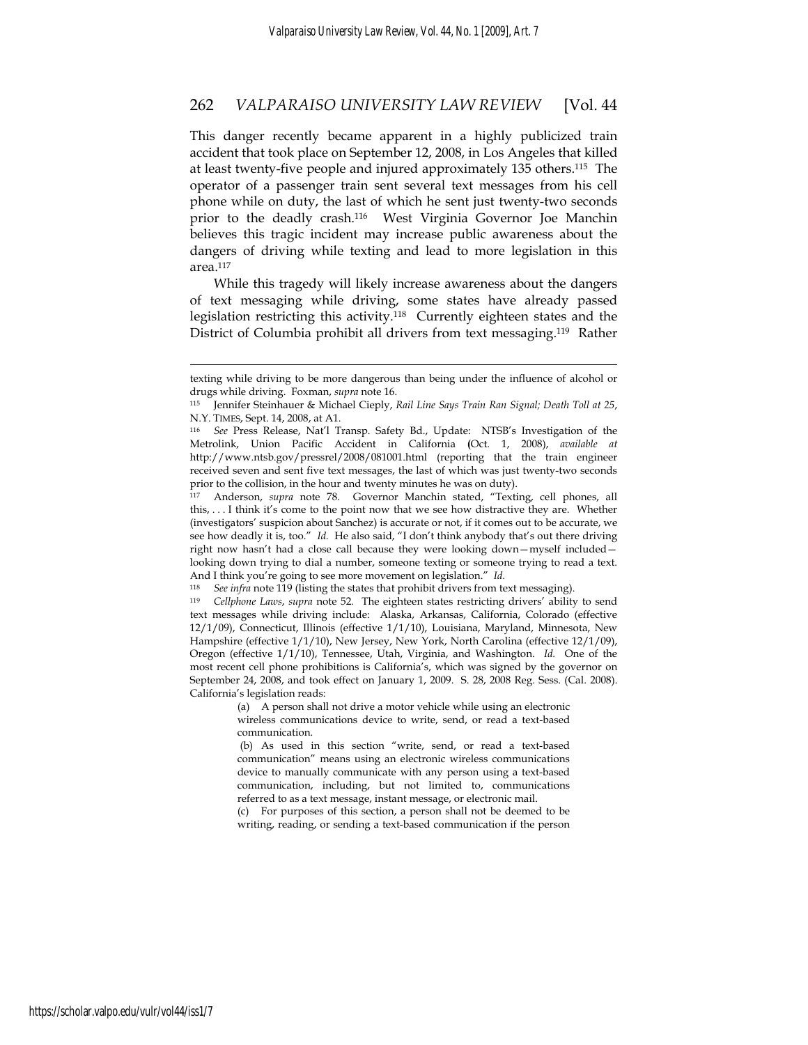This danger recently became apparent in a highly publicized train accident that took place on September 12, 2008, in Los Angeles that killed at least twenty-five people and injured approximately 135 others.[115] The operator of a passenger train sent several text messages from his cell phone while on duty, the last of which he sent just twenty-two seconds prior to the deadly crash.[116] West Virginia Governor Joe Manchin believes this tragic incident may increase public awareness about the dangers of driving while texting and lead to more legislation in this area.[117]

While this tragedy will likely increase awareness about the dangers of text messaging while driving, some states have already passed legislation restricting this activity.[118] Currently eighteen states and the District of Columbia prohibit all drivers from text messaging.[119] Rather

---

texting while driving to be more dangerous than being under the influence of alcohol or drugs while driving. Foxman, *supra* note 16.

[115] Jennifer Steinhauer & Michael Cieply, *Rail Line Says Train Ran Signal; Death Toll at 25*, N.Y. TIMES, Sept. 14, 2008, at A1.

[116] *See* Press Release, Nat'l Transp. Safety Bd., Update: NTSB's Investigation of the Metrolink, Union Pacific Accident in California (Oct. 1, 2008), *available at* http://www.ntsb.gov/pressrel/2008/081001.html (reporting that the train engineer received seven and sent five text messages, the last of which was just twenty-two seconds prior to the collision, in the hour and twenty minutes he was on duty).

[117] Anderson, *supra* note 78. Governor Manchin stated, "Texting, cell phones, all this, . . . I think it's come to the point now that we see how distractive they are. Whether (investigators' suspicion about Sanchez) is accurate or not, if it comes out to be accurate, we see how deadly it is, too." *Id.* He also said, "I don't think anybody that's out there driving right now hasn't had a close call because they were looking down—myself included—looking down trying to dial a number, someone texting or someone trying to read a text. And I think you're going to see more movement on legislation." *Id.*

[118] *See infra* note 119 (listing the states that prohibit drivers from text messaging).

[119] *Cellphone Laws*, *supra* note 52. The eighteen states restricting drivers' ability to send text messages while driving include: Alaska, Arkansas, California, Colorado (effective 12/1/09), Connecticut, Illinois (effective 1/1/10), Louisiana, Maryland, Minnesota, New Hampshire (effective 1/1/10), New Jersey, New York, North Carolina (effective 12/1/09), Oregon (effective 1/1/10), Tennessee, Utah, Virginia, and Washington. *Id.* One of the most recent cell phone prohibitions is California's, which was signed by the governor on September 24, 2008, and took effect on January 1, 2009. S. 28, 2008 Reg. Sess. (Cal. 2008). California's legislation reads:

> (a) A person shall not drive a motor vehicle while using an electronic wireless communications device to write, send, or read a text-based communication.
>
> (b) As used in this section "write, send, or read a text-based communication" means using an electronic wireless communications device to manually communicate with any person using a text-based communication, including, but not limited to, communications referred to as a text message, instant message, or electronic mail.
>
> (c) For purposes of this section, a person shall not be deemed to be writing, reading, or sending a text-based communication if the person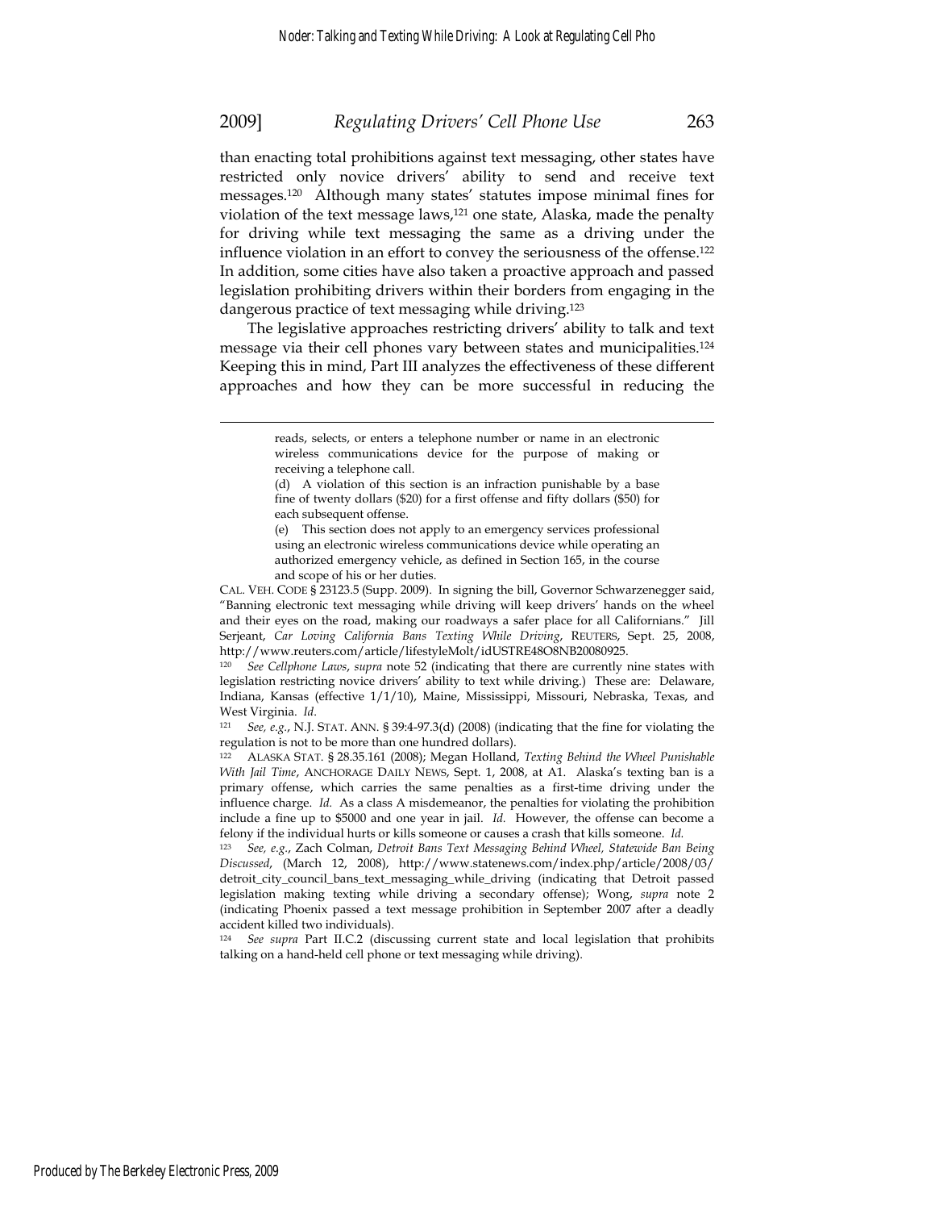than enacting total prohibitions against text messaging, other states have restricted only novice drivers' ability to send and receive text messages.[120] Although many states' statutes impose minimal fines for violation of the text message laws,[121] one state, Alaska, made the penalty for driving while text messaging the same as a driving under the influence violation in an effort to convey the seriousness of the offense.[122] In addition, some cities have also taken a proactive approach and passed legislation prohibiting drivers within their borders from engaging in the dangerous practice of text messaging while driving.[123]

The legislative approaches restricting drivers' ability to talk and text message via their cell phones vary between states and municipalities.[124] Keeping this in mind, Part III analyzes the effectiveness of these different approaches and how they can be more successful in reducing the

---

> reads, selects, or enters a telephone number or name in an electronic wireless communications device for the purpose of making or receiving a telephone call.
>
> (d) A violation of this section is an infraction punishable by a base fine of twenty dollars ($20) for a first offense and fifty dollars ($50) for each subsequent offense.
>
> (e) This section does not apply to an emergency services professional using an electronic wireless communications device while operating an authorized emergency vehicle, as defined in Section 165, in the course and scope of his or her duties.

CAL. VEH. CODE § 23123.5 (Supp. 2009). In signing the bill, Governor Schwarzenegger said, "Banning electronic text messaging while driving will keep drivers' hands on the wheel and their eyes on the road, making our roadways a safer place for all Californians." Jill Serjeant, *Car Loving California Bans Texting While Driving*, REUTERS, Sept. 25, 2008, http://www.reuters.com/article/lifestyleMolt/idUSTRE48O8NB20080925.

[120] *See Cellphone Laws*, *supra* note 52 (indicating that there are currently nine states with legislation restricting novice drivers' ability to text while driving.) These are: Delaware, Indiana, Kansas (effective 1/1/10), Maine, Mississippi, Missouri, Nebraska, Texas, and West Virginia. *Id*.

[121] *See, e.g.*, N.J. STAT. ANN. § 39:4-97.3(d) (2008) (indicating that the fine for violating the regulation is not to be more than one hundred dollars).

[122] ALASKA STAT. § 28.35.161 (2008); Megan Holland, *Texting Behind the Wheel Punishable With Jail Time*, ANCHORAGE DAILY NEWS, Sept. 1, 2008, at A1. Alaska's texting ban is a primary offense, which carries the same penalties as a first-time driving under the influence charge. *Id.* As a class A misdemeanor, the penalties for violating the prohibition include a fine up to $5000 and one year in jail. *Id.* However, the offense can become a felony if the individual hurts or kills someone or causes a crash that kills someone. *Id.*

[123] *See, e.g.*, Zach Colman, *Detroit Bans Text Messaging Behind Wheel, Statewide Ban Being Discussed*, (March 12, 2008), http://www.statenews.com/index.php/article/2008/03/detroit_city_council_bans_text_messaging_while_driving (indicating that Detroit passed legislation making texting while driving a secondary offense); Wong, *supra* note 2 (indicating Phoenix passed a text message prohibition in September 2007 after a deadly accident killed two individuals).

[124] *See supra* Part II.C.2 (discussing current state and local legislation that prohibits talking on a hand-held cell phone or text messaging while driving).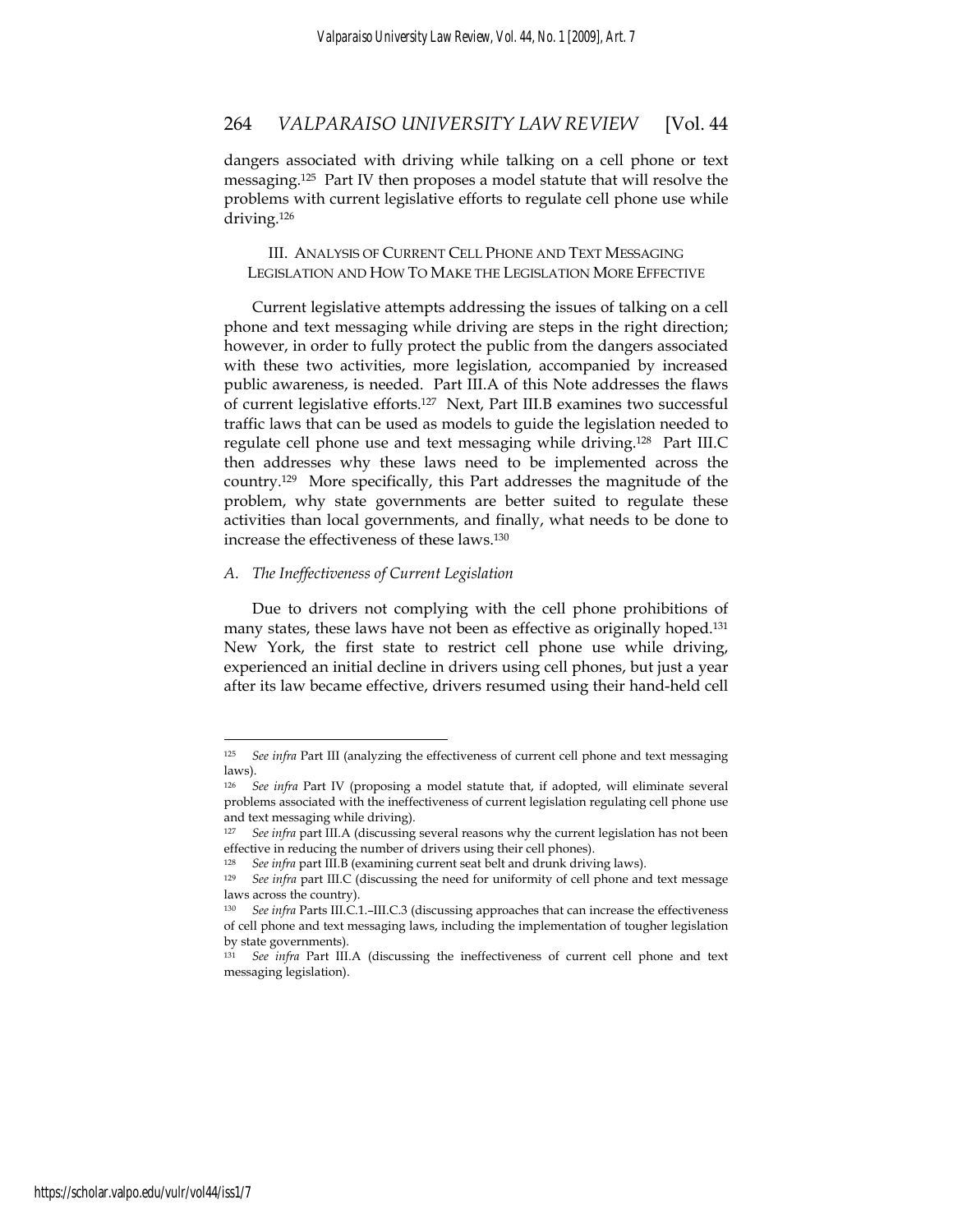dangers associated with driving while talking on a cell phone or text messaging.[125] Part IV then proposes a model statute that will resolve the problems with current legislative efforts to regulate cell phone use while driving.[126]

## III. ANALYSIS OF CURRENT CELL PHONE AND TEXT MESSAGING LEGISLATION AND HOW TO MAKE THE LEGISLATION MORE EFFECTIVE

Current legislative attempts addressing the issues of talking on a cell phone and text messaging while driving are steps in the right direction; however, in order to fully protect the public from the dangers associated with these two activities, more legislation, accompanied by increased public awareness, is needed. Part III.A of this Note addresses the flaws of current legislative efforts.[127] Next, Part III.B examines two successful traffic laws that can be used as models to guide the legislation needed to regulate cell phone use and text messaging while driving.[128] Part III.C then addresses why these laws need to be implemented across the country.[129] More specifically, this Part addresses the magnitude of the problem, why state governments are better suited to regulate these activities than local governments, and finally, what needs to be done to increase the effectiveness of these laws.[130]

### *A. The Ineffectiveness of Current Legislation*

Due to drivers not complying with the cell phone prohibitions of many states, these laws have not been as effective as originally hoped.[131] New York, the first state to restrict cell phone use while driving, experienced an initial decline in drivers using cell phones, but just a year after its law became effective, drivers resumed using their hand-held cell

---

[125] *See infra* Part III (analyzing the effectiveness of current cell phone and text messaging laws).

[126] *See infra* Part IV (proposing a model statute that, if adopted, will eliminate several problems associated with the ineffectiveness of current legislation regulating cell phone use and text messaging while driving).

[127] *See infra* part III.A (discussing several reasons why the current legislation has not been effective in reducing the number of drivers using their cell phones).

[128] *See infra* part III.B (examining current seat belt and drunk driving laws).

[129] *See infra* part III.C (discussing the need for uniformity of cell phone and text message laws across the country).

[130] *See infra* Parts III.C.1.–III.C.3 (discussing approaches that can increase the effectiveness of cell phone and text messaging laws, including the implementation of tougher legislation by state governments).

[131] *See infra* Part III.A (discussing the ineffectiveness of current cell phone and text messaging legislation).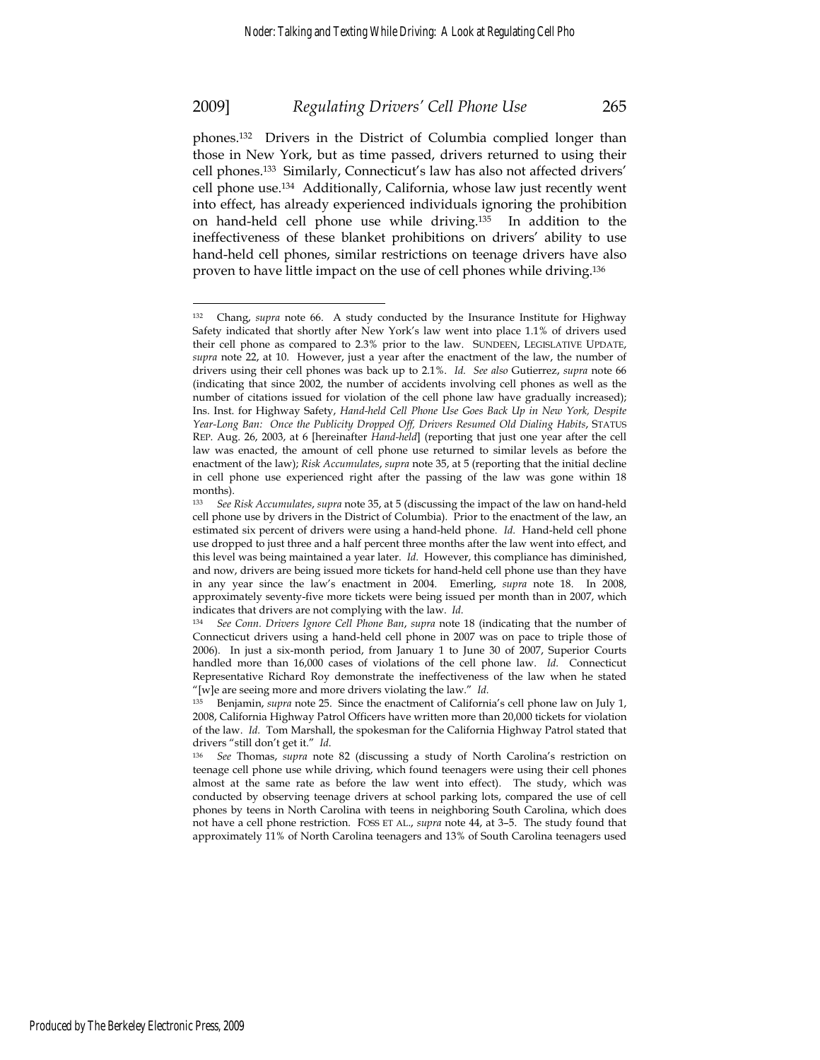phones.[132] Drivers in the District of Columbia complied longer than those in New York, but as time passed, drivers returned to using their cell phones.[133] Similarly, Connecticut's law has also not affected drivers' cell phone use.[134] Additionally, California, whose law just recently went into effect, has already experienced individuals ignoring the prohibition on hand-held cell phone use while driving.[135] In addition to the ineffectiveness of these blanket prohibitions on drivers' ability to use hand-held cell phones, similar restrictions on teenage drivers have also proven to have little impact on the use of cell phones while driving.[136]

---

[132] Chang, *supra* note 66. A study conducted by the Insurance Institute for Highway Safety indicated that shortly after New York's law went into place 1.1% of drivers used their cell phone as compared to 2.3% prior to the law. SUNDEEN, LEGISLATIVE UPDATE, *supra* note 22, at 10. However, just a year after the enactment of the law, the number of drivers using their cell phones was back up to 2.1%. *Id. See also* Gutierrez, *supra* note 66 (indicating that since 2002, the number of accidents involving cell phones as well as the number of citations issued for violation of the cell phone law have gradually increased); Ins. Inst. for Highway Safety, *Hand-held Cell Phone Use Goes Back Up in New York, Despite Year-Long Ban: Once the Publicity Dropped Off, Drivers Resumed Old Dialing Habits*, STATUS REP. Aug. 26, 2003, at 6 [hereinafter *Hand-held*] (reporting that just one year after the cell law was enacted, the amount of cell phone use returned to similar levels as before the enactment of the law); *Risk Accumulates*, *supra* note 35, at 5 (reporting that the initial decline in cell phone use experienced right after the passing of the law was gone within 18 months).

[133] *See Risk Accumulates*, *supra* note 35, at 5 (discussing the impact of the law on hand-held cell phone use by drivers in the District of Columbia). Prior to the enactment of the law, an estimated six percent of drivers were using a hand-held phone. *Id.* Hand-held cell phone use dropped to just three and a half percent three months after the law went into effect, and this level was being maintained a year later. *Id.* However, this compliance has diminished, and now, drivers are being issued more tickets for hand-held cell phone use than they have in any year since the law's enactment in 2004. Emerling, *supra* note 18. In 2008, approximately seventy-five more tickets were being issued per month than in 2007, which indicates that drivers are not complying with the law. *Id.*

[134] *See Conn. Drivers Ignore Cell Phone Ban*, *supra* note 18 (indicating that the number of Connecticut drivers using a hand-held cell phone in 2007 was on pace to triple those of 2006). In just a six-month period, from January 1 to June 30 of 2007, Superior Courts handled more than 16,000 cases of violations of the cell phone law. *Id.* Connecticut Representative Richard Roy demonstrate the ineffectiveness of the law when he stated "[w]e are seeing more and more drivers violating the law." *Id.*

[135] Benjamin, *supra* note 25. Since the enactment of California's cell phone law on July 1, 2008, California Highway Patrol Officers have written more than 20,000 tickets for violation of the law. *Id.* Tom Marshall, the spokesman for the California Highway Patrol stated that drivers "still don't get it." *Id.*

[136] *See* Thomas, *supra* note 82 (discussing a study of North Carolina's restriction on teenage cell phone use while driving, which found teenagers were using their cell phones almost at the same rate as before the law went into effect). The study, which was conducted by observing teenage drivers at school parking lots, compared the use of cell phones by teens in North Carolina with teens in neighboring South Carolina, which does not have a cell phone restriction. FOSS ET AL., *supra* note 44, at 3–5. The study found that approximately 11% of North Carolina teenagers and 13% of South Carolina teenagers used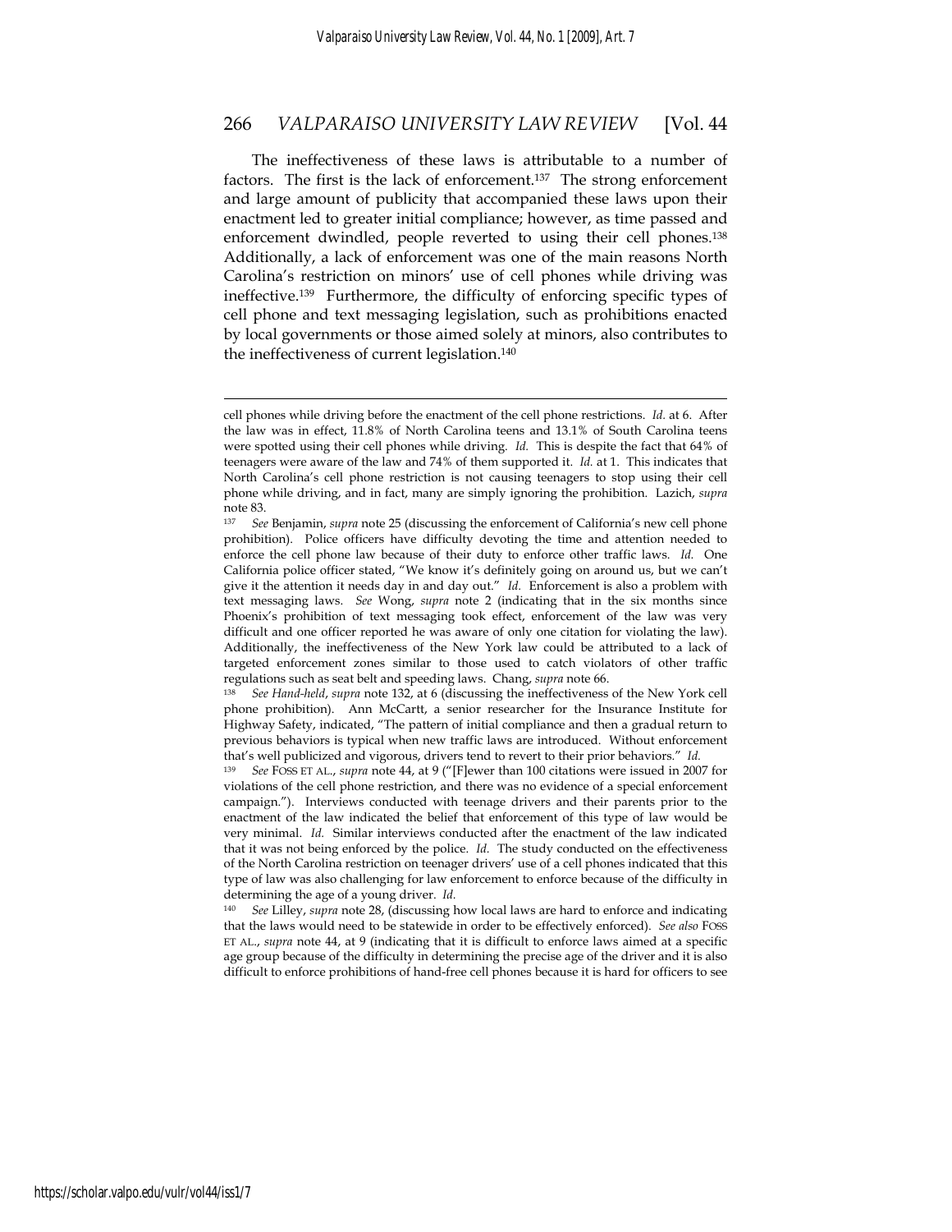The ineffectiveness of these laws is attributable to a number of factors. The first is the lack of enforcement.[137] The strong enforcement and large amount of publicity that accompanied these laws upon their enactment led to greater initial compliance; however, as time passed and enforcement dwindled, people reverted to using their cell phones.[138] Additionally, a lack of enforcement was one of the main reasons North Carolina's restriction on minors' use of cell phones while driving was ineffective.[139] Furthermore, the difficulty of enforcing specific types of cell phone and text messaging legislation, such as prohibitions enacted by local governments or those aimed solely at minors, also contributes to the ineffectiveness of current legislation.[140]

---

cell phones while driving before the enactment of the cell phone restrictions. *Id.* at 6. After the law was in effect, 11.8% of North Carolina teens and 13.1% of South Carolina teens were spotted using their cell phones while driving. *Id.* This is despite the fact that 64% of teenagers were aware of the law and 74% of them supported it. *Id.* at 1. This indicates that North Carolina's cell phone restriction is not causing teenagers to stop using their cell phone while driving, and in fact, many are simply ignoring the prohibition. Lazich, *supra* note 83.

[137] *See* Benjamin, *supra* note 25 (discussing the enforcement of California's new cell phone prohibition). Police officers have difficulty devoting the time and attention needed to enforce the cell phone law because of their duty to enforce other traffic laws. *Id.* One California police officer stated, "We know it's definitely going on around us, but we can't give it the attention it needs day in and day out." *Id.* Enforcement is also a problem with text messaging laws. *See* Wong, *supra* note 2 (indicating that in the six months since Phoenix's prohibition of text messaging took effect, enforcement of the law was very difficult and one officer reported he was aware of only one citation for violating the law). Additionally, the ineffectiveness of the New York law could be attributed to a lack of targeted enforcement zones similar to those used to catch violators of other traffic regulations such as seat belt and speeding laws. Chang, *supra* note 66.

[138] *See Hand-held*, *supra* note 132, at 6 (discussing the ineffectiveness of the New York cell phone prohibition). Ann McCartt, a senior researcher for the Insurance Institute for Highway Safety, indicated, "The pattern of initial compliance and then a gradual return to previous behaviors is typical when new traffic laws are introduced. Without enforcement that's well publicized and vigorous, drivers tend to revert to their prior behaviors." *Id.*

[139] *See* FOSS ET AL., *supra* note 44, at 9 ("[F]ewer than 100 citations were issued in 2007 for violations of the cell phone restriction, and there was no evidence of a special enforcement campaign."). Interviews conducted with teenage drivers and their parents prior to the enactment of the law indicated the belief that enforcement of this type of law would be very minimal. *Id.* Similar interviews conducted after the enactment of the law indicated that it was not being enforced by the police. *Id.* The study conducted on the effectiveness of the North Carolina restriction on teenager drivers' use of a cell phones indicated that this type of law was also challenging for law enforcement to enforce because of the difficulty in determining the age of a young driver. *Id.*

[140] *See* Lilley, *supra* note 28, (discussing how local laws are hard to enforce and indicating that the laws would need to be statewide in order to be effectively enforced). *See also* FOSS ET AL., *supra* note 44, at 9 (indicating that it is difficult to enforce laws aimed at a specific age group because of the difficulty in determining the precise age of the driver and it is also difficult to enforce prohibitions of hand-free cell phones because it is hard for officers to see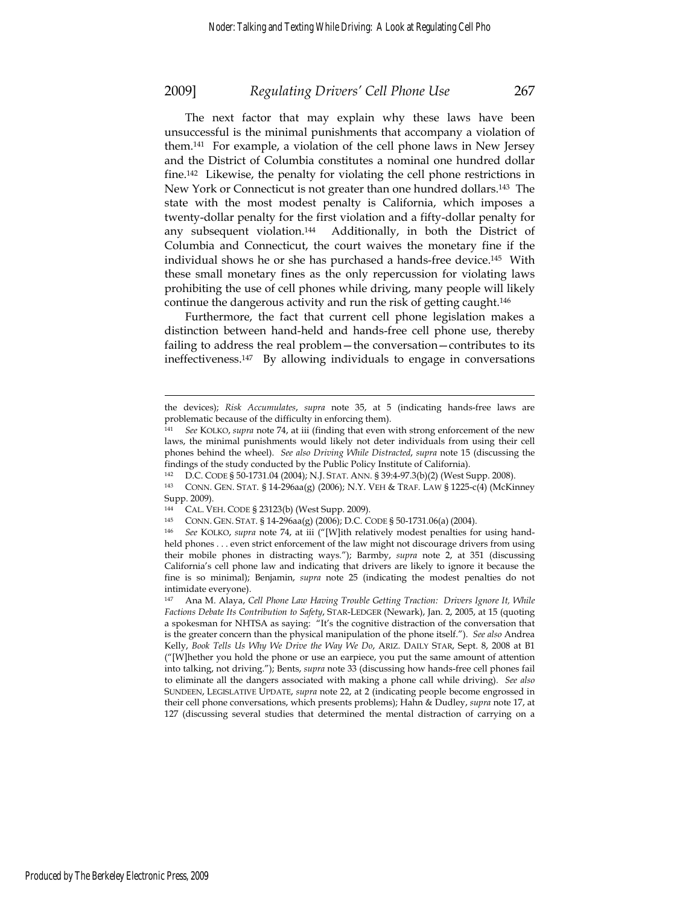The next factor that may explain why these laws have been unsuccessful is the minimal punishments that accompany a violation of them.[141] For example, a violation of the cell phone laws in New Jersey and the District of Columbia constitutes a nominal one hundred dollar fine.[142] Likewise, the penalty for violating the cell phone restrictions in New York or Connecticut is not greater than one hundred dollars.[143] The state with the most modest penalty is California, which imposes a twenty-dollar penalty for the first violation and a fifty-dollar penalty for any subsequent violation.[144] Additionally, in both the District of Columbia and Connecticut, the court waives the monetary fine if the individual shows he or she has purchased a hands-free device.[145] With these small monetary fines as the only repercussion for violating laws prohibiting the use of cell phones while driving, many people will likely continue the dangerous activity and run the risk of getting caught.[146]

Furthermore, the fact that current cell phone legislation makes a distinction between hand-held and hands-free cell phone use, thereby failing to address the real problem—the conversation—contributes to its ineffectiveness.[147] By allowing individuals to engage in conversations

---

the devices); *Risk Accumulates*, *supra* note 35, at 5 (indicating hands-free laws are problematic because of the difficulty in enforcing them).

[141] *See* KOLKO, *supra* note 74, at iii (finding that even with strong enforcement of the new laws, the minimal punishments would likely not deter individuals from using their cell phones behind the wheel). *See also Driving While Distracted*, *supra* note 15 (discussing the findings of the study conducted by the Public Policy Institute of California).

[142] D.C. CODE § 50-1731.04 (2004); N.J. STAT. ANN. § 39:4-97.3(b)(2) (West Supp. 2008).

[143] CONN. GEN. STAT. § 14-296aa(g) (2006); N.Y. VEH & TRAF. LAW § 1225-c(4) (McKinney Supp. 2009).

[144] CAL. VEH. CODE § 23123(b) (West Supp. 2009).

[145] CONN. GEN. STAT. § 14-296aa(g) (2006); D.C. CODE § 50-1731.06(a) (2004).

[146] *See* KOLKO, *supra* note 74, at iii ("[W]ith relatively modest penalties for using hand-held phones . . . even strict enforcement of the law might not discourage drivers from using their mobile phones in distracting ways."); Barmby, *supra* note 2, at 351 (discussing California's cell phone law and indicating that drivers are likely to ignore it because the fine is so minimal); Benjamin, *supra* note 25 (indicating the modest penalties do not intimidate everyone).

[147] Ana M. Alaya, *Cell Phone Law Having Trouble Getting Traction: Drivers Ignore It, While Factions Debate Its Contribution to Safety*, STAR-LEDGER (Newark), Jan. 2, 2005, at 15 (quoting a spokesman for NHTSA as saying: "It's the cognitive distraction of the conversation that is the greater concern than the physical manipulation of the phone itself."). *See also* Andrea Kelly, *Book Tells Us Why We Drive the Way We Do*, ARIZ. DAILY STAR, Sept. 8, 2008 at B1 ("[W]hether you hold the phone or use an earpiece, you put the same amount of attention into talking, not driving."); Bents, *supra* note 33 (discussing how hands-free cell phones fail to eliminate all the dangers associated with making a phone call while driving). *See also* SUNDEEN, LEGISLATIVE UPDATE, *supra* note 22, at 2 (indicating people become engrossed in their cell phone conversations, which presents problems); Hahn & Dudley, *supra* note 17, at 127 (discussing several studies that determined the mental distraction of carrying on a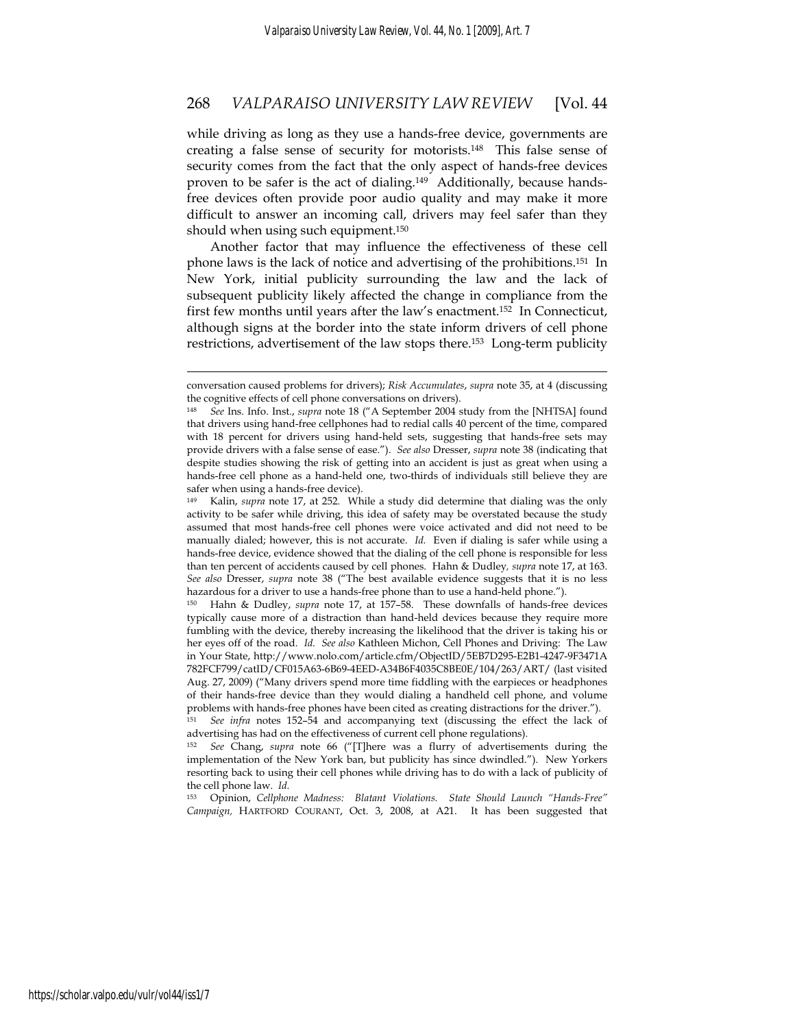while driving as long as they use a hands-free device, governments are creating a false sense of security for motorists.[148] This false sense of security comes from the fact that the only aspect of hands-free devices proven to be safer is the act of dialing.[149] Additionally, because hands-free devices often provide poor audio quality and may make it more difficult to answer an incoming call, drivers may feel safer than they should when using such equipment.[150]

Another factor that may influence the effectiveness of these cell phone laws is the lack of notice and advertising of the prohibitions.[151] In New York, initial publicity surrounding the law and the lack of subsequent publicity likely affected the change in compliance from the first few months until years after the law's enactment.[152] In Connecticut, although signs at the border into the state inform drivers of cell phone restrictions, advertisement of the law stops there.[153] Long-term publicity

---

conversation caused problems for drivers); *Risk Accumulates*, *supra* note 35, at 4 (discussing the cognitive effects of cell phone conversations on drivers).

[148] *See* Ins. Info. Inst., *supra* note 18 ("A September 2004 study from the [NHTSA] found that drivers using hand-free cellphones had to redial calls 40 percent of the time, compared with 18 percent for drivers using hand-held sets, suggesting that hands-free sets may provide drivers with a false sense of ease."). *See also* Dresser, *supra* note 38 (indicating that despite studies showing the risk of getting into an accident is just as great when using a hands-free cell phone as a hand-held one, two-thirds of individuals still believe they are safer when using a hands-free device).

[149] Kalin, *supra* note 17, at 252. While a study did determine that dialing was the only activity to be safer while driving, this idea of safety may be overstated because the study assumed that most hands-free cell phones were voice activated and did not need to be manually dialed; however, this is not accurate. *Id.* Even if dialing is safer while using a hands-free device, evidence showed that the dialing of the cell phone is responsible for less than ten percent of accidents caused by cell phones. Hahn & Dudley, *supra* note 17, at 163. *See also* Dresser, *supra* note 38 ("The best available evidence suggests that it is no less hazardous for a driver to use a hands-free phone than to use a hand-held phone.").

[150] Hahn & Dudley, *supra* note 17, at 157–58. These downfalls of hands-free devices typically cause more of a distraction than hand-held devices because they require more fumbling with the device, thereby increasing the likelihood that the driver is taking his or her eyes off of the road. *Id.* *See also* Kathleen Michon, Cell Phones and Driving: The Law in Your State, http://www.nolo.com/article.cfm/ObjectID/5EB7D295-E2B1-4247-9F3471A782FCF799/catID/CF015A63-6B69-4EED-A34B6F4035C8BE0E/104/263/ART/ (last visited Aug. 27, 2009) ("Many drivers spend more time fiddling with the earpieces or headphones of their hands-free device than they would dialing a handheld cell phone, and volume problems with hands-free phones have been cited as creating distractions for the driver.").

[151] *See infra* notes 152–54 and accompanying text (discussing the effect the lack of advertising has had on the effectiveness of current cell phone regulations).

[152] *See* Chang, *supra* note 66 ("[T]here was a flurry of advertisements during the implementation of the New York ban, but publicity has since dwindled."). New Yorkers resorting back to using their cell phones while driving has to do with a lack of publicity of the cell phone law. *Id.*

[153] Opinion, *Cellphone Madness: Blatant Violations. State Should Launch "Hands-Free" Campaign,* HARTFORD COURANT, Oct. 3, 2008, at A21. It has been suggested that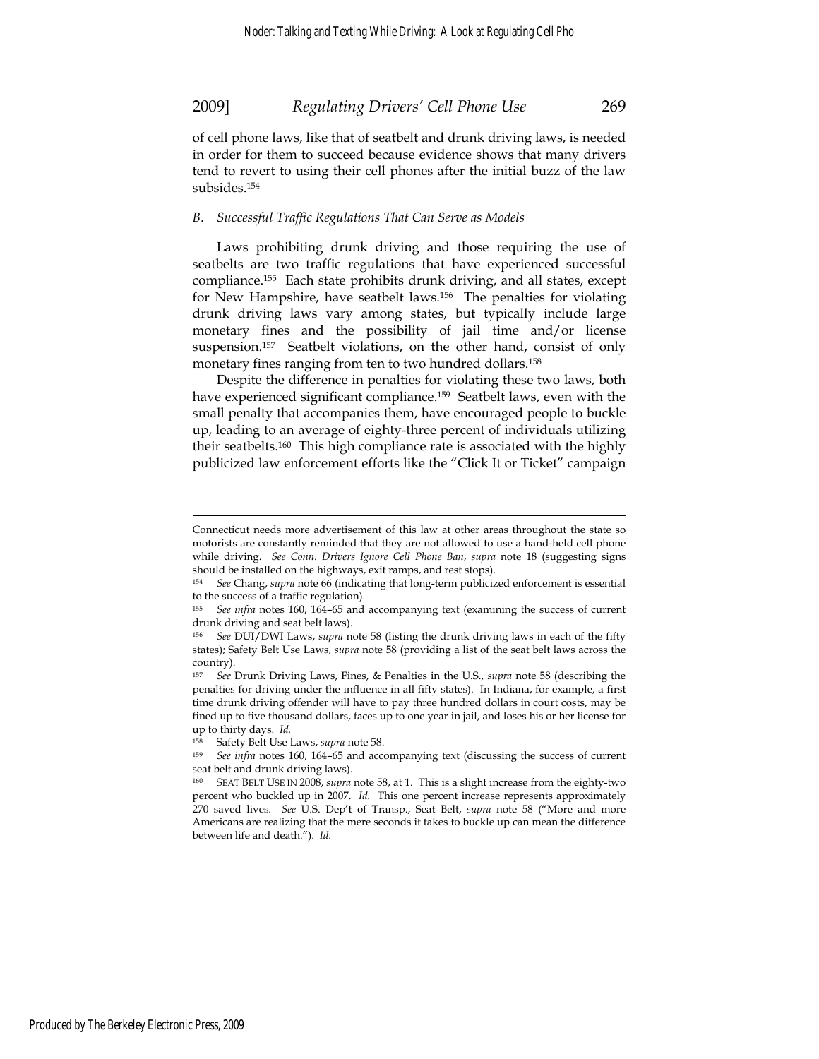of cell phone laws, like that of seatbelt and drunk driving laws, is needed in order for them to succeed because evidence shows that many drivers tend to revert to using their cell phones after the initial buzz of the law subsides.[154]

### *B. Successful Traffic Regulations That Can Serve as Models*

Laws prohibiting drunk driving and those requiring the use of seatbelts are two traffic regulations that have experienced successful compliance.[155] Each state prohibits drunk driving, and all states, except for New Hampshire, have seatbelt laws.[156] The penalties for violating drunk driving laws vary among states, but typically include large monetary fines and the possibility of jail time and/or license suspension.[157] Seatbelt violations, on the other hand, consist of only monetary fines ranging from ten to two hundred dollars.[158]

Despite the difference in penalties for violating these two laws, both have experienced significant compliance.[159] Seatbelt laws, even with the small penalty that accompanies them, have encouraged people to buckle up, leading to an average of eighty-three percent of individuals utilizing their seatbelts.[160] This high compliance rate is associated with the highly publicized law enforcement efforts like the "Click It or Ticket" campaign

---

Connecticut needs more advertisement of this law at other areas throughout the state so motorists are constantly reminded that they are not allowed to use a hand-held cell phone while driving. *See Conn. Drivers Ignore Cell Phone Ban*, *supra* note 18 (suggesting signs should be installed on the highways, exit ramps, and rest stops).

[154] *See* Chang, *supra* note 66 (indicating that long-term publicized enforcement is essential to the success of a traffic regulation).

[155] *See infra* notes 160, 164–65 and accompanying text (examining the success of current drunk driving and seat belt laws).

[156] *See* DUI/DWI Laws, *supra* note 58 (listing the drunk driving laws in each of the fifty states); Safety Belt Use Laws, *supra* note 58 (providing a list of the seat belt laws across the country).

[157] *See* Drunk Driving Laws, Fines, & Penalties in the U.S., *supra* note 58 (describing the penalties for driving under the influence in all fifty states). In Indiana, for example, a first time drunk driving offender will have to pay three hundred dollars in court costs, may be fined up to five thousand dollars, faces up to one year in jail, and loses his or her license for up to thirty days. *Id.*

[158] Safety Belt Use Laws, *supra* note 58.

[159] *See infra* notes 160, 164–65 and accompanying text (discussing the success of current seat belt and drunk driving laws).

[160] SEAT BELT USE IN 2008, *supra* note 58, at 1. This is a slight increase from the eighty-two percent who buckled up in 2007. *Id.* This one percent increase represents approximately 270 saved lives. *See* U.S. Dep't of Transp., Seat Belt, *supra* note 58 ("More and more Americans are realizing that the mere seconds it takes to buckle up can mean the difference between life and death."). *Id.*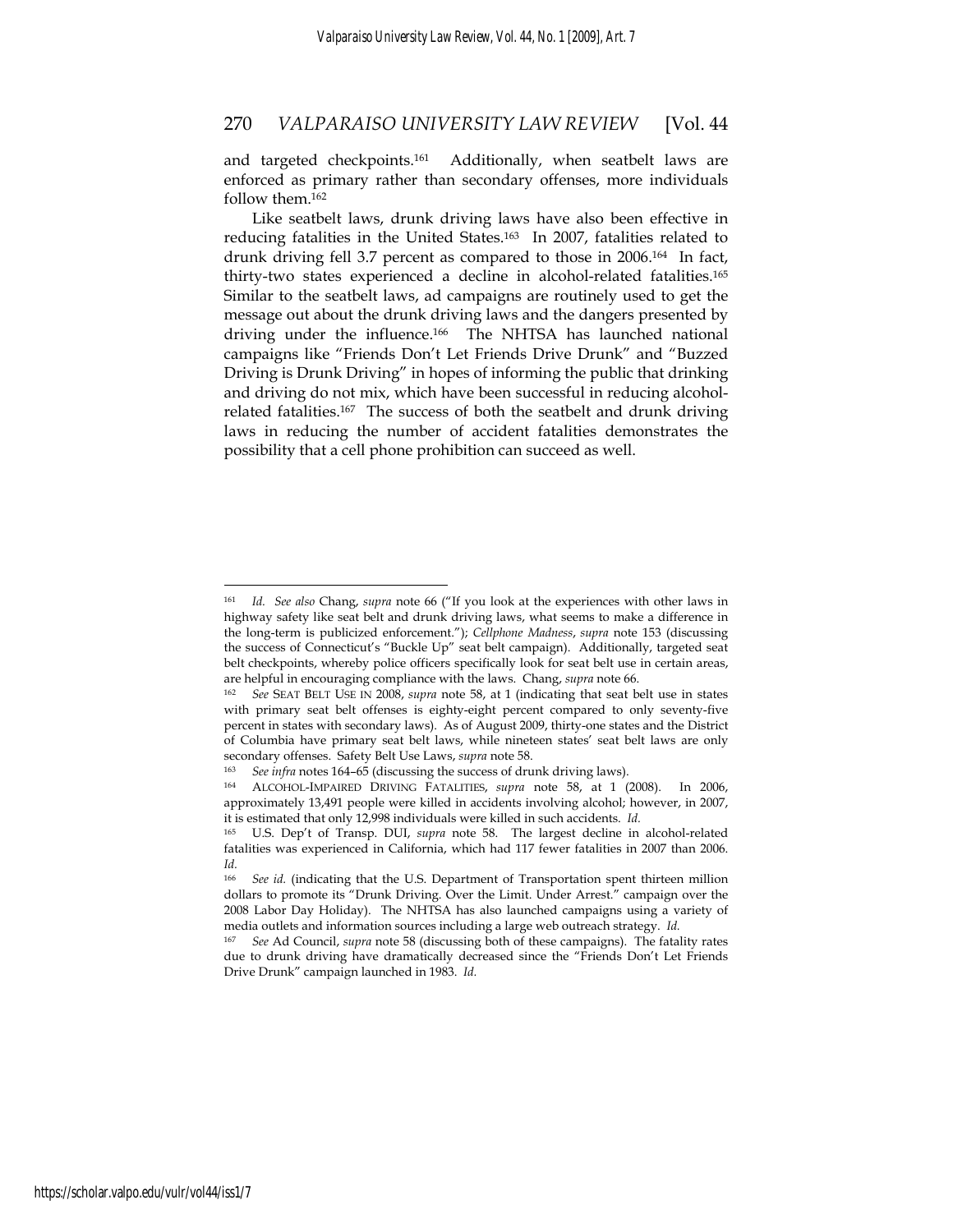and targeted checkpoints.[161] Additionally, when seatbelt laws are enforced as primary rather than secondary offenses, more individuals follow them.[162]

Like seatbelt laws, drunk driving laws have also been effective in reducing fatalities in the United States.[163] In 2007, fatalities related to drunk driving fell 3.7 percent as compared to those in 2006.[164] In fact, thirty-two states experienced a decline in alcohol-related fatalities.[165] Similar to the seatbelt laws, ad campaigns are routinely used to get the message out about the drunk driving laws and the dangers presented by driving under the influence.[166] The NHTSA has launched national campaigns like "Friends Don't Let Friends Drive Drunk" and "Buzzed Driving is Drunk Driving" in hopes of informing the public that drinking and driving do not mix, which have been successful in reducing alcohol-related fatalities.[167] The success of both the seatbelt and drunk driving laws in reducing the number of accident fatalities demonstrates the possibility that a cell phone prohibition can succeed as well.

---

[161] *Id. See also* Chang, *supra* note 66 ("If you look at the experiences with other laws in highway safety like seat belt and drunk driving laws, what seems to make a difference in the long-term is publicized enforcement."); *Cellphone Madness*, *supra* note 153 (discussing the success of Connecticut's "Buckle Up" seat belt campaign). Additionally, targeted seat belt checkpoints, whereby police officers specifically look for seat belt use in certain areas, are helpful in encouraging compliance with the laws. Chang, *supra* note 66.

[162] *See* SEAT BELT USE IN 2008, *supra* note 58, at 1 (indicating that seat belt use in states with primary seat belt offenses is eighty-eight percent compared to only seventy-five percent in states with secondary laws). As of August 2009, thirty-one states and the District of Columbia have primary seat belt laws, while nineteen states' seat belt laws are only secondary offenses. Safety Belt Use Laws, *supra* note 58.

[163] *See infra* notes 164–65 (discussing the success of drunk driving laws).

[164] ALCOHOL-IMPAIRED DRIVING FATALITIES, *supra* note 58, at 1 (2008). In 2006, approximately 13,491 people were killed in accidents involving alcohol; however, in 2007, it is estimated that only 12,998 individuals were killed in such accidents. *Id.*

[165] U.S. Dep't of Transp. DUI, *supra* note 58. The largest decline in alcohol-related fatalities was experienced in California, which had 117 fewer fatalities in 2007 than 2006. *Id.*

[166] *See id.* (indicating that the U.S. Department of Transportation spent thirteen million dollars to promote its "Drunk Driving. Over the Limit. Under Arrest." campaign over the 2008 Labor Day Holiday). The NHTSA has also launched campaigns using a variety of media outlets and information sources including a large web outreach strategy. *Id.*

[167] *See* Ad Council, *supra* note 58 (discussing both of these campaigns). The fatality rates due to drunk driving have dramatically decreased since the "Friends Don't Let Friends Drive Drunk" campaign launched in 1983. *Id.*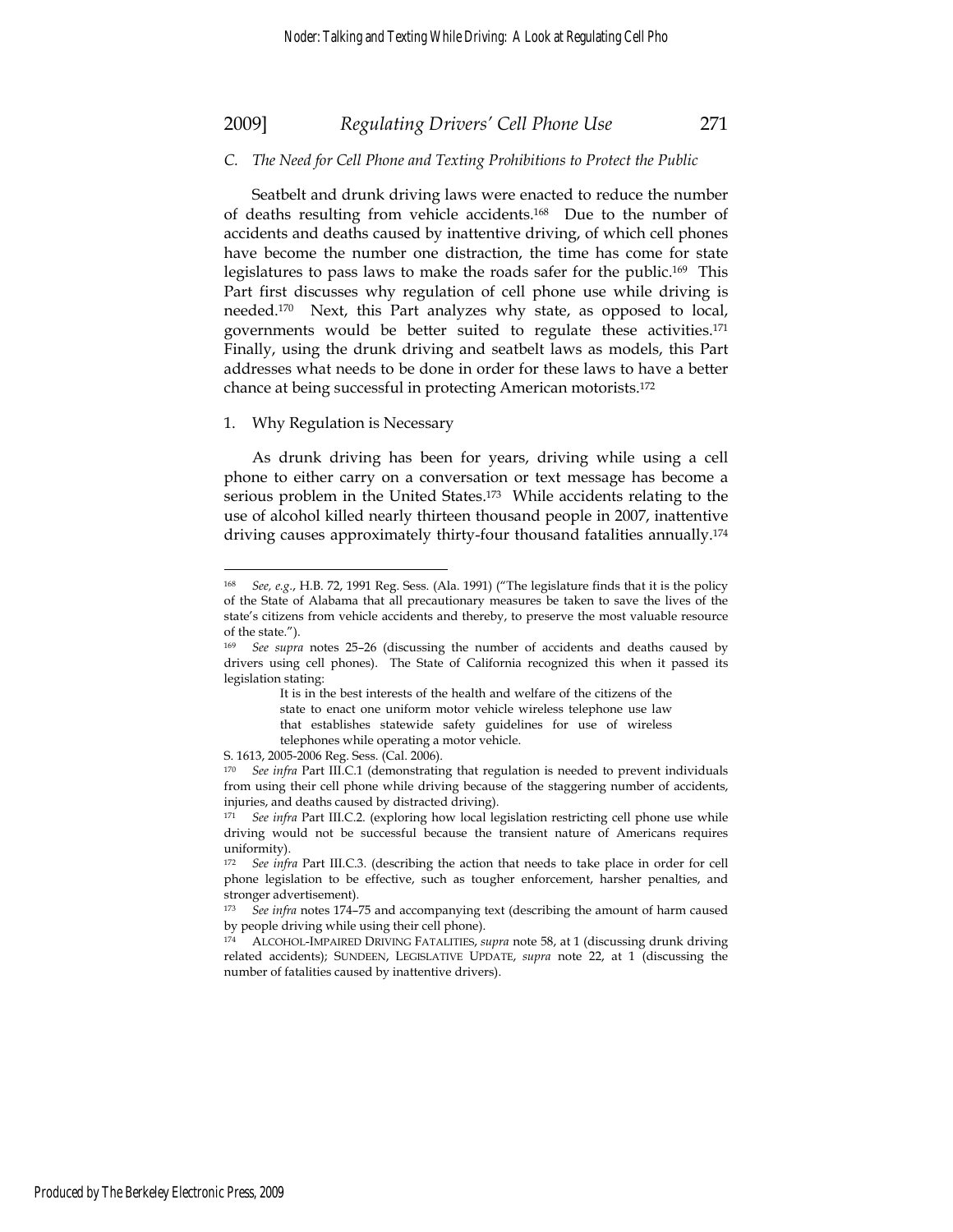### C. *The Need for Cell Phone and Texting Prohibitions to Protect the Public*

Seatbelt and drunk driving laws were enacted to reduce the number of deaths resulting from vehicle accidents.[168] Due to the number of accidents and deaths caused by inattentive driving, of which cell phones have become the number one distraction, the time has come for state legislatures to pass laws to make the roads safer for the public.[169] This Part first discusses why regulation of cell phone use while driving is needed.[170] Next, this Part analyzes why state, as opposed to local, governments would be better suited to regulate these activities.[171] Finally, using the drunk driving and seatbelt laws as models, this Part addresses what needs to be done in order for these laws to have a better chance at being successful in protecting American motorists.[172]

#### 1. Why Regulation is Necessary

As drunk driving has been for years, driving while using a cell phone to either carry on a conversation or text message has become a serious problem in the United States.[173] While accidents relating to the use of alcohol killed nearly thirteen thousand people in 2007, inattentive driving causes approximately thirty-four thousand fatalities annually.[174]

---

[168] *See, e.g.*, H.B. 72, 1991 Reg. Sess. (Ala. 1991) ("The legislature finds that it is the policy of the State of Alabama that all precautionary measures be taken to save the lives of the state's citizens from vehicle accidents and thereby, to preserve the most valuable resource of the state.").

[169] *See supra* notes 25–26 (discussing the number of accidents and deaths caused by drivers using cell phones). The State of California recognized this when it passed its legislation stating:

> It is in the best interests of the health and welfare of the citizens of the state to enact one uniform motor vehicle wireless telephone use law that establishes statewide safety guidelines for use of wireless telephones while operating a motor vehicle.

S. 1613, 2005-2006 Reg. Sess. (Cal. 2006).

[170] *See infra* Part III.C.1 (demonstrating that regulation is needed to prevent individuals from using their cell phone while driving because of the staggering number of accidents, injuries, and deaths caused by distracted driving).

[171] *See infra* Part III.C.2. (exploring how local legislation restricting cell phone use while driving would not be successful because the transient nature of Americans requires uniformity).

[172] *See infra* Part III.C.3. (describing the action that needs to take place in order for cell phone legislation to be effective, such as tougher enforcement, harsher penalties, and stronger advertisement).

[173] *See infra* notes 174–75 and accompanying text (describing the amount of harm caused by people driving while using their cell phone).

[174] ALCOHOL-IMPAIRED DRIVING FATALITIES, *supra* note 58, at 1 (discussing drunk driving related accidents); SUNDEEN, LEGISLATIVE UPDATE, *supra* note 22, at 1 (discussing the number of fatalities caused by inattentive drivers).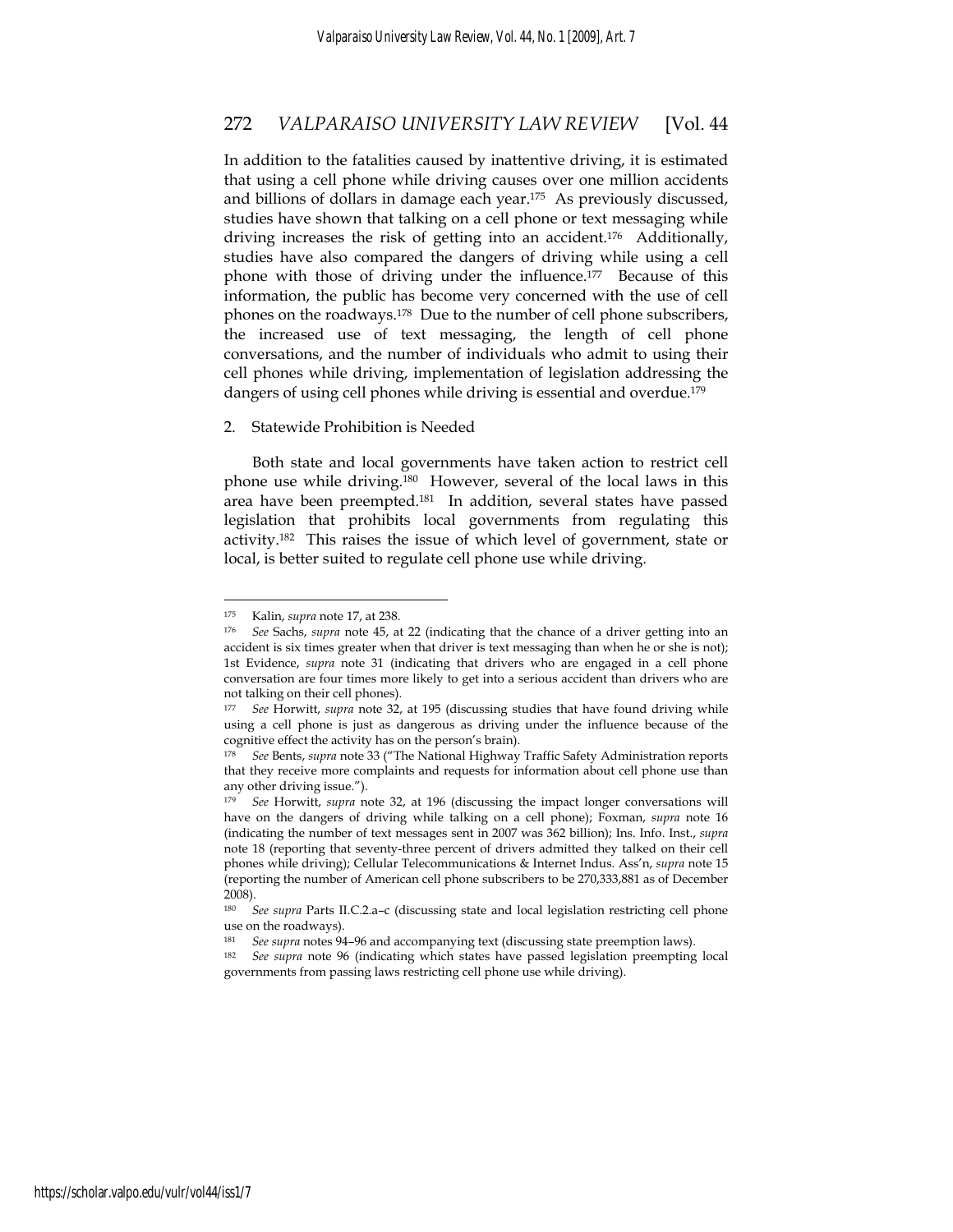In addition to the fatalities caused by inattentive driving, it is estimated that using a cell phone while driving causes over one million accidents and billions of dollars in damage each year.[175] As previously discussed, studies have shown that talking on a cell phone or text messaging while driving increases the risk of getting into an accident.[176] Additionally, studies have also compared the dangers of driving while using a cell phone with those of driving under the influence.[177] Because of this information, the public has become very concerned with the use of cell phones on the roadways.[178] Due to the number of cell phone subscribers, the increased use of text messaging, the length of cell phone conversations, and the number of individuals who admit to using their cell phones while driving, implementation of legislation addressing the dangers of using cell phones while driving is essential and overdue.[179]

2. Statewide Prohibition is Needed

Both state and local governments have taken action to restrict cell phone use while driving.[180] However, several of the local laws in this area have been preempted.[181] In addition, several states have passed legislation that prohibits local governments from regulating this activity.[182] This raises the issue of which level of government, state or local, is better suited to regulate cell phone use while driving.

---

[175] Kalin, *supra* note 17, at 238.

[176] *See* Sachs, *supra* note 45, at 22 (indicating that the chance of a driver getting into an accident is six times greater when that driver is text messaging than when he or she is not); 1st Evidence, *supra* note 31 (indicating that drivers who are engaged in a cell phone conversation are four times more likely to get into a serious accident than drivers who are not talking on their cell phones).

[177] *See* Horwitt, *supra* note 32, at 195 (discussing studies that have found driving while using a cell phone is just as dangerous as driving under the influence because of the cognitive effect the activity has on the person's brain).

[178] *See* Bents, *supra* note 33 ("The National Highway Traffic Safety Administration reports that they receive more complaints and requests for information about cell phone use than any other driving issue.").

[179] *See* Horwitt, *supra* note 32, at 196 (discussing the impact longer conversations will have on the dangers of driving while talking on a cell phone); Foxman, *supra* note 16 (indicating the number of text messages sent in 2007 was 362 billion); Ins. Info. Inst., *supra* note 18 (reporting that seventy-three percent of drivers admitted they talked on their cell phones while driving); Cellular Telecommunications & Internet Indus. Ass'n, *supra* note 15 (reporting the number of American cell phone subscribers to be 270,333,881 as of December 2008).

[180] *See supra* Parts II.C.2.a–c (discussing state and local legislation restricting cell phone use on the roadways).

[181] *See supra* notes 94–96 and accompanying text (discussing state preemption laws).

[182] *See supra* note 96 (indicating which states have passed legislation preempting local governments from passing laws restricting cell phone use while driving).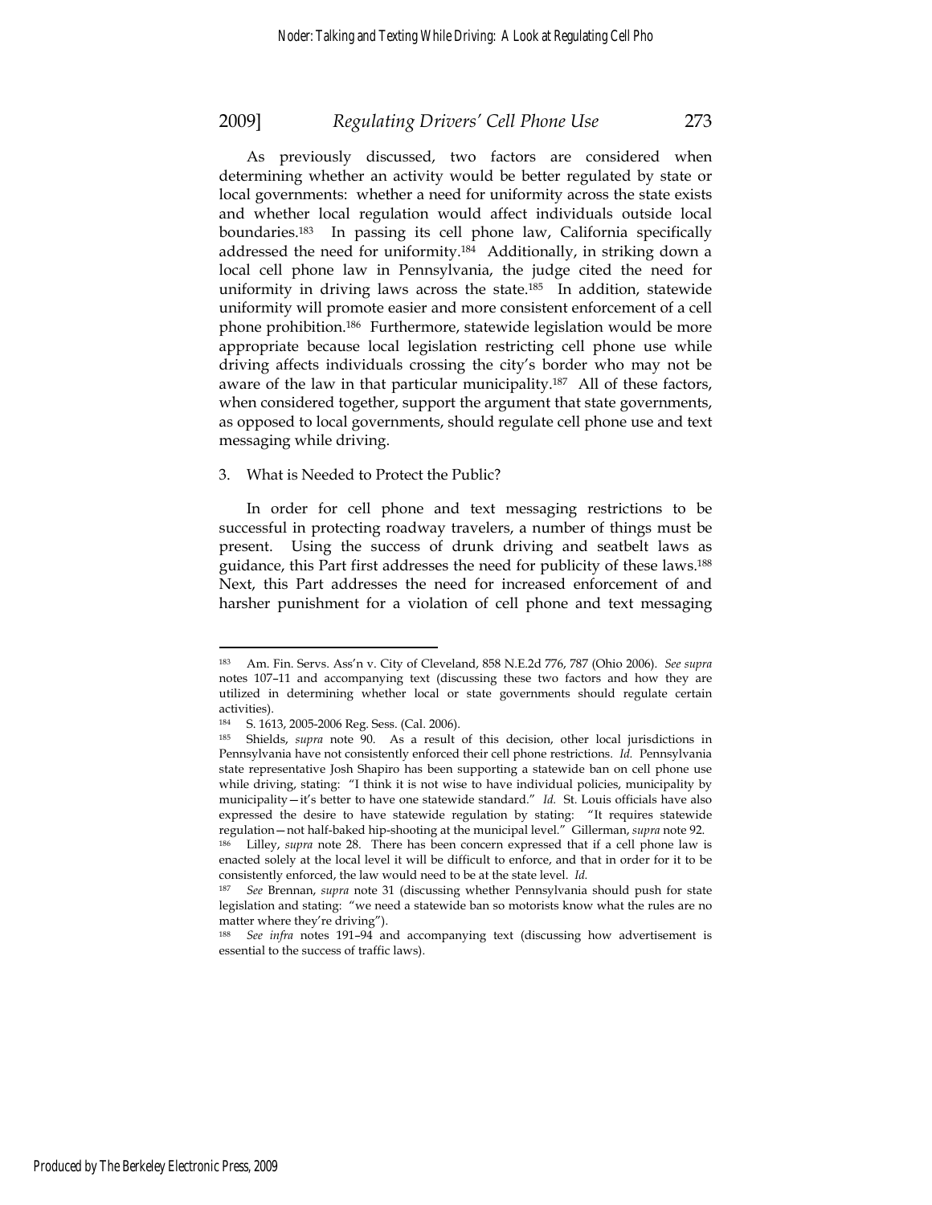As previously discussed, two factors are considered when determining whether an activity would be better regulated by state or local governments: whether a need for uniformity across the state exists and whether local regulation would affect individuals outside local boundaries.[183] In passing its cell phone law, California specifically addressed the need for uniformity.[184] Additionally, in striking down a local cell phone law in Pennsylvania, the judge cited the need for uniformity in driving laws across the state.[185] In addition, statewide uniformity will promote easier and more consistent enforcement of a cell phone prohibition.[186] Furthermore, statewide legislation would be more appropriate because local legislation restricting cell phone use while driving affects individuals crossing the city's border who may not be aware of the law in that particular municipality.[187] All of these factors, when considered together, support the argument that state governments, as opposed to local governments, should regulate cell phone use and text messaging while driving.

3. What is Needed to Protect the Public?

In order for cell phone and text messaging restrictions to be successful in protecting roadway travelers, a number of things must be present. Using the success of drunk driving and seatbelt laws as guidance, this Part first addresses the need for publicity of these laws.[188] Next, this Part addresses the need for increased enforcement of and harsher punishment for a violation of cell phone and text messaging

---

[183] Am. Fin. Servs. Ass'n v. City of Cleveland, 858 N.E.2d 776, 787 (Ohio 2006). *See supra* notes 107–11 and accompanying text (discussing these two factors and how they are utilized in determining whether local or state governments should regulate certain activities).

[184] S. 1613, 2005-2006 Reg. Sess. (Cal. 2006).

[185] Shields, *supra* note 90. As a result of this decision, other local jurisdictions in Pennsylvania have not consistently enforced their cell phone restrictions. *Id.* Pennsylvania state representative Josh Shapiro has been supporting a statewide ban on cell phone use while driving, stating: "I think it is not wise to have individual policies, municipality by municipality—it's better to have one statewide standard." *Id.* St. Louis officials have also expressed the desire to have statewide regulation by stating: "It requires statewide regulation—not half-baked hip-shooting at the municipal level." Gillerman, *supra* note 92.

[186] Lilley, *supra* note 28. There has been concern expressed that if a cell phone law is enacted solely at the local level it will be difficult to enforce, and that in order for it to be consistently enforced, the law would need to be at the state level. *Id.*

[187] *See* Brennan, *supra* note 31 (discussing whether Pennsylvania should push for state legislation and stating: "we need a statewide ban so motorists know what the rules are no matter where they're driving").

[188] *See infra* notes 191–94 and accompanying text (discussing how advertisement is essential to the success of traffic laws).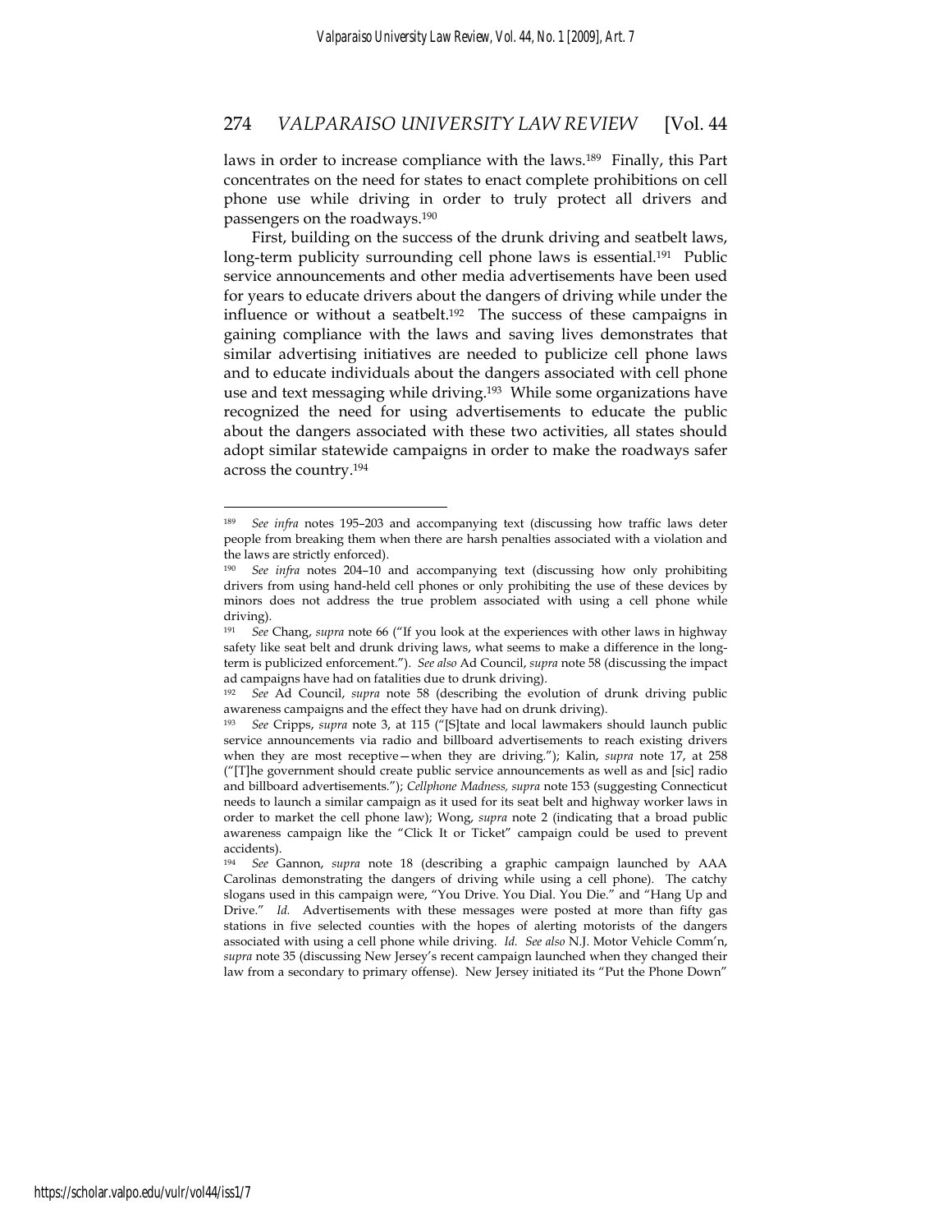laws in order to increase compliance with the laws.[189] Finally, this Part concentrates on the need for states to enact complete prohibitions on cell phone use while driving in order to truly protect all drivers and passengers on the roadways.[190]

First, building on the success of the drunk driving and seatbelt laws, long-term publicity surrounding cell phone laws is essential.[191] Public service announcements and other media advertisements have been used for years to educate drivers about the dangers of driving while under the influence or without a seatbelt.[192] The success of these campaigns in gaining compliance with the laws and saving lives demonstrates that similar advertising initiatives are needed to publicize cell phone laws and to educate individuals about the dangers associated with cell phone use and text messaging while driving.[193] While some organizations have recognized the need for using advertisements to educate the public about the dangers associated with these two activities, all states should adopt similar statewide campaigns in order to make the roadways safer across the country.[194]

---

[189] *See infra* notes 195–203 and accompanying text (discussing how traffic laws deter people from breaking them when there are harsh penalties associated with a violation and the laws are strictly enforced).

[190] *See infra* notes 204–10 and accompanying text (discussing how only prohibiting drivers from using hand-held cell phones or only prohibiting the use of these devices by minors does not address the true problem associated with using a cell phone while driving).

[191] *See* Chang, *supra* note 66 ("If you look at the experiences with other laws in highway safety like seat belt and drunk driving laws, what seems to make a difference in the long-term is publicized enforcement."). *See also* Ad Council, *supra* note 58 (discussing the impact ad campaigns have had on fatalities due to drunk driving).

[192] *See* Ad Council, *supra* note 58 (describing the evolution of drunk driving public awareness campaigns and the effect they have had on drunk driving).

[193] *See* Cripps, *supra* note 3, at 115 ("[S]tate and local lawmakers should launch public service announcements via radio and billboard advertisements to reach existing drivers when they are most receptive—when they are driving."); Kalin, *supra* note 17, at 258 ("[T]he government should create public service announcements as well as and [sic] radio and billboard advertisements."); *Cellphone Madness, supra* note 153 (suggesting Connecticut needs to launch a similar campaign as it used for its seat belt and highway worker laws in order to market the cell phone law); Wong, *supra* note 2 (indicating that a broad public awareness campaign like the "Click It or Ticket" campaign could be used to prevent accidents).

[194] *See* Gannon, *supra* note 18 (describing a graphic campaign launched by AAA Carolinas demonstrating the dangers of driving while using a cell phone). The catchy slogans used in this campaign were, "You Drive. You Dial. You Die." and "Hang Up and Drive." *Id.* Advertisements with these messages were posted at more than fifty gas stations in five selected counties with the hopes of alerting motorists of the dangers associated with using a cell phone while driving. *Id. See also* N.J. Motor Vehicle Comm'n, *supra* note 35 (discussing New Jersey's recent campaign launched when they changed their law from a secondary to primary offense). New Jersey initiated its "Put the Phone Down"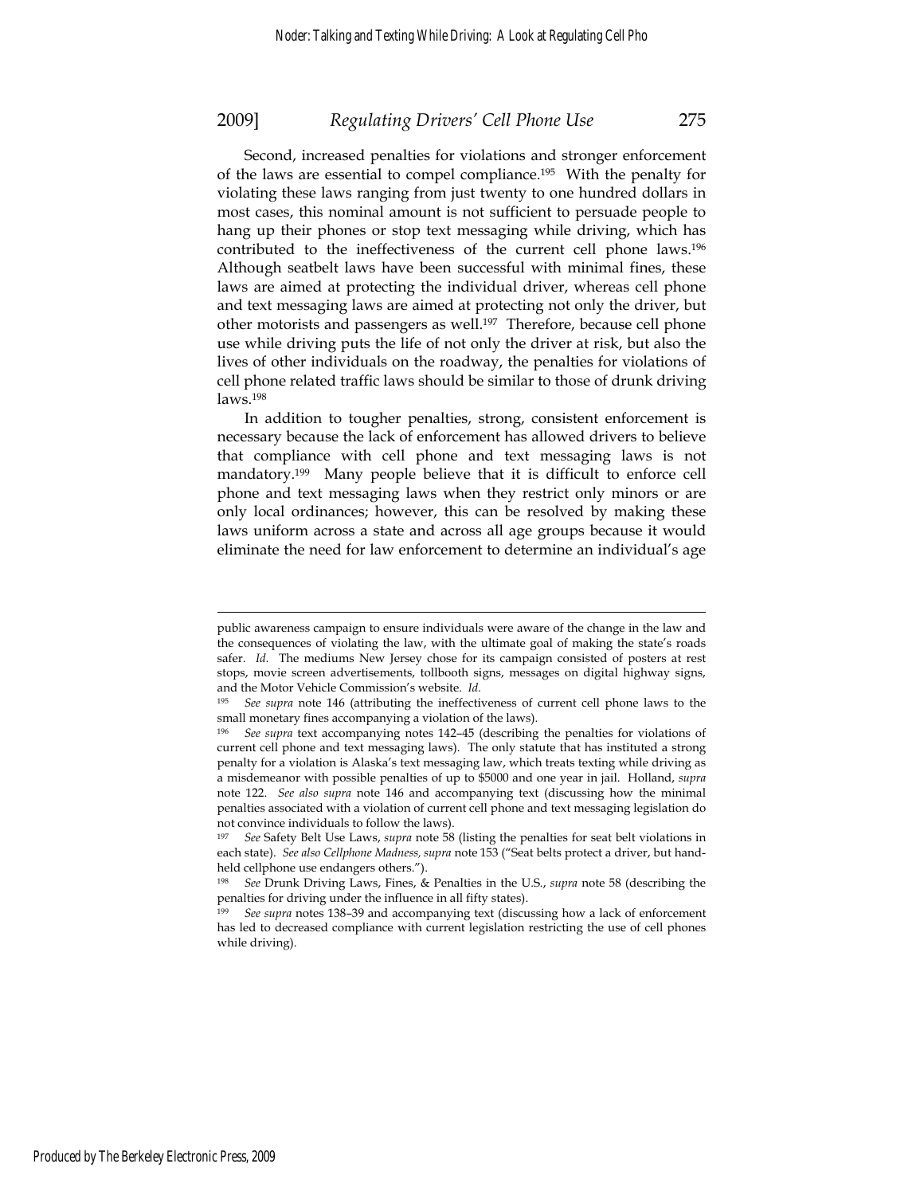Second, increased penalties for violations and stronger enforcement of the laws are essential to compel compliance.[195] With the penalty for violating these laws ranging from just twenty to one hundred dollars in most cases, this nominal amount is not sufficient to persuade people to hang up their phones or stop text messaging while driving, which has contributed to the ineffectiveness of the current cell phone laws.[196] Although seatbelt laws have been successful with minimal fines, these laws are aimed at protecting the individual driver, whereas cell phone and text messaging laws are aimed at protecting not only the driver, but other motorists and passengers as well.[197] Therefore, because cell phone use while driving puts the life of not only the driver at risk, but also the lives of other individuals on the roadway, the penalties for violations of cell phone related traffic laws should be similar to those of drunk driving laws.[198]

In addition to tougher penalties, strong, consistent enforcement is necessary because the lack of enforcement has allowed drivers to believe that compliance with cell phone and text messaging laws is not mandatory.[199] Many people believe that it is difficult to enforce cell phone and text messaging laws when they restrict only minors or are only local ordinances; however, this can be resolved by making these laws uniform across a state and across all age groups because it would eliminate the need for law enforcement to determine an individual's age

---

public awareness campaign to ensure individuals were aware of the change in the law and the consequences of violating the law, with the ultimate goal of making the state's roads safer. *Id.* The mediums New Jersey chose for its campaign consisted of posters at rest stops, movie screen advertisements, tollbooth signs, messages on digital highway signs, and the Motor Vehicle Commission's website. *Id.*

[195] *See supra* note 146 (attributing the ineffectiveness of current cell phone laws to the small monetary fines accompanying a violation of the laws).

[196] *See supra* text accompanying notes 142–45 (describing the penalties for violations of current cell phone and text messaging laws). The only statute that has instituted a strong penalty for a violation is Alaska's text messaging law, which treats texting while driving as a misdemeanor with possible penalties of up to $5000 and one year in jail. Holland, *supra* note 122. *See also supra* note 146 and accompanying text (discussing how the minimal penalties associated with a violation of current cell phone and text messaging legislation do not convince individuals to follow the laws).

[197] *See* Safety Belt Use Laws, *supra* note 58 (listing the penalties for seat belt violations in each state). *See also Cellphone Madness, supra* note 153 ("Seat belts protect a driver, but hand-held cellphone use endangers others.").

[198] *See* Drunk Driving Laws, Fines, & Penalties in the U.S., *supra* note 58 (describing the penalties for driving under the influence in all fifty states).

[199] *See supra* notes 138–39 and accompanying text (discussing how a lack of enforcement has led to decreased compliance with current legislation restricting the use of cell phones while driving).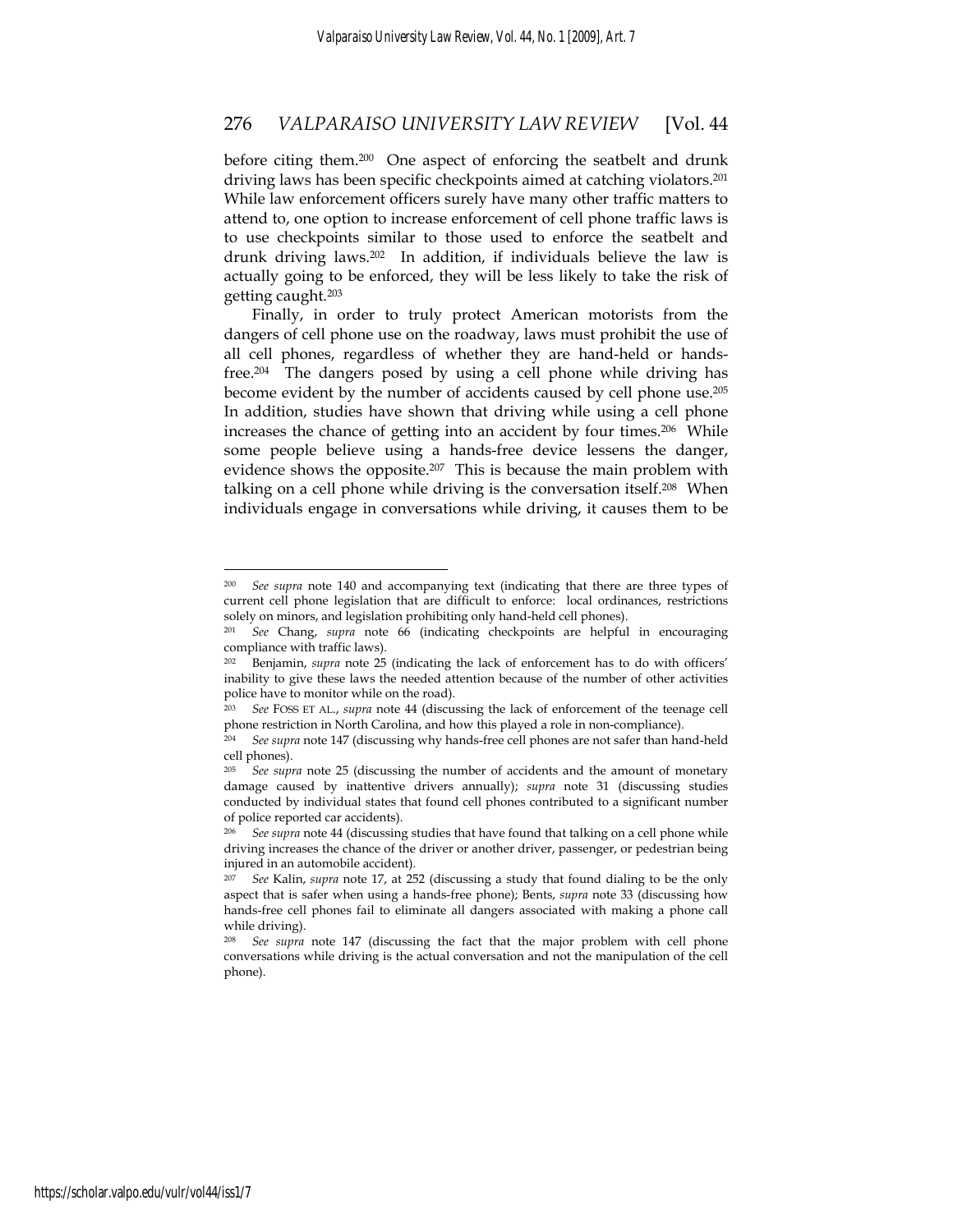before citing them.[200] One aspect of enforcing the seatbelt and drunk driving laws has been specific checkpoints aimed at catching violators.[201] While law enforcement officers surely have many other traffic matters to attend to, one option to increase enforcement of cell phone traffic laws is to use checkpoints similar to those used to enforce the seatbelt and drunk driving laws.[202] In addition, if individuals believe the law is actually going to be enforced, they will be less likely to take the risk of getting caught.[203]

Finally, in order to truly protect American motorists from the dangers of cell phone use on the roadway, laws must prohibit the use of all cell phones, regardless of whether they are hand-held or hands-free.[204] The dangers posed by using a cell phone while driving has become evident by the number of accidents caused by cell phone use.[205] In addition, studies have shown that driving while using a cell phone increases the chance of getting into an accident by four times.[206] While some people believe using a hands-free device lessens the danger, evidence shows the opposite.[207] This is because the main problem with talking on a cell phone while driving is the conversation itself.[208] When individuals engage in conversations while driving, it causes them to be

---

[200] *See supra* note 140 and accompanying text (indicating that there are three types of current cell phone legislation that are difficult to enforce: local ordinances, restrictions solely on minors, and legislation prohibiting only hand-held cell phones).

[201] *See* Chang, *supra* note 66 (indicating checkpoints are helpful in encouraging compliance with traffic laws).

[202] Benjamin, *supra* note 25 (indicating the lack of enforcement has to do with officers' inability to give these laws the needed attention because of the number of other activities police have to monitor while on the road).

[203] *See* FOSS ET AL., *supra* note 44 (discussing the lack of enforcement of the teenage cell phone restriction in North Carolina, and how this played a role in non-compliance).

[204] *See supra* note 147 (discussing why hands-free cell phones are not safer than hand-held cell phones).

[205] *See supra* note 25 (discussing the number of accidents and the amount of monetary damage caused by inattentive drivers annually); *supra* note 31 (discussing studies conducted by individual states that found cell phones contributed to a significant number of police reported car accidents).

[206] *See supra* note 44 (discussing studies that have found that talking on a cell phone while driving increases the chance of the driver or another driver, passenger, or pedestrian being injured in an automobile accident).

[207] *See* Kalin, *supra* note 17, at 252 (discussing a study that found dialing to be the only aspect that is safer when using a hands-free phone); Bents, *supra* note 33 (discussing how hands-free cell phones fail to eliminate all dangers associated with making a phone call while driving).

[208] *See supra* note 147 (discussing the fact that the major problem with cell phone conversations while driving is the actual conversation and not the manipulation of the cell phone).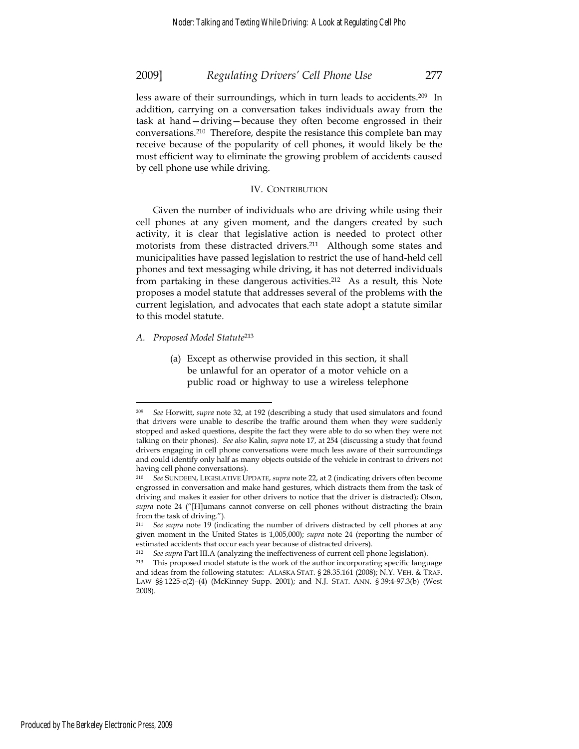less aware of their surroundings, which in turn leads to accidents.[209] In addition, carrying on a conversation takes individuals away from the task at hand—driving—because they often become engrossed in their conversations.[210] Therefore, despite the resistance this complete ban may receive because of the popularity of cell phones, it would likely be the most efficient way to eliminate the growing problem of accidents caused by cell phone use while driving.

## IV. CONTRIBUTION

Given the number of individuals who are driving while using their cell phones at any given moment, and the dangers created by such activity, it is clear that legislative action is needed to protect other motorists from these distracted drivers.[211] Although some states and municipalities have passed legislation to restrict the use of hand-held cell phones and text messaging while driving, it has not deterred individuals from partaking in these dangerous activities.[212] As a result, this Note proposes a model statute that addresses several of the problems with the current legislation, and advocates that each state adopt a statute similar to this model statute.

### *A. Proposed Model Statute*[213]

> (a) Except as otherwise provided in this section, it shall be unlawful for an operator of a motor vehicle on a public road or highway to use a wireless telephone

---

[209] *See* Horwitt, *supra* note 32, at 192 (describing a study that used simulators and found that drivers were unable to describe the traffic around them when they were suddenly stopped and asked questions, despite the fact they were able to do so when they were not talking on their phones). *See also* Kalin, *supra* note 17, at 254 (discussing a study that found drivers engaging in cell phone conversations were much less aware of their surroundings and could identify only half as many objects outside of the vehicle in contrast to drivers not having cell phone conversations).

[210] *See* SUNDEEN, LEGISLATIVE UPDATE, *supra* note 22, at 2 (indicating drivers often become engrossed in conversation and make hand gestures, which distracts them from the task of driving and makes it easier for other drivers to notice that the driver is distracted); Olson, *supra* note 24 ("[H]umans cannot converse on cell phones without distracting the brain from the task of driving.").

[211] *See supra* note 19 (indicating the number of drivers distracted by cell phones at any given moment in the United States is 1,005,000); *supra* note 24 (reporting the number of estimated accidents that occur each year because of distracted drivers).

[212] *See supra* Part III.A (analyzing the ineffectiveness of current cell phone legislation).

[213] This proposed model statute is the work of the author incorporating specific language and ideas from the following statutes: ALASKA STAT. § 28.35.161 (2008); N.Y. VEH. & TRAF. LAW §§ 1225-c(2)–(4) (McKinney Supp. 2001); and N.J. STAT. ANN. § 39:4-97.3(b) (West 2008).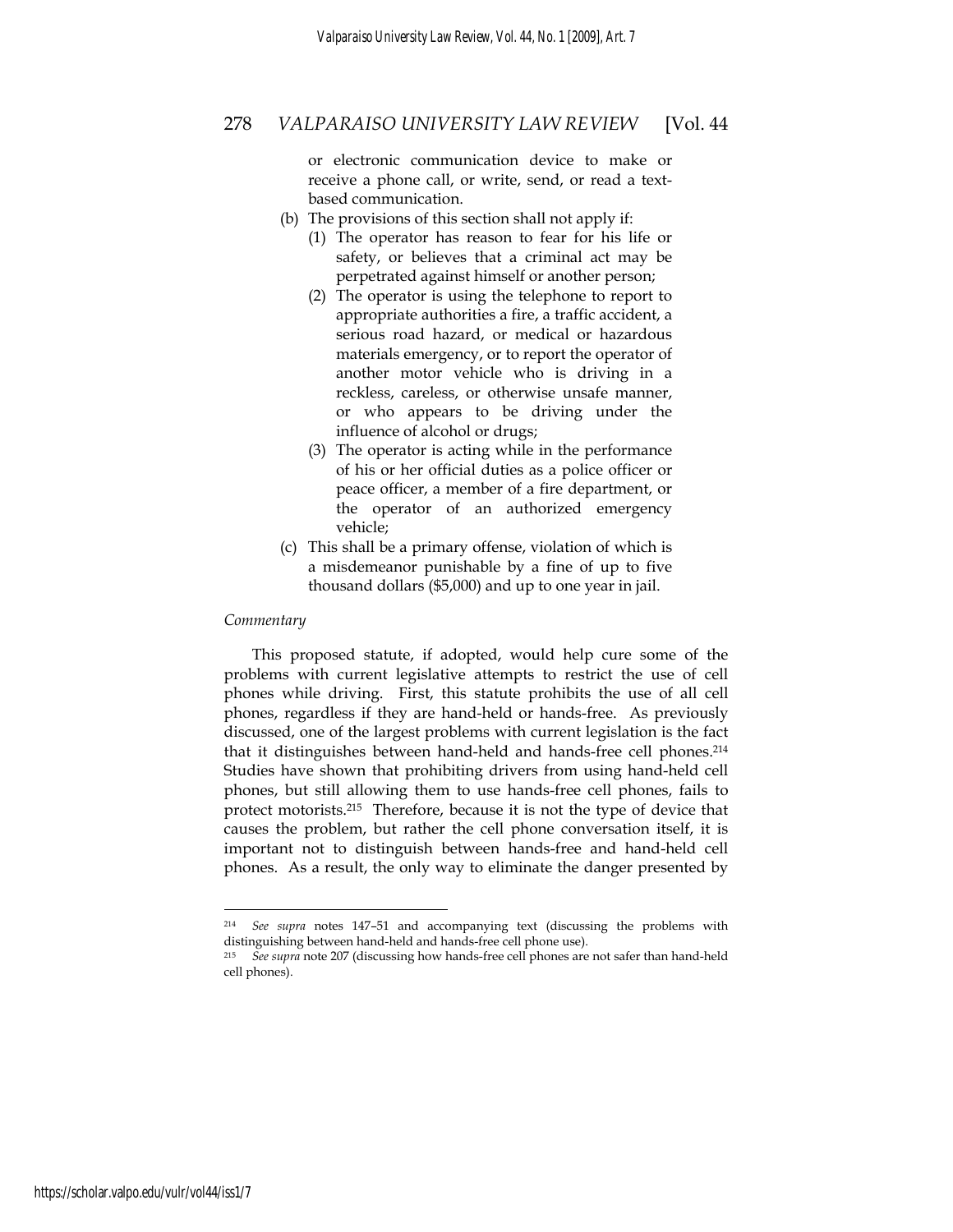or electronic communication device to make or receive a phone call, or write, send, or read a text-based communication.

(b) The provisions of this section shall not apply if:

(1) The operator has reason to fear for his life or safety, or believes that a criminal act may be perpetrated against himself or another person;

(2) The operator is using the telephone to report to appropriate authorities a fire, a traffic accident, a serious road hazard, or medical or hazardous materials emergency, or to report the operator of another motor vehicle who is driving in a reckless, careless, or otherwise unsafe manner, or who appears to be driving under the influence of alcohol or drugs;

(3) The operator is acting while in the performance of his or her official duties as a police officer or peace officer, a member of a fire department, or the operator of an authorized emergency vehicle;

(c) This shall be a primary offense, violation of which is a misdemeanor punishable by a fine of up to five thousand dollars ($5,000) and up to one year in jail.

*Commentary*

This proposed statute, if adopted, would help cure some of the problems with current legislative attempts to restrict the use of cell phones while driving. First, this statute prohibits the use of all cell phones, regardless if they are hand-held or hands-free. As previously discussed, one of the largest problems with current legislation is the fact that it distinguishes between hand-held and hands-free cell phones.[214] Studies have shown that prohibiting drivers from using hand-held cell phones, but still allowing them to use hands-free cell phones, fails to protect motorists.[215] Therefore, because it is not the type of device that causes the problem, but rather the cell phone conversation itself, it is important not to distinguish between hands-free and hand-held cell phones. As a result, the only way to eliminate the danger presented by

---

[214] *See supra* notes 147–51 and accompanying text (discussing the problems with distinguishing between hand-held and hands-free cell phone use).

[215] *See supra* note 207 (discussing how hands-free cell phones are not safer than hand-held cell phones).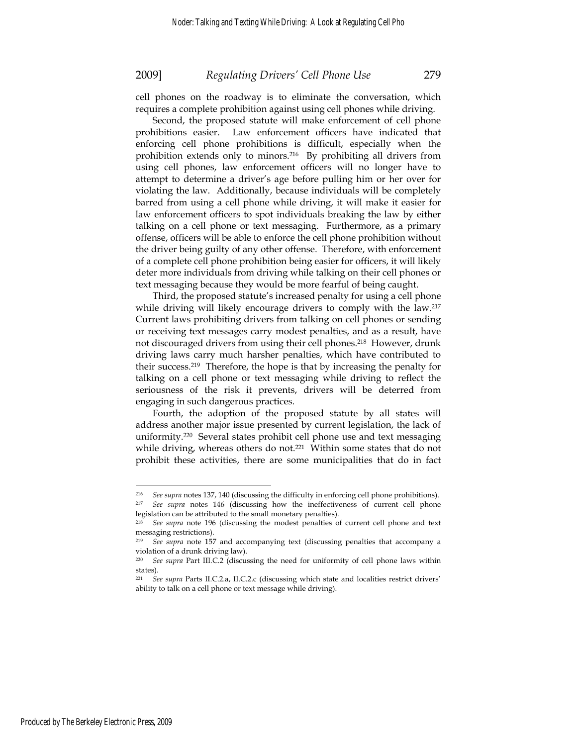cell phones on the roadway is to eliminate the conversation, which requires a complete prohibition against using cell phones while driving.

Second, the proposed statute will make enforcement of cell phone prohibitions easier. Law enforcement officers have indicated that enforcing cell phone prohibitions is difficult, especially when the prohibition extends only to minors.[216] By prohibiting all drivers from using cell phones, law enforcement officers will no longer have to attempt to determine a driver's age before pulling him or her over for violating the law. Additionally, because individuals will be completely barred from using a cell phone while driving, it will make it easier for law enforcement officers to spot individuals breaking the law by either talking on a cell phone or text messaging. Furthermore, as a primary offense, officers will be able to enforce the cell phone prohibition without the driver being guilty of any other offense. Therefore, with enforcement of a complete cell phone prohibition being easier for officers, it will likely deter more individuals from driving while talking on their cell phones or text messaging because they would be more fearful of being caught.

Third, the proposed statute's increased penalty for using a cell phone while driving will likely encourage drivers to comply with the law.[217] Current laws prohibiting drivers from talking on cell phones or sending or receiving text messages carry modest penalties, and as a result, have not discouraged drivers from using their cell phones.[218] However, drunk driving laws carry much harsher penalties, which have contributed to their success.[219] Therefore, the hope is that by increasing the penalty for talking on a cell phone or text messaging while driving to reflect the seriousness of the risk it prevents, drivers will be deterred from engaging in such dangerous practices.

Fourth, the adoption of the proposed statute by all states will address another major issue presented by current legislation, the lack of uniformity.[220] Several states prohibit cell phone use and text messaging while driving, whereas others do not.[221] Within some states that do not prohibit these activities, there are some municipalities that do in fact

---

[216] *See supra* notes 137, 140 (discussing the difficulty in enforcing cell phone prohibitions).

[217] *See supra* notes 146 (discussing how the ineffectiveness of current cell phone legislation can be attributed to the small monetary penalties).

[218] *See supra* note 196 (discussing the modest penalties of current cell phone and text messaging restrictions).

[219] *See supra* note 157 and accompanying text (discussing penalties that accompany a violation of a drunk driving law).

[220] *See supra* Part III.C.2 (discussing the need for uniformity of cell phone laws within states).

[221] *See supra* Parts II.C.2.a, II.C.2.c (discussing which state and localities restrict drivers' ability to talk on a cell phone or text message while driving).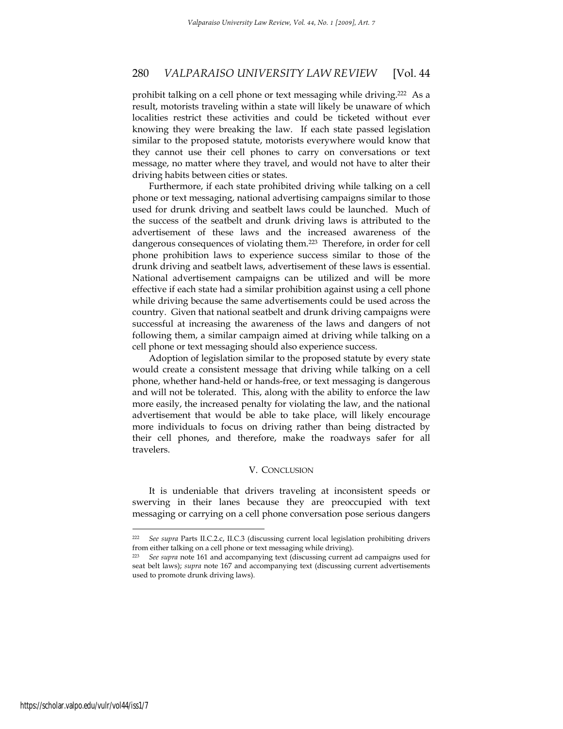prohibit talking on a cell phone or text messaging while driving.[222] As a result, motorists traveling within a state will likely be unaware of which localities restrict these activities and could be ticketed without ever knowing they were breaking the law. If each state passed legislation similar to the proposed statute, motorists everywhere would know that they cannot use their cell phones to carry on conversations or text message, no matter where they travel, and would not have to alter their driving habits between cities or states.

Furthermore, if each state prohibited driving while talking on a cell phone or text messaging, national advertising campaigns similar to those used for drunk driving and seatbelt laws could be launched. Much of the success of the seatbelt and drunk driving laws is attributed to the advertisement of these laws and the increased awareness of the dangerous consequences of violating them.[223] Therefore, in order for cell phone prohibition laws to experience success similar to those of the drunk driving and seatbelt laws, advertisement of these laws is essential. National advertisement campaigns can be utilized and will be more effective if each state had a similar prohibition against using a cell phone while driving because the same advertisements could be used across the country. Given that national seatbelt and drunk driving campaigns were successful at increasing the awareness of the laws and dangers of not following them, a similar campaign aimed at driving while talking on a cell phone or text messaging should also experience success.

Adoption of legislation similar to the proposed statute by every state would create a consistent message that driving while talking on a cell phone, whether hand-held or hands-free, or text messaging is dangerous and will not be tolerated. This, along with the ability to enforce the law more easily, the increased penalty for violating the law, and the national advertisement that would be able to take place, will likely encourage more individuals to focus on driving rather than being distracted by their cell phones, and therefore, make the roadways safer for all travelers.

## V. CONCLUSION

It is undeniable that drivers traveling at inconsistent speeds or swerving in their lanes because they are preoccupied with text messaging or carrying on a cell phone conversation pose serious dangers

---

[222] *See supra* Parts II.C.2.c, II.C.3 (discussing current local legislation prohibiting drivers from either talking on a cell phone or text messaging while driving).

[223] *See supra* note 161 and accompanying text (discussing current ad campaigns used for seat belt laws); *supra* note 167 and accompanying text (discussing current advertisements used to promote drunk driving laws).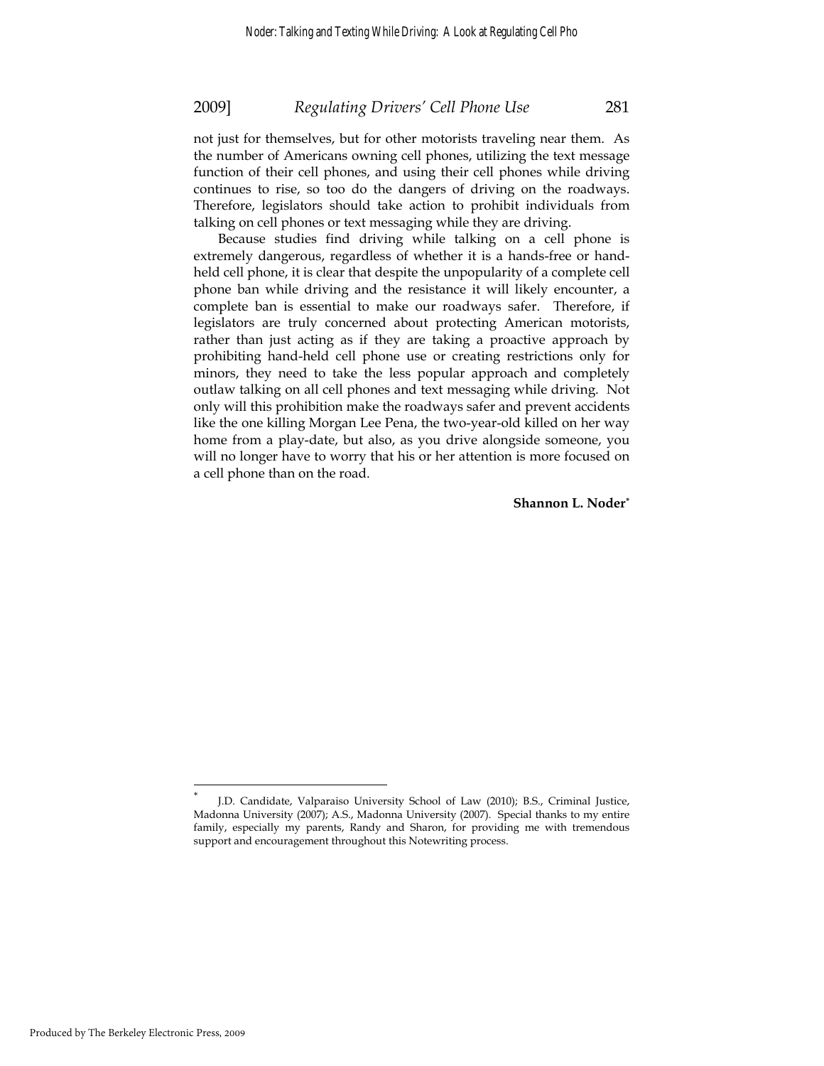not just for themselves, but for other motorists traveling near them. As the number of Americans owning cell phones, utilizing the text message function of their cell phones, and using their cell phones while driving continues to rise, so too do the dangers of driving on the roadways. Therefore, legislators should take action to prohibit individuals from talking on cell phones or text messaging while they are driving.

Because studies find driving while talking on a cell phone is extremely dangerous, regardless of whether it is a hands-free or hand-held cell phone, it is clear that despite the unpopularity of a complete cell phone ban while driving and the resistance it will likely encounter, a complete ban is essential to make our roadways safer. Therefore, if legislators are truly concerned about protecting American motorists, rather than just acting as if they are taking a proactive approach by prohibiting hand-held cell phone use or creating restrictions only for minors, they need to take the less popular approach and completely outlaw talking on all cell phones and text messaging while driving. Not only will this prohibition make the roadways safer and prevent accidents like the one killing Morgan Lee Pena, the two-year-old killed on her way home from a play-date, but also, as you drive alongside someone, you will no longer have to worry that his or her attention is more focused on a cell phone than on the road.

**Shannon L. Noder***

---

* J.D. Candidate, Valparaiso University School of Law (2010); B.S., Criminal Justice, Madonna University (2007); A.S., Madonna University (2007). Special thanks to my entire family, especially my parents, Randy and Sharon, for providing me with tremendous support and encouragement throughout this Notewriting process.